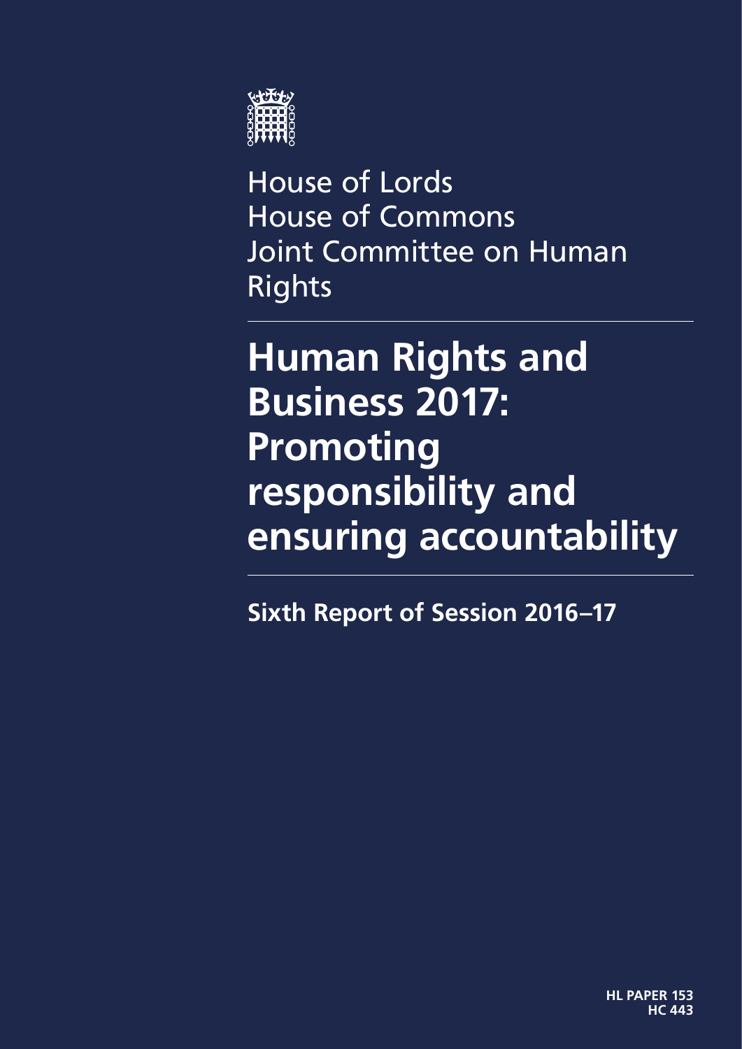House of Lords
House of Commons
Joint Committee on Human Rights

# Human Rights and Business 2017: Promoting responsibility and ensuring accountability

## Sixth Report of Session 2016–17

**HL PAPER 153**
**HC 443**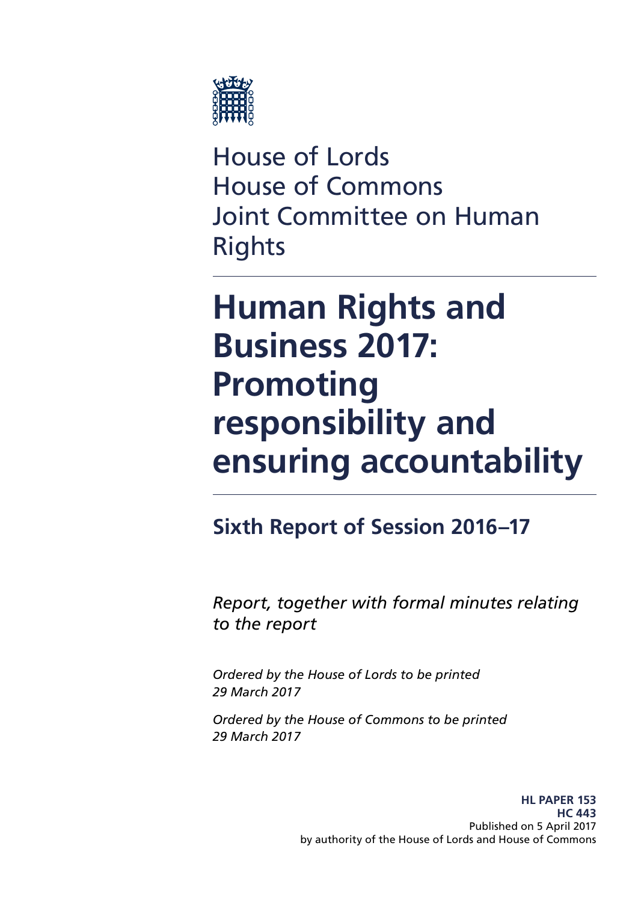House of Lords
House of Commons
Joint Committee on Human Rights

# Human Rights and Business 2017: Promoting responsibility and ensuring accountability

## Sixth Report of Session 2016–17

*Report, together with formal minutes relating to the report*

*Ordered by the House of Lords to be printed 29 March 2017*

*Ordered by the House of Commons to be printed 29 March 2017*

**HL PAPER 153**
**HC 443**
Published on 5 April 2017
by authority of the House of Lords and House of Commons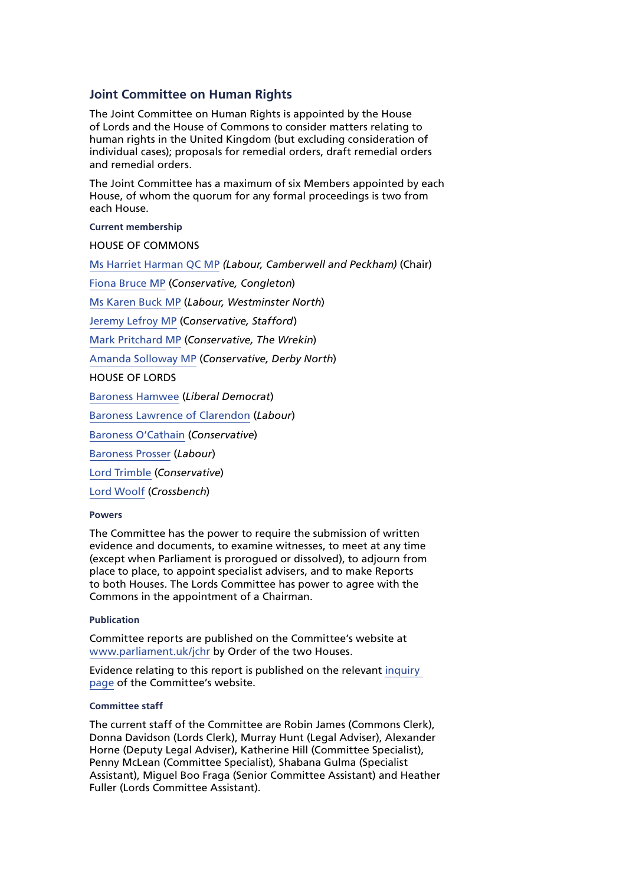## Joint Committee on Human Rights

The Joint Committee on Human Rights is appointed by the House of Lords and the House of Commons to consider matters relating to human rights in the United Kingdom (but excluding consideration of individual cases); proposals for remedial orders, draft remedial orders and remedial orders.

The Joint Committee has a maximum of six Members appointed by each House, of whom the quorum for any formal proceedings is two from each House.

#### Current membership

HOUSE OF COMMONS

Ms Harriet Harman QC MP *(Labour, Camberwell and Peckham)* (Chair)

Fiona Bruce MP (*Conservative, Congleton*)

Ms Karen Buck MP (*Labour, Westminster North*)

Jeremy Lefroy MP (*Conservative, Stafford*)

Mark Pritchard MP (*Conservative, The Wrekin*)

Amanda Solloway MP (*Conservative, Derby North*)

HOUSE OF LORDS

Baroness Hamwee (*Liberal Democrat*)

Baroness Lawrence of Clarendon (*Labour*)

Baroness O'Cathain (*Conservative*)

Baroness Prosser (*Labour*)

Lord Trimble (*Conservative*)

Lord Woolf (*Crossbench*)

#### Powers

The Committee has the power to require the submission of written evidence and documents, to examine witnesses, to meet at any time (except when Parliament is prorogued or dissolved), to adjourn from place to place, to appoint specialist advisers, and to make Reports to both Houses. The Lords Committee has power to agree with the Commons in the appointment of a Chairman.

#### Publication

Committee reports are published on the Committee's website at www.parliament.uk/jchr by Order of the two Houses.

Evidence relating to this report is published on the relevant inquiry page of the Committee's website.

#### Committee staff

The current staff of the Committee are Robin James (Commons Clerk), Donna Davidson (Lords Clerk), Murray Hunt (Legal Adviser), Alexander Horne (Deputy Legal Adviser), Katherine Hill (Committee Specialist), Penny McLean (Committee Specialist), Shabana Gulma (Specialist Assistant), Miguel Boo Fraga (Senior Committee Assistant) and Heather Fuller (Lords Committee Assistant).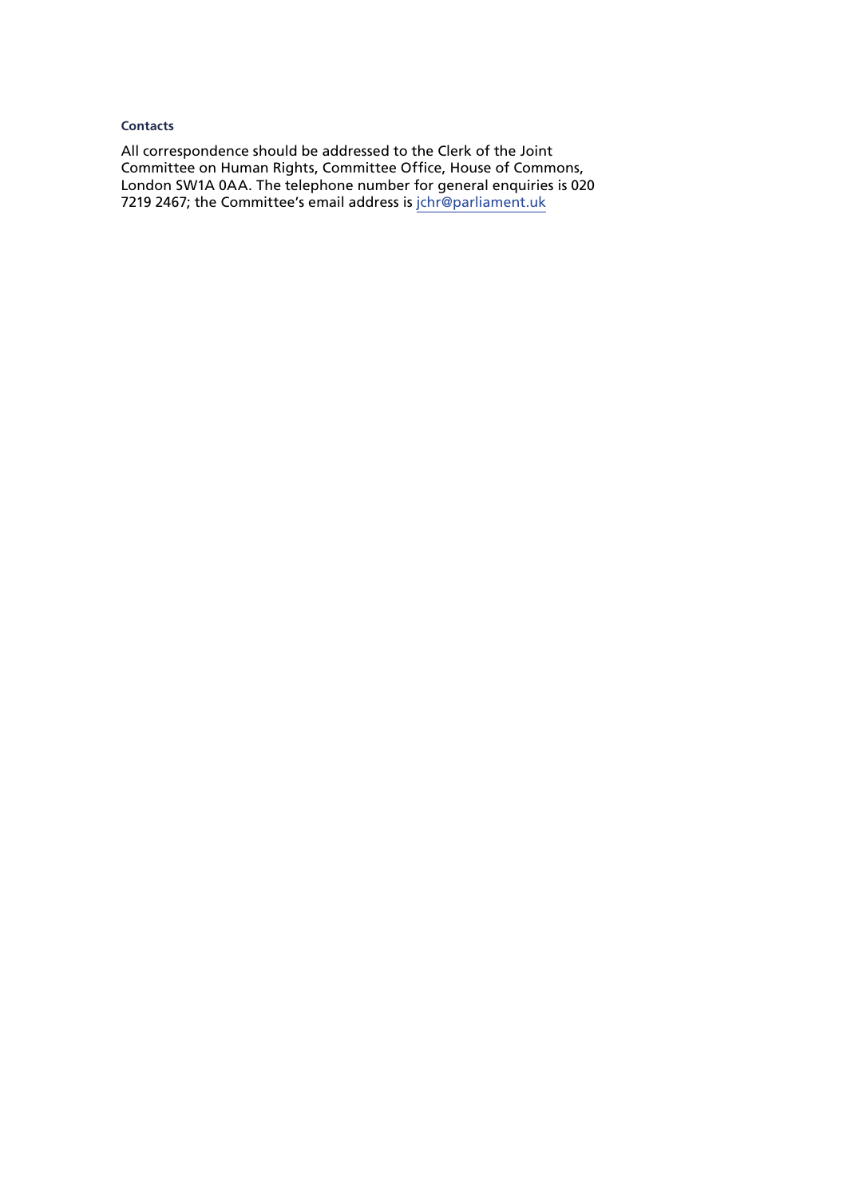#### Contacts

All correspondence should be addressed to the Clerk of the Joint Committee on Human Rights, Committee Office, House of Commons, London SW1A 0AA. The telephone number for general enquiries is 020 7219 2467; the Committee's email address is jchr@parliament.uk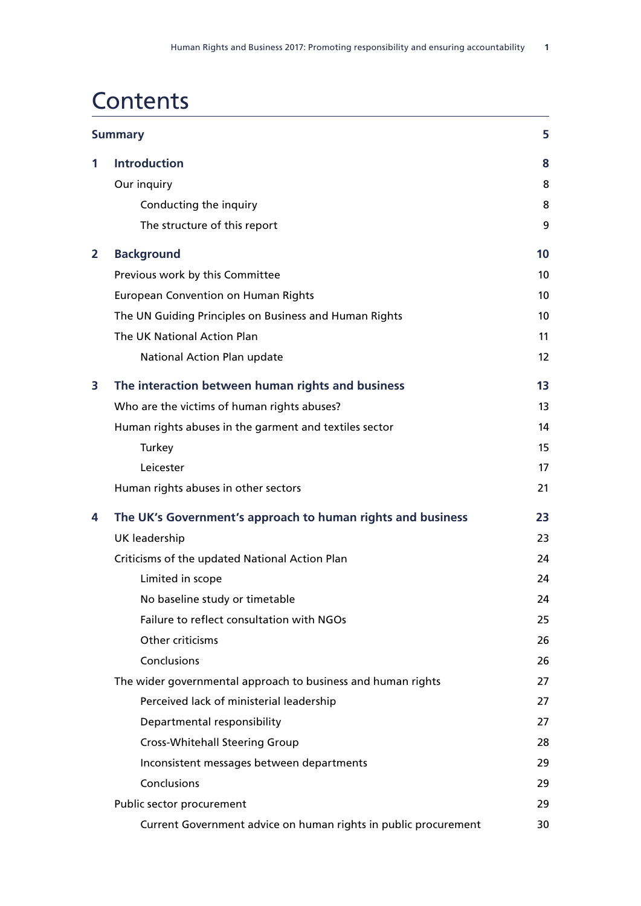# Contents

| | | |
|---|---|---|
| **Summary** | | **5** |
| **1** | **Introduction** | **8** |
| | Our inquiry | 8 |
| | Conducting the inquiry | 8 |
| | The structure of this report | 9 |
| **2** | **Background** | **10** |
| | Previous work by this Committee | 10 |
| | European Convention on Human Rights | 10 |
| | The UN Guiding Principles on Business and Human Rights | 10 |
| | The UK National Action Plan | 11 |
| | National Action Plan update | 12 |
| **3** | **The interaction between human rights and business** | **13** |
| | Who are the victims of human rights abuses? | 13 |
| | Human rights abuses in the garment and textiles sector | 14 |
| | Turkey | 15 |
| | Leicester | 17 |
| | Human rights abuses in other sectors | 21 |
| **4** | **The UK's Government's approach to human rights and business** | **23** |
| | UK leadership | 23 |
| | Criticisms of the updated National Action Plan | 24 |
| | Limited in scope | 24 |
| | No baseline study or timetable | 24 |
| | Failure to reflect consultation with NGOs | 25 |
| | Other criticisms | 26 |
| | Conclusions | 26 |
| | The wider governmental approach to business and human rights | 27 |
| | Perceived lack of ministerial leadership | 27 |
| | Departmental responsibility | 27 |
| | Cross-Whitehall Steering Group | 28 |
| | Inconsistent messages between departments | 29 |
| | Conclusions | 29 |
| | Public sector procurement | 29 |
| | Current Government advice on human rights in public procurement | 30 |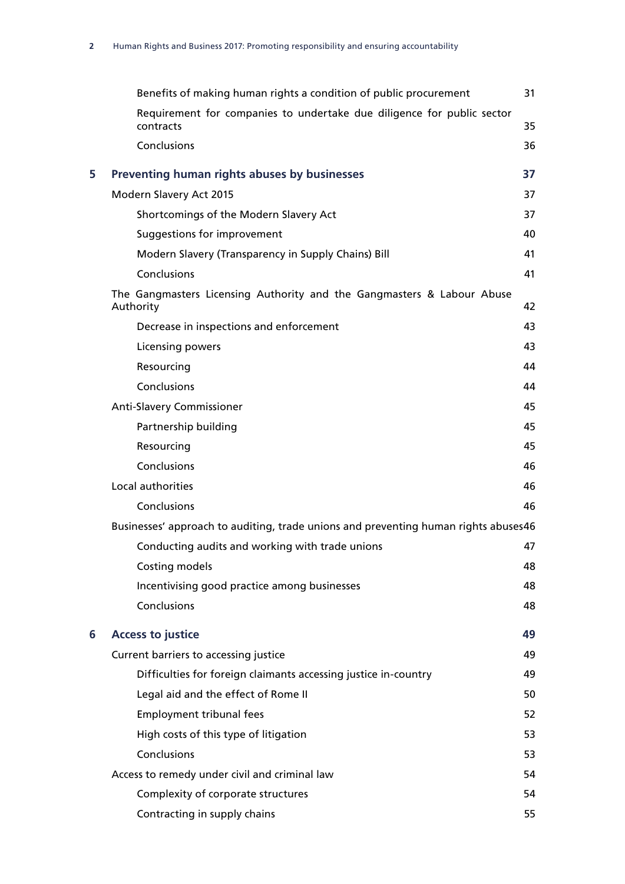| | |
|---|---|
| Benefits of making human rights a condition of public procurement | 31 |
| Requirement for companies to undertake due diligence for public sector contracts | 35 |
| Conclusions | 36 |
| **5 Preventing human rights abuses by businesses** | **37** |
| Modern Slavery Act 2015 | 37 |
| Shortcomings of the Modern Slavery Act | 37 |
| Suggestions for improvement | 40 |
| Modern Slavery (Transparency in Supply Chains) Bill | 41 |
| Conclusions | 41 |
| The Gangmasters Licensing Authority and the Gangmasters & Labour Abuse Authority | 42 |
| Decrease in inspections and enforcement | 43 |
| Licensing powers | 43 |
| Resourcing | 44 |
| Conclusions | 44 |
| Anti-Slavery Commissioner | 45 |
| Partnership building | 45 |
| Resourcing | 45 |
| Conclusions | 46 |
| Local authorities | 46 |
| Conclusions | 46 |
| Businesses' approach to auditing, trade unions and preventing human rights abuses | 46 |
| Conducting audits and working with trade unions | 47 |
| Costing models | 48 |
| Incentivising good practice among businesses | 48 |
| Conclusions | 48 |
| **6 Access to justice** | **49** |
| Current barriers to accessing justice | 49 |
| Difficulties for foreign claimants accessing justice in-country | 49 |
| Legal aid and the effect of Rome II | 50 |
| Employment tribunal fees | 52 |
| High costs of this type of litigation | 53 |
| Conclusions | 53 |
| Access to remedy under civil and criminal law | 54 |
| Complexity of corporate structures | 54 |
| Contracting in supply chains | 55 |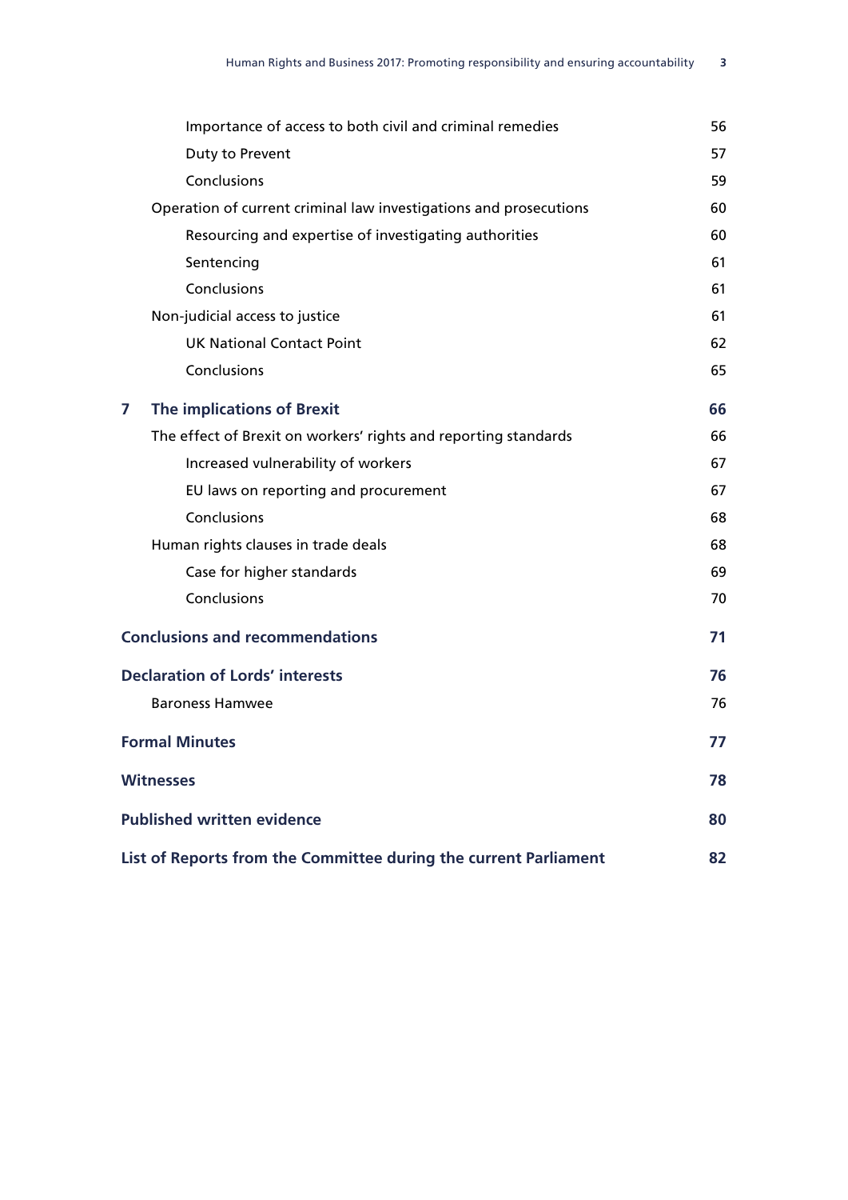Importance of access to both civil and criminal remedies 56

Duty to Prevent 57

Conclusions 59

Operation of current criminal law investigations and prosecutions 60

Resourcing and expertise of investigating authorities 60

Sentencing 61

Conclusions 61

Non-judicial access to justice 61

UK National Contact Point 62

Conclusions 65

**7 The implications of Brexit 66**

The effect of Brexit on workers' rights and reporting standards 66

Increased vulnerability of workers 67

EU laws on reporting and procurement 67

Conclusions 68

Human rights clauses in trade deals 68

Case for higher standards 69

Conclusions 70

**Conclusions and recommendations 71**

**Declaration of Lords' interests 76**

Baroness Hamwee 76

**Formal Minutes 77**

**Witnesses 78**

**Published written evidence 80**

**List of Reports from the Committee during the current Parliament 82**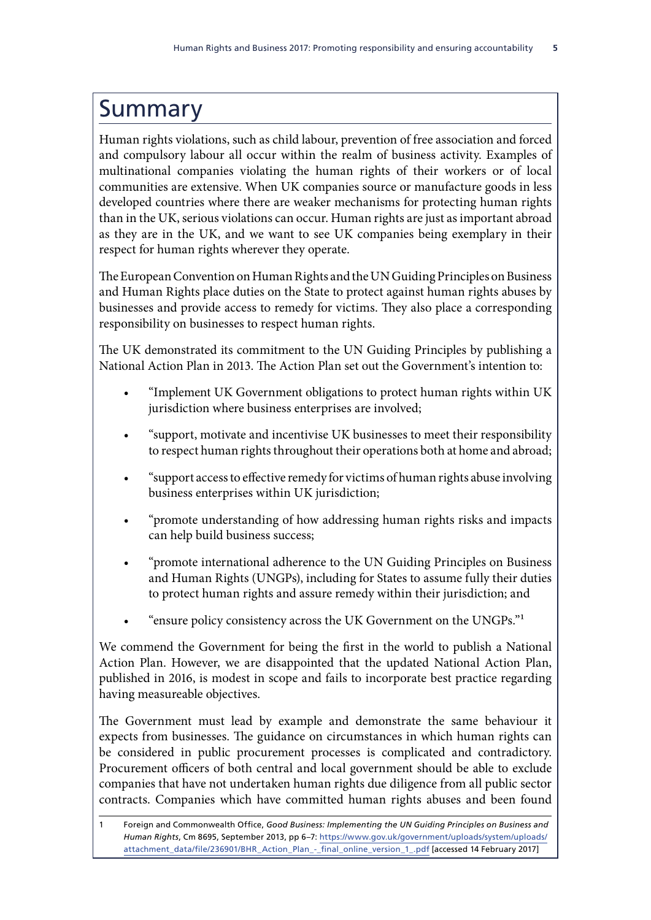# Summary

Human rights violations, such as child labour, prevention of free association and forced and compulsory labour all occur within the realm of business activity. Examples of multinational companies violating the human rights of their workers or of local communities are extensive. When UK companies source or manufacture goods in less developed countries where there are weaker mechanisms for protecting human rights than in the UK, serious violations can occur. Human rights are just as important abroad as they are in the UK, and we want to see UK companies being exemplary in their respect for human rights wherever they operate.

The European Convention on Human Rights and the UN Guiding Principles on Business and Human Rights place duties on the State to protect against human rights abuses by businesses and provide access to remedy for victims. They also place a corresponding responsibility on businesses to respect human rights.

The UK demonstrated its commitment to the UN Guiding Principles by publishing a National Action Plan in 2013. The Action Plan set out the Government's intention to:

- "Implement UK Government obligations to protect human rights within UK jurisdiction where business enterprises are involved;
- "support, motivate and incentivise UK businesses to meet their responsibility to respect human rights throughout their operations both at home and abroad;
- "support access to effective remedy for victims of human rights abuse involving business enterprises within UK jurisdiction;
- "promote understanding of how addressing human rights risks and impacts can help build business success;
- "promote international adherence to the UN Guiding Principles on Business and Human Rights (UNGPs), including for States to assume fully their duties to protect human rights and assure remedy within their jurisdiction; and
- "ensure policy consistency across the UK Government on the UNGPs."[1]

We commend the Government for being the first in the world to publish a National Action Plan. However, we are disappointed that the updated National Action Plan, published in 2016, is modest in scope and fails to incorporate best practice regarding having measureable objectives.

The Government must lead by example and demonstrate the same behaviour it expects from businesses. The guidance on circumstances in which human rights can be considered in public procurement processes is complicated and contradictory. Procurement officers of both central and local government should be able to exclude companies that have not undertaken human rights due diligence from all public sector contracts. Companies which have committed human rights abuses and been found

1 Foreign and Commonwealth Office, *Good Business: Implementing the UN Guiding Principles on Business and Human Rights*, Cm 8695, September 2013, pp 6–7: https://www.gov.uk/government/uploads/system/uploads/attachment_data/file/236901/BHR_Action_Plan_-_final_online_version_1_.pdf [accessed 14 February 2017]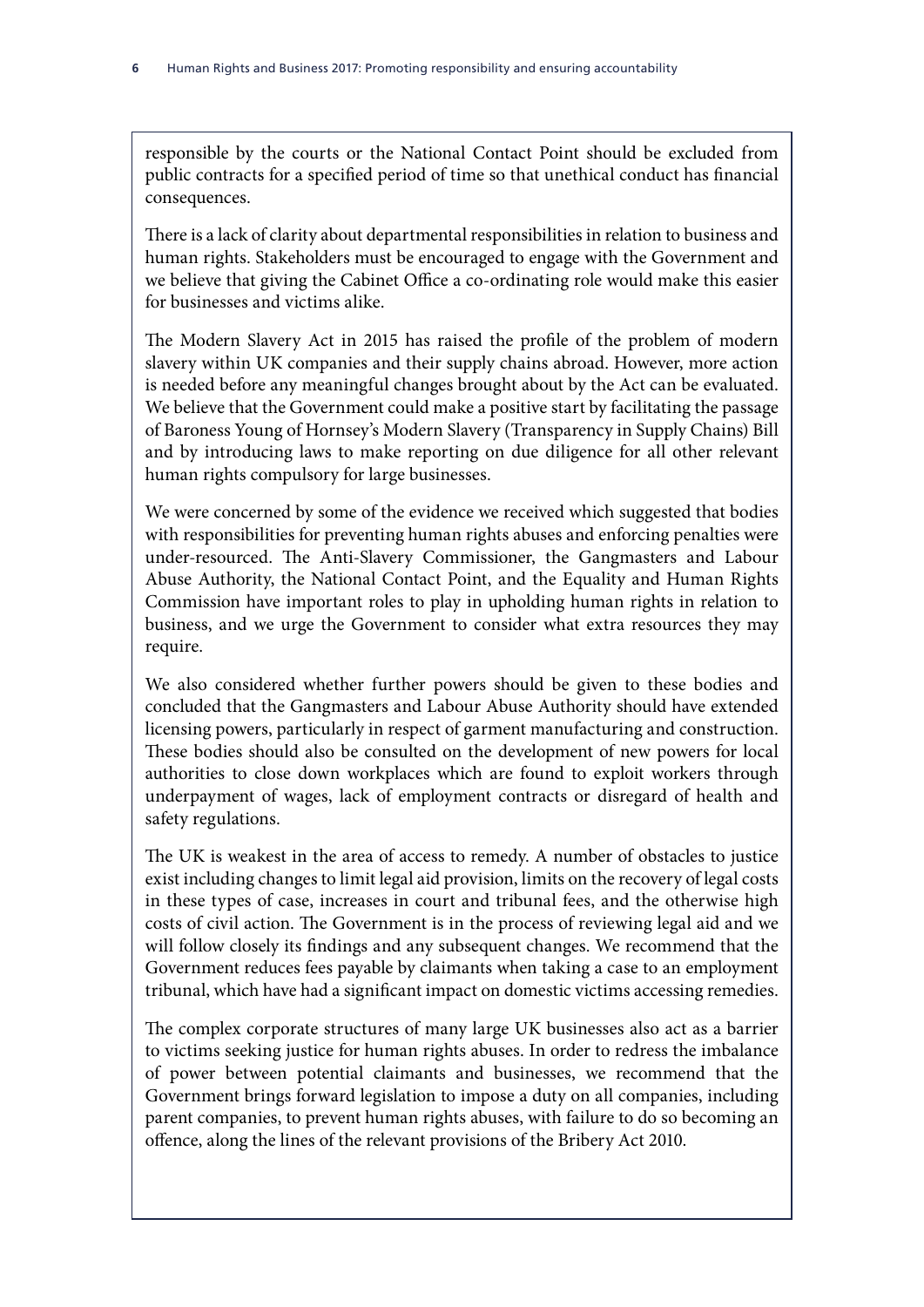responsible by the courts or the National Contact Point should be excluded from public contracts for a specified period of time so that unethical conduct has financial consequences.

There is a lack of clarity about departmental responsibilities in relation to business and human rights. Stakeholders must be encouraged to engage with the Government and we believe that giving the Cabinet Office a co-ordinating role would make this easier for businesses and victims alike.

The Modern Slavery Act in 2015 has raised the profile of the problem of modern slavery within UK companies and their supply chains abroad. However, more action is needed before any meaningful changes brought about by the Act can be evaluated. We believe that the Government could make a positive start by facilitating the passage of Baroness Young of Hornsey's Modern Slavery (Transparency in Supply Chains) Bill and by introducing laws to make reporting on due diligence for all other relevant human rights compulsory for large businesses.

We were concerned by some of the evidence we received which suggested that bodies with responsibilities for preventing human rights abuses and enforcing penalties were under-resourced. The Anti-Slavery Commissioner, the Gangmasters and Labour Abuse Authority, the National Contact Point, and the Equality and Human Rights Commission have important roles to play in upholding human rights in relation to business, and we urge the Government to consider what extra resources they may require.

We also considered whether further powers should be given to these bodies and concluded that the Gangmasters and Labour Abuse Authority should have extended licensing powers, particularly in respect of garment manufacturing and construction. These bodies should also be consulted on the development of new powers for local authorities to close down workplaces which are found to exploit workers through underpayment of wages, lack of employment contracts or disregard of health and safety regulations.

The UK is weakest in the area of access to remedy. A number of obstacles to justice exist including changes to limit legal aid provision, limits on the recovery of legal costs in these types of case, increases in court and tribunal fees, and the otherwise high costs of civil action. The Government is in the process of reviewing legal aid and we will follow closely its findings and any subsequent changes. We recommend that the Government reduces fees payable by claimants when taking a case to an employment tribunal, which have had a significant impact on domestic victims accessing remedies.

The complex corporate structures of many large UK businesses also act as a barrier to victims seeking justice for human rights abuses. In order to redress the imbalance of power between potential claimants and businesses, we recommend that the Government brings forward legislation to impose a duty on all companies, including parent companies, to prevent human rights abuses, with failure to do so becoming an offence, along the lines of the relevant provisions of the Bribery Act 2010.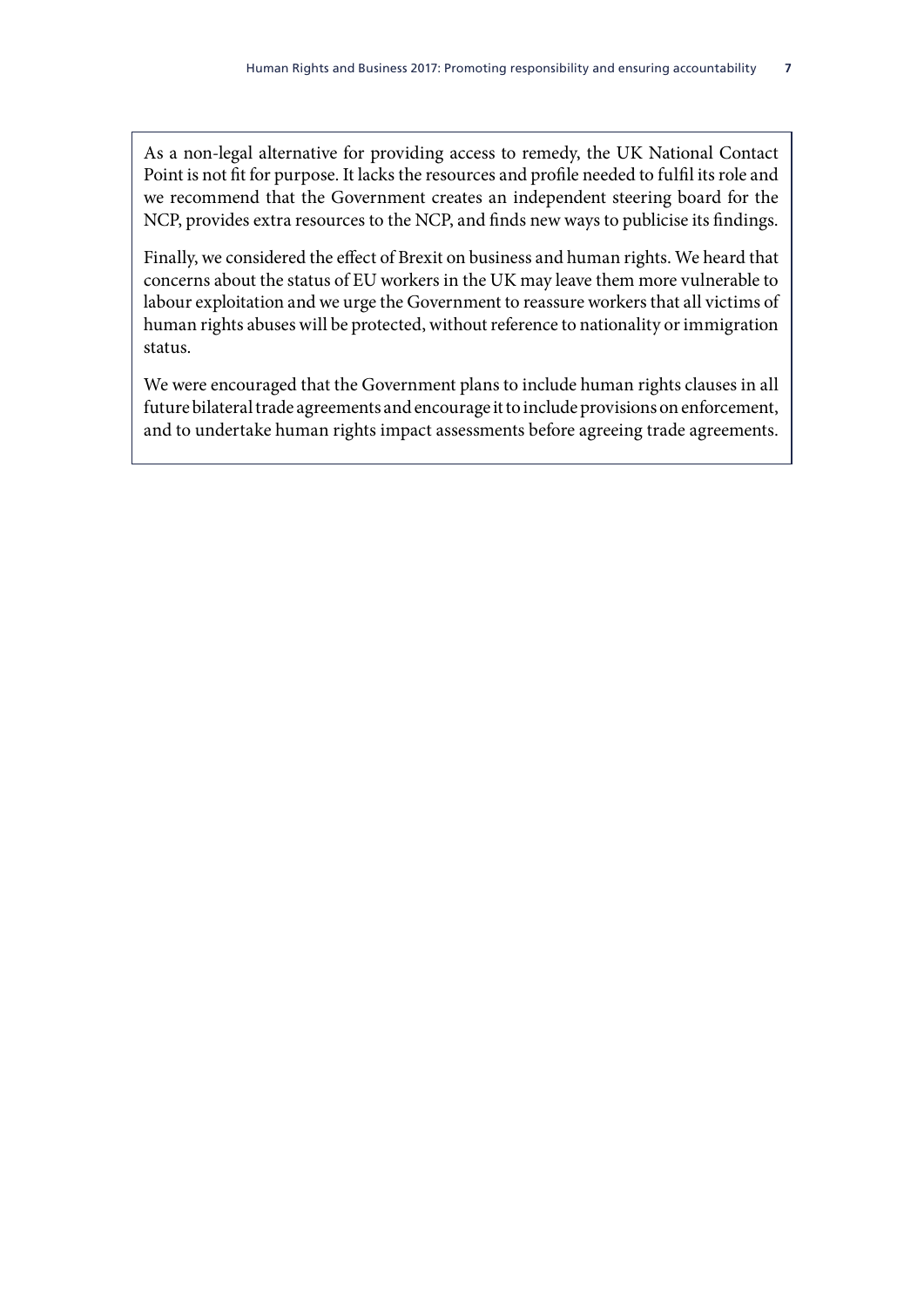As a non-legal alternative for providing access to remedy, the UK National Contact Point is not fit for purpose. It lacks the resources and profile needed to fulfil its role and we recommend that the Government creates an independent steering board for the NCP, provides extra resources to the NCP, and finds new ways to publicise its findings.

Finally, we considered the effect of Brexit on business and human rights. We heard that concerns about the status of EU workers in the UK may leave them more vulnerable to labour exploitation and we urge the Government to reassure workers that all victims of human rights abuses will be protected, without reference to nationality or immigration status.

We were encouraged that the Government plans to include human rights clauses in all future bilateral trade agreements and encourage it to include provisions on enforcement, and to undertake human rights impact assessments before agreeing trade agreements.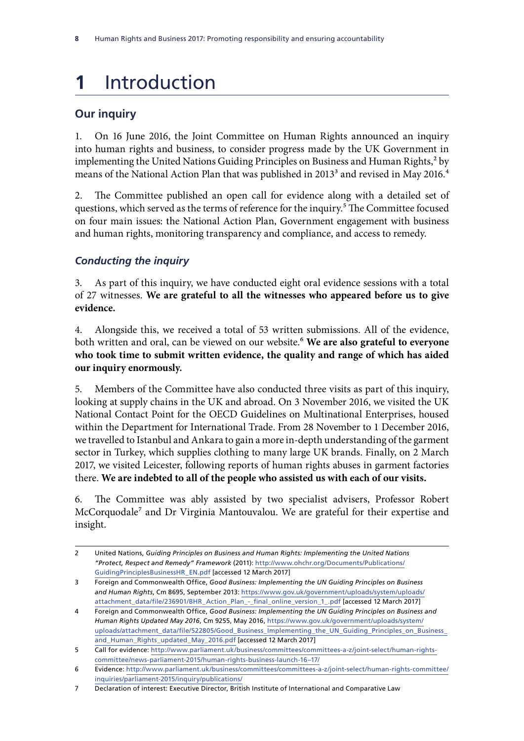# 1 Introduction

## Our inquiry

1. On 16 June 2016, the Joint Committee on Human Rights announced an inquiry into human rights and business, to consider progress made by the UK Government in implementing the United Nations Guiding Principles on Business and Human Rights,[2] by means of the National Action Plan that was published in 2013[3] and revised in May 2016.[4]

2. The Committee published an open call for evidence along with a detailed set of questions, which served as the terms of reference for the inquiry.[5] The Committee focused on four main issues: the National Action Plan, Government engagement with business and human rights, monitoring transparency and compliance, and access to remedy.

### *Conducting the inquiry*

3. As part of this inquiry, we have conducted eight oral evidence sessions with a total of 27 witnesses. **We are grateful to all the witnesses who appeared before us to give evidence.**

4. Alongside this, we received a total of 53 written submissions. All of the evidence, both written and oral, can be viewed on our website.[6] **We are also grateful to everyone who took time to submit written evidence, the quality and range of which has aided our inquiry enormously.**

5. Members of the Committee have also conducted three visits as part of this inquiry, looking at supply chains in the UK and abroad. On 3 November 2016, we visited the UK National Contact Point for the OECD Guidelines on Multinational Enterprises, housed within the Department for International Trade. From 28 November to 1 December 2016, we travelled to Istanbul and Ankara to gain a more in-depth understanding of the garment sector in Turkey, which supplies clothing to many large UK brands. Finally, on 2 March 2017, we visited Leicester, following reports of human rights abuses in garment factories there. **We are indebted to all of the people who assisted us with each of our visits.**

6. The Committee was ably assisted by two specialist advisers, Professor Robert McCorquodale[7] and Dr Virginia Mantouvalou. We are grateful for their expertise and insight.

---

2 United Nations, *Guiding Principles on Business and Human Rights: Implementing the United Nations "Protect, Respect and Remedy" Framework* (2011): http://www.ohchr.org/Documents/Publications/GuidingPrinciplesBusinessHR_EN.pdf [accessed 12 March 2017]

3 Foreign and Commonwealth Office, *Good Business: Implementing the UN Guiding Principles on Business and Human Rights*, Cm 8695, September 2013: https://www.gov.uk/government/uploads/system/uploads/attachment_data/file/236901/BHR_Action_Plan_-_final_online_version_1_.pdf [accessed 12 March 2017]

4 Foreign and Commonwealth Office, *Good Business: Implementing the UN Guiding Principles on Business and Human Rights Updated May 2016*, Cm 9255, May 2016, https://www.gov.uk/government/uploads/system/uploads/attachment_data/file/522805/Good_Business_Implementing_the_UN_Guiding_Principles_on_Business_and_Human_Rights_updated_May_2016.pdf [accessed 12 March 2017]

5 Call for evidence: http://www.parliament.uk/business/committees/committees-a-z/joint-select/human-rights-committee/news-parliament-2015/human-rights-business-launch-16–17/

6 Evidence: http://www.parliament.uk/business/committees/committees-a-z/joint-select/human-rights-committee/inquiries/parliament-2015/inquiry/publications/

7 Declaration of interest: Executive Director, British Institute of International and Comparative Law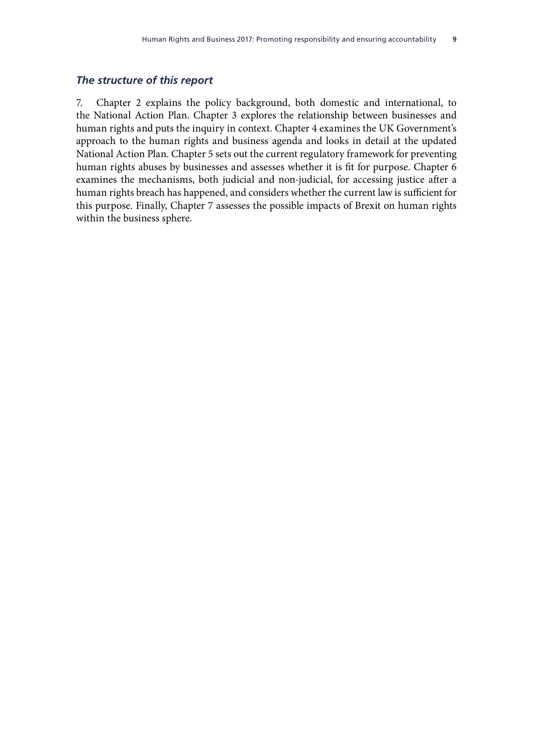### *The structure of this report*

7. Chapter 2 explains the policy background, both domestic and international, to the National Action Plan. Chapter 3 explores the relationship between businesses and human rights and puts the inquiry in context. Chapter 4 examines the UK Government's approach to the human rights and business agenda and looks in detail at the updated National Action Plan. Chapter 5 sets out the current regulatory framework for preventing human rights abuses by businesses and assesses whether it is fit for purpose. Chapter 6 examines the mechanisms, both judicial and non-judicial, for accessing justice after a human rights breach has happened, and considers whether the current law is sufficient for this purpose. Finally, Chapter 7 assesses the possible impacts of Brexit on human rights within the business sphere.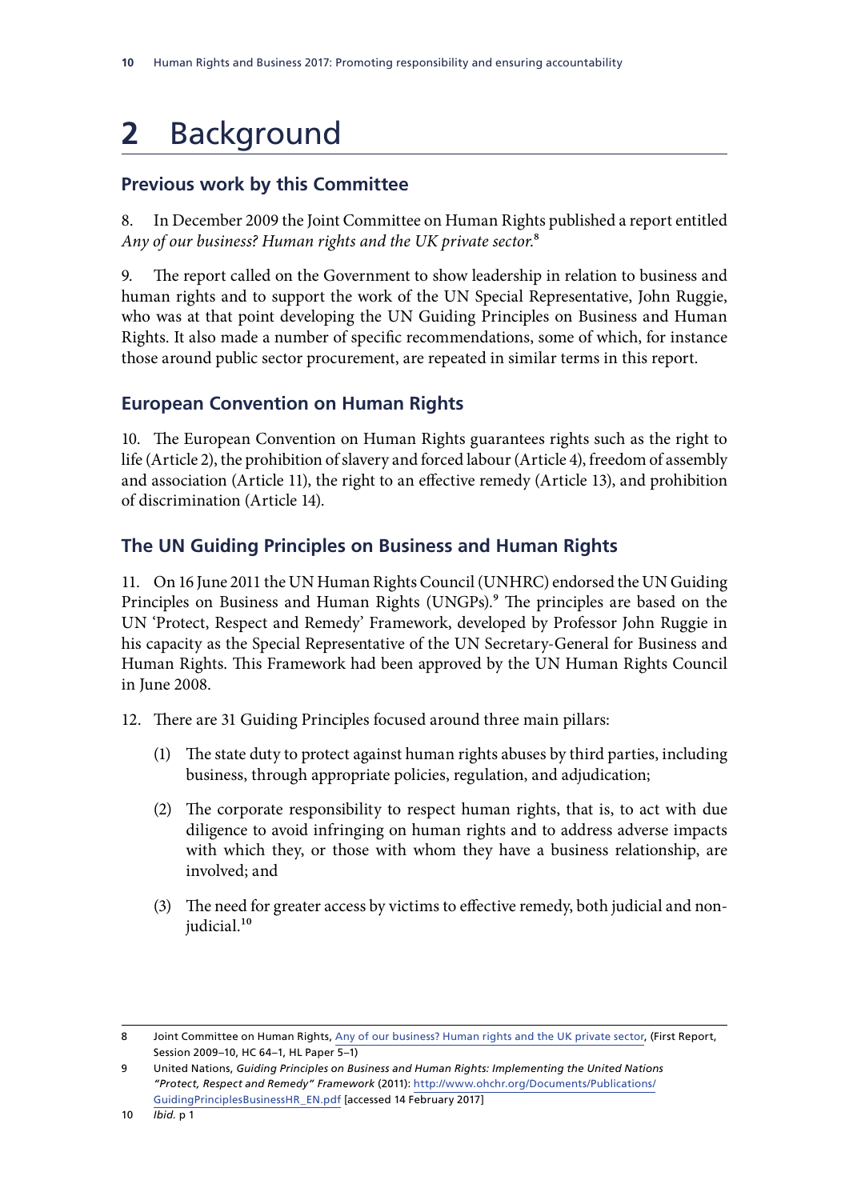# 2 Background

## Previous work by this Committee

8. In December 2009 the Joint Committee on Human Rights published a report entitled *Any of our business? Human rights and the UK private sector.*[8]

9. The report called on the Government to show leadership in relation to business and human rights and to support the work of the UN Special Representative, John Ruggie, who was at that point developing the UN Guiding Principles on Business and Human Rights. It also made a number of specific recommendations, some of which, for instance those around public sector procurement, are repeated in similar terms in this report.

## European Convention on Human Rights

10. The European Convention on Human Rights guarantees rights such as the right to life (Article 2), the prohibition of slavery and forced labour (Article 4), freedom of assembly and association (Article 11), the right to an effective remedy (Article 13), and prohibition of discrimination (Article 14).

## The UN Guiding Principles on Business and Human Rights

11. On 16 June 2011 the UN Human Rights Council (UNHRC) endorsed the UN Guiding Principles on Business and Human Rights (UNGPs).[9] The principles are based on the UN 'Protect, Respect and Remedy' Framework, developed by Professor John Ruggie in his capacity as the Special Representative of the UN Secretary-General for Business and Human Rights. This Framework had been approved by the UN Human Rights Council in June 2008.

12. There are 31 Guiding Principles focused around three main pillars:

(1) The state duty to protect against human rights abuses by third parties, including business, through appropriate policies, regulation, and adjudication;

(2) The corporate responsibility to respect human rights, that is, to act with due diligence to avoid infringing on human rights and to address adverse impacts with which they, or those with whom they have a business relationship, are involved; and

(3) The need for greater access by victims to effective remedy, both judicial and non-judicial.[10]

---

8 Joint Committee on Human Rights, Any of our business? Human rights and the UK private sector, (First Report, Session 2009–10, HC 64–1, HL Paper 5–1)

9 United Nations, *Guiding Principles on Business and Human Rights: Implementing the United Nations "Protect, Respect and Remedy" Framework* (2011): http://www.ohchr.org/Documents/Publications/GuidingPrinciplesBusinessHR_EN.pdf [accessed 14 February 2017]

10 *Ibid.* p 1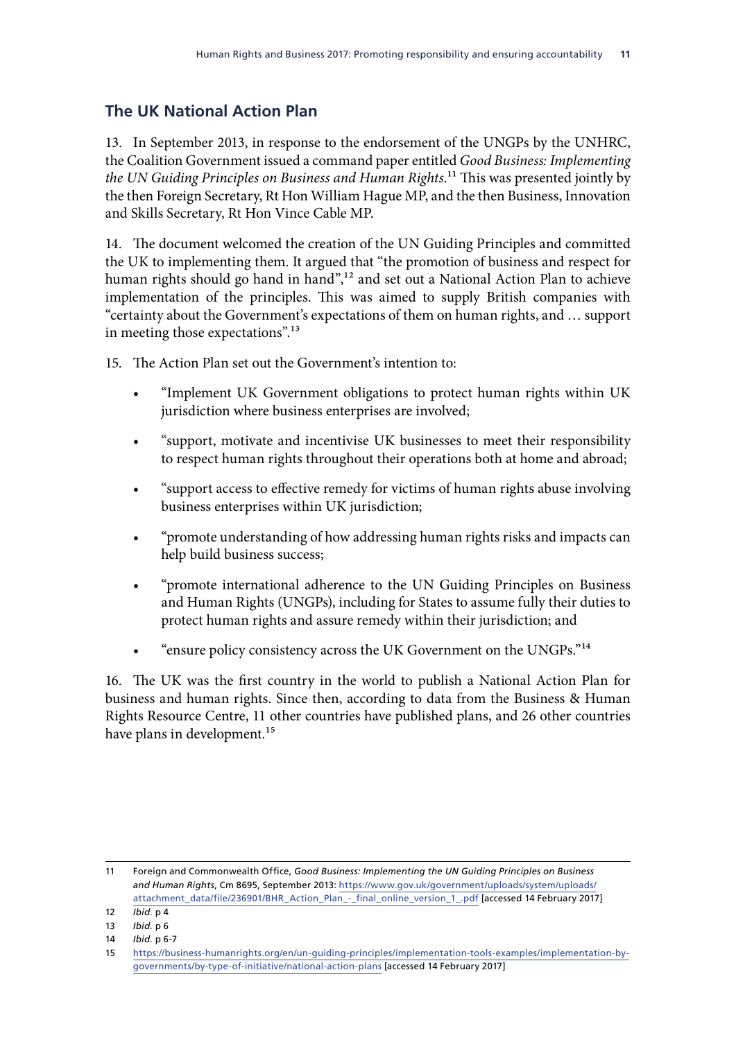## The UK National Action Plan

13. In September 2013, in response to the endorsement of the UNGPs by the UNHRC, the Coalition Government issued a command paper entitled *Good Business: Implementing the UN Guiding Principles on Business and Human Rights*.[11] This was presented jointly by the then Foreign Secretary, Rt Hon William Hague MP, and the then Business, Innovation and Skills Secretary, Rt Hon Vince Cable MP.

14. The document welcomed the creation of the UN Guiding Principles and committed the UK to implementing them. It argued that "the promotion of business and respect for human rights should go hand in hand",[12] and set out a National Action Plan to achieve implementation of the principles. This was aimed to supply British companies with "certainty about the Government's expectations of them on human rights, and … support in meeting those expectations".[13]

15. The Action Plan set out the Government's intention to:

- "Implement UK Government obligations to protect human rights within UK jurisdiction where business enterprises are involved;
- "support, motivate and incentivise UK businesses to meet their responsibility to respect human rights throughout their operations both at home and abroad;
- "support access to effective remedy for victims of human rights abuse involving business enterprises within UK jurisdiction;
- "promote understanding of how addressing human rights risks and impacts can help build business success;
- "promote international adherence to the UN Guiding Principles on Business and Human Rights (UNGPs), including for States to assume fully their duties to protect human rights and assure remedy within their jurisdiction; and
- "ensure policy consistency across the UK Government on the UNGPs."[14]

16. The UK was the first country in the world to publish a National Action Plan for business and human rights. Since then, according to data from the Business & Human Rights Resource Centre, 11 other countries have published plans, and 26 other countries have plans in development.[15]

---

11 Foreign and Commonwealth Office, *Good Business: Implementing the UN Guiding Principles on Business and Human Rights*, Cm 8695, September 2013: https://www.gov.uk/government/uploads/system/uploads/attachment_data/file/236901/BHR_Action_Plan_-_final_online_version_1_.pdf [accessed 14 February 2017]

12 *Ibid.* p 4

13 *Ibid.* p 6

14 *Ibid.* p 6-7

15 https://business-humanrights.org/en/un-guiding-principles/implementation-tools-examples/implementation-by-governments/by-type-of-initiative/national-action-plans [accessed 14 February 2017]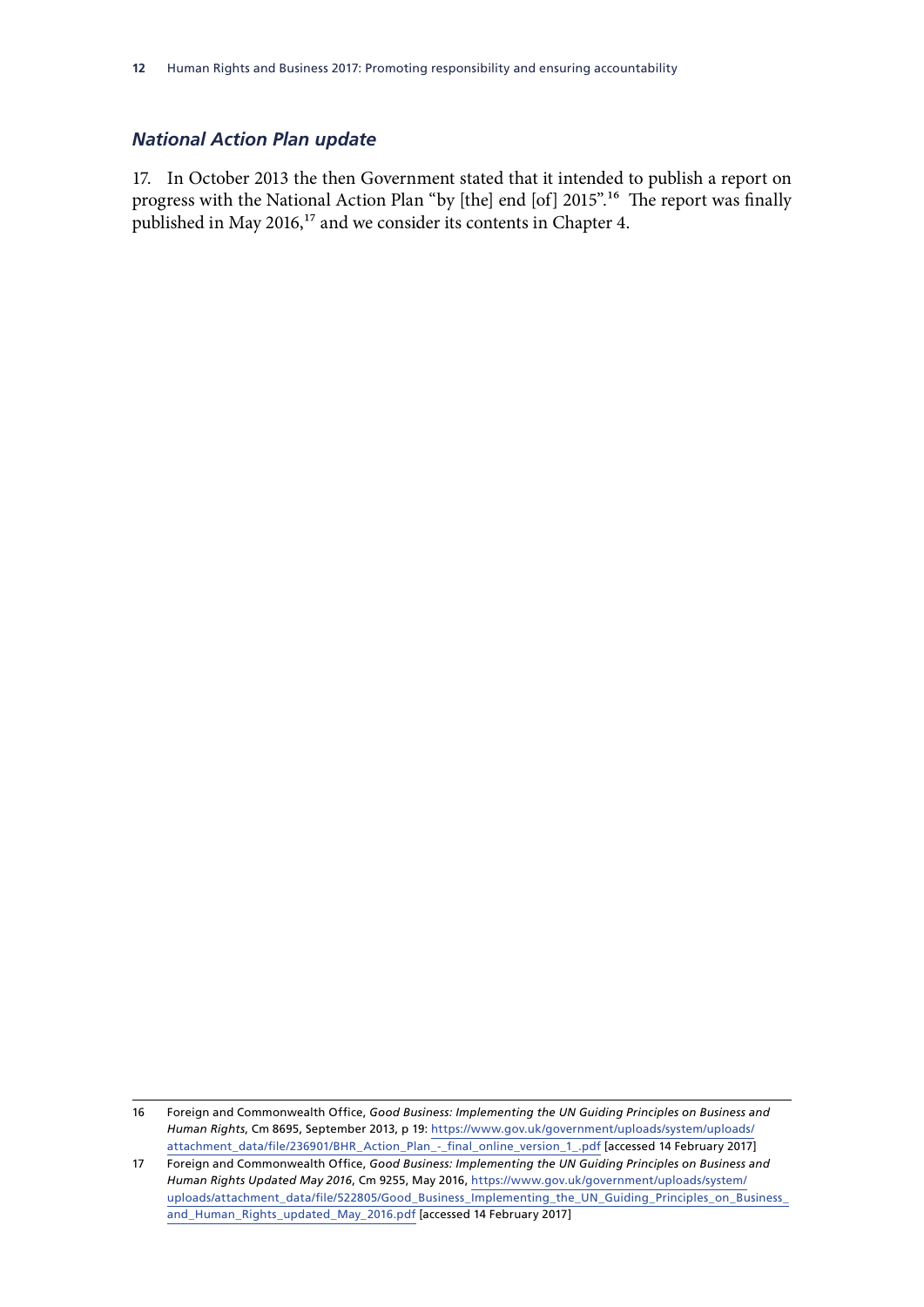### *National Action Plan update*

17. In October 2013 the then Government stated that it intended to publish a report on progress with the National Action Plan "by [the] end [of] 2015".[16] The report was finally published in May 2016,[17] and we consider its contents in Chapter 4.

---

16 Foreign and Commonwealth Office, *Good Business: Implementing the UN Guiding Principles on Business and Human Rights*, Cm 8695, September 2013, p 19: https://www.gov.uk/government/uploads/system/uploads/attachment_data/file/236901/BHR_Action_Plan_-_final_online_version_1_.pdf [accessed 14 February 2017]

17 Foreign and Commonwealth Office, *Good Business: Implementing the UN Guiding Principles on Business and Human Rights Updated May 2016*, Cm 9255, May 2016, https://www.gov.uk/government/uploads/system/uploads/attachment_data/file/522805/Good_Business_Implementing_the_UN_Guiding_Principles_on_Business_and_Human_Rights_updated_May_2016.pdf [accessed 14 February 2017]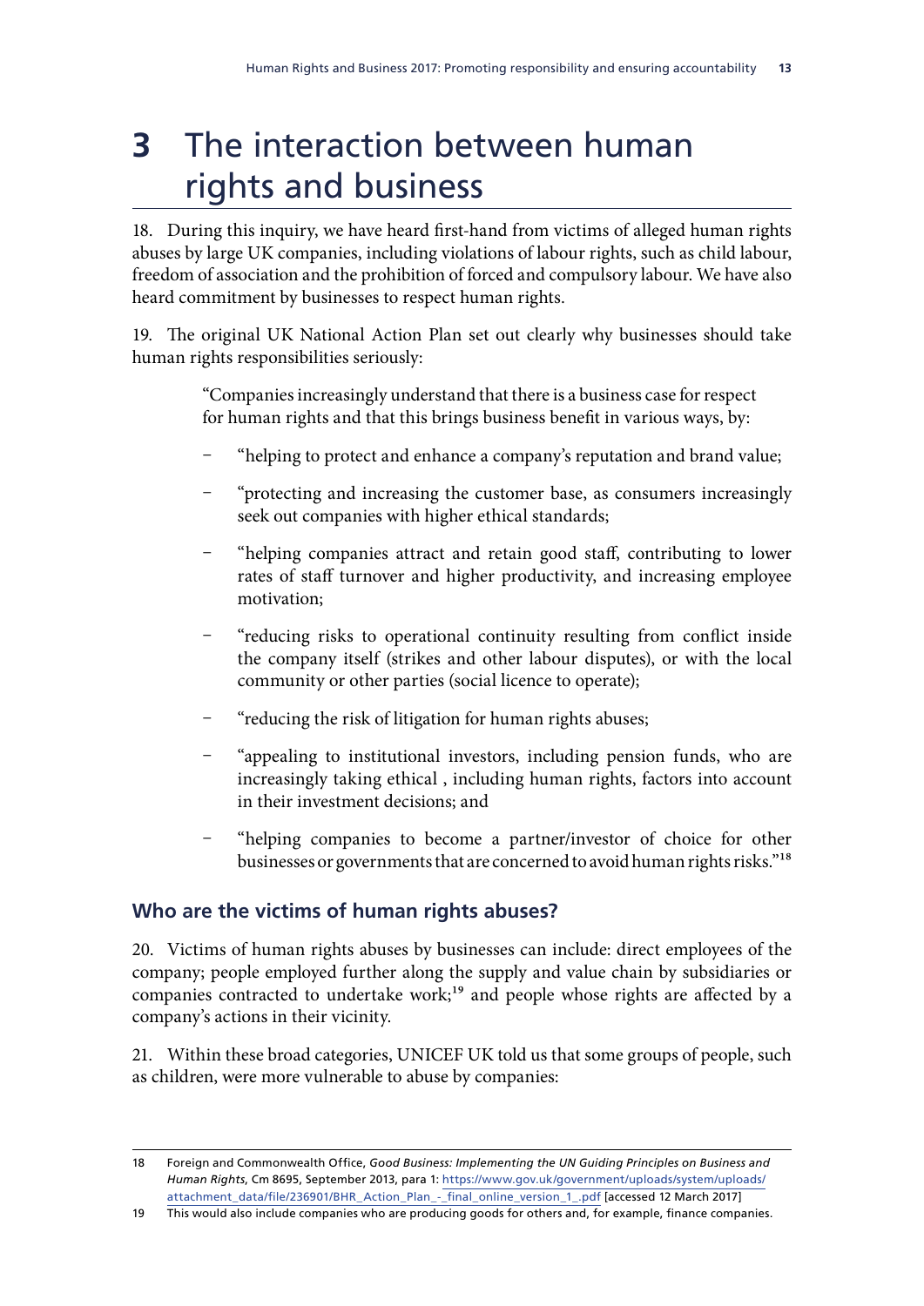# 3 The interaction between human rights and business

18. During this inquiry, we have heard first-hand from victims of alleged human rights abuses by large UK companies, including violations of labour rights, such as child labour, freedom of association and the prohibition of forced and compulsory labour. We have also heard commitment by businesses to respect human rights.

19. The original UK National Action Plan set out clearly why businesses should take human rights responsibilities seriously:

> "Companies increasingly understand that there is a business case for respect for human rights and that this brings business benefit in various ways, by:
>
> - "helping to protect and enhance a company's reputation and brand value;
> - "protecting and increasing the customer base, as consumers increasingly seek out companies with higher ethical standards;
> - "helping companies attract and retain good staff, contributing to lower rates of staff turnover and higher productivity, and increasing employee motivation;
> - "reducing risks to operational continuity resulting from conflict inside the company itself (strikes and other labour disputes), or with the local community or other parties (social licence to operate);
> - "reducing the risk of litigation for human rights abuses;
> - "appealing to institutional investors, including pension funds, who are increasingly taking ethical , including human rights, factors into account in their investment decisions; and
> - "helping companies to become a partner/investor of choice for other businesses or governments that are concerned to avoid human rights risks."[18]

## Who are the victims of human rights abuses?

20. Victims of human rights abuses by businesses can include: direct employees of the company; people employed further along the supply and value chain by subsidiaries or companies contracted to undertake work;[19] and people whose rights are affected by a company's actions in their vicinity.

21. Within these broad categories, UNICEF UK told us that some groups of people, such as children, were more vulnerable to abuse by companies:

---

18 Foreign and Commonwealth Office, *Good Business: Implementing the UN Guiding Principles on Business and Human Rights*, Cm 8695, September 2013, para 1: https://www.gov.uk/government/uploads/system/uploads/attachment_data/file/236901/BHR_Action_Plan_-_final_online_version_1_.pdf [accessed 12 March 2017]

19 This would also include companies who are producing goods for others and, for example, finance companies.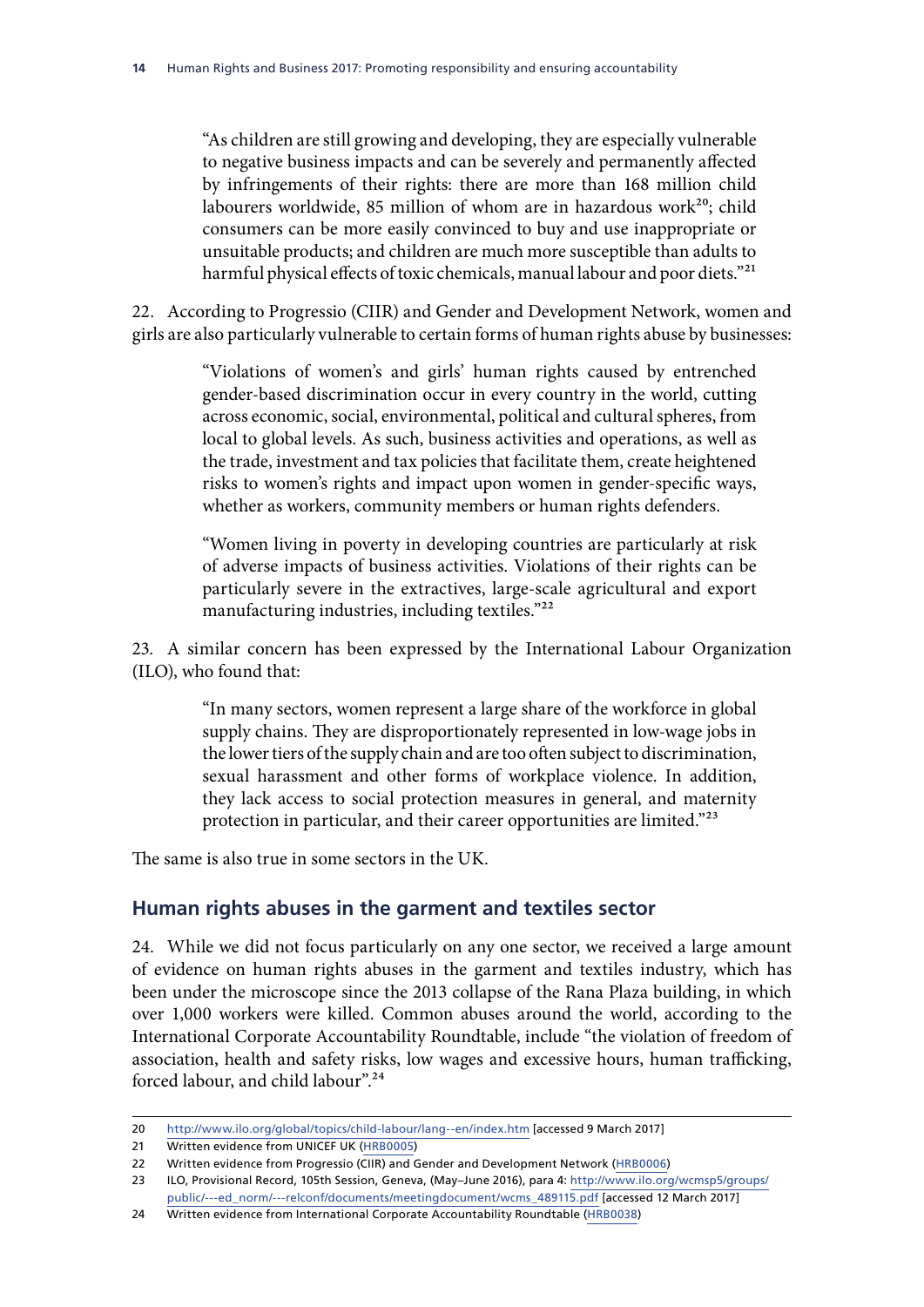> "As children are still growing and developing, they are especially vulnerable to negative business impacts and can be severely and permanently affected by infringements of their rights: there are more than 168 million child labourers worldwide, 85 million of whom are in hazardous work[20]; child consumers can be more easily convinced to buy and use inappropriate or unsuitable products; and children are much more susceptible than adults to harmful physical effects of toxic chemicals, manual labour and poor diets."[21]

22. According to Progressio (CIIR) and Gender and Development Network, women and girls are also particularly vulnerable to certain forms of human rights abuse by businesses:

> "Violations of women's and girls' human rights caused by entrenched gender-based discrimination occur in every country in the world, cutting across economic, social, environmental, political and cultural spheres, from local to global levels. As such, business activities and operations, as well as the trade, investment and tax policies that facilitate them, create heightened risks to women's rights and impact upon women in gender-specific ways, whether as workers, community members or human rights defenders.
>
> "Women living in poverty in developing countries are particularly at risk of adverse impacts of business activities. Violations of their rights can be particularly severe in the extractives, large-scale agricultural and export manufacturing industries, including textiles."[22]

23. A similar concern has been expressed by the International Labour Organization (ILO), who found that:

> "In many sectors, women represent a large share of the workforce in global supply chains. They are disproportionately represented in low-wage jobs in the lower tiers of the supply chain and are too often subject to discrimination, sexual harassment and other forms of workplace violence. In addition, they lack access to social protection measures in general, and maternity protection in particular, and their career opportunities are limited."[23]

The same is also true in some sectors in the UK.

## Human rights abuses in the garment and textiles sector

24. While we did not focus particularly on any one sector, we received a large amount of evidence on human rights abuses in the garment and textiles industry, which has been under the microscope since the 2013 collapse of the Rana Plaza building, in which over 1,000 workers were killed. Common abuses around the world, according to the International Corporate Accountability Roundtable, include "the violation of freedom of association, health and safety risks, low wages and excessive hours, human trafficking, forced labour, and child labour".[24]

---

20 http://www.ilo.org/global/topics/child-labour/lang--en/index.htm [accessed 9 March 2017]

21 Written evidence from UNICEF UK (HRB0005)

22 Written evidence from Progressio (CIIR) and Gender and Development Network (HRB0006)

23 ILO, Provisional Record, 105th Session, Geneva, (May–June 2016), para 4: http://www.ilo.org/wcmsp5/groups/public/---ed_norm/---relconf/documents/meetingdocument/wcms_489115.pdf [accessed 12 March 2017]

24 Written evidence from International Corporate Accountability Roundtable (HRB0038)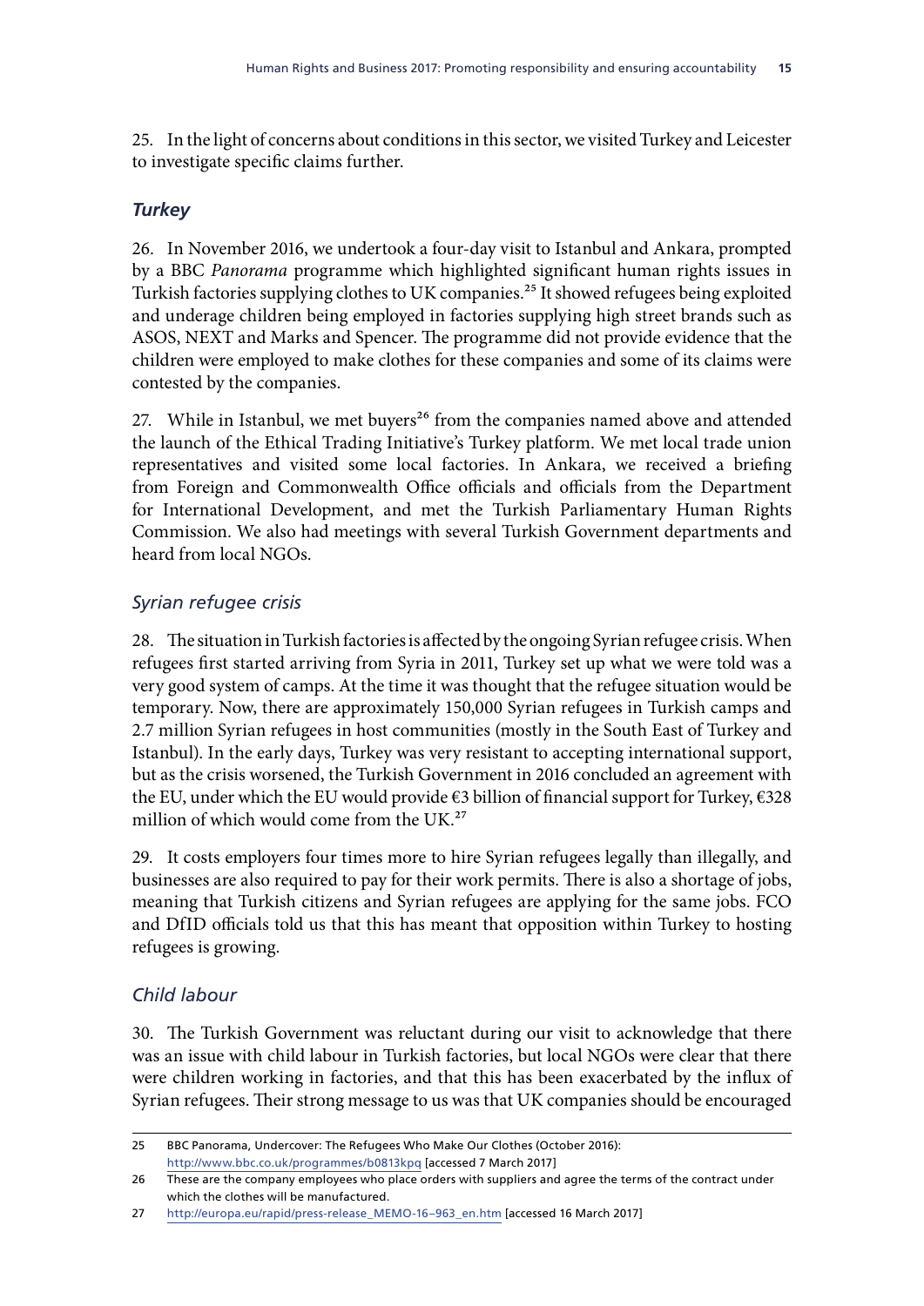25. In the light of concerns about conditions in this sector, we visited Turkey and Leicester to investigate specific claims further.

### *Turkey*

26. In November 2016, we undertook a four-day visit to Istanbul and Ankara, prompted by a BBC *Panorama* programme which highlighted significant human rights issues in Turkish factories supplying clothes to UK companies.[25] It showed refugees being exploited and underage children being employed in factories supplying high street brands such as ASOS, NEXT and Marks and Spencer. The programme did not provide evidence that the children were employed to make clothes for these companies and some of its claims were contested by the companies.

27. While in Istanbul, we met buyers[26] from the companies named above and attended the launch of the Ethical Trading Initiative's Turkey platform. We met local trade union representatives and visited some local factories. In Ankara, we received a briefing from Foreign and Commonwealth Office officials and officials from the Department for International Development, and met the Turkish Parliamentary Human Rights Commission. We also had meetings with several Turkish Government departments and heard from local NGOs.

#### *Syrian refugee crisis*

28. The situation in Turkish factories is affected by the ongoing Syrian refugee crisis. When refugees first started arriving from Syria in 2011, Turkey set up what we were told was a very good system of camps. At the time it was thought that the refugee situation would be temporary. Now, there are approximately 150,000 Syrian refugees in Turkish camps and 2.7 million Syrian refugees in host communities (mostly in the South East of Turkey and Istanbul). In the early days, Turkey was very resistant to accepting international support, but as the crisis worsened, the Turkish Government in 2016 concluded an agreement with the EU, under which the EU would provide €3 billion of financial support for Turkey, €328 million of which would come from the UK.[27]

29. It costs employers four times more to hire Syrian refugees legally than illegally, and businesses are also required to pay for their work permits. There is also a shortage of jobs, meaning that Turkish citizens and Syrian refugees are applying for the same jobs. FCO and DfID officials told us that this has meant that opposition within Turkey to hosting refugees is growing.

#### *Child labour*

30. The Turkish Government was reluctant during our visit to acknowledge that there was an issue with child labour in Turkish factories, but local NGOs were clear that there were children working in factories, and that this has been exacerbated by the influx of Syrian refugees. Their strong message to us was that UK companies should be encouraged

---

25 BBC Panorama, Undercover: The Refugees Who Make Our Clothes (October 2016): http://www.bbc.co.uk/programmes/b0813kpq [accessed 7 March 2017]

26 These are the company employees who place orders with suppliers and agree the terms of the contract under which the clothes will be manufactured.

27 http://europa.eu/rapid/press-release_MEMO-16–963_en.htm [accessed 16 March 2017]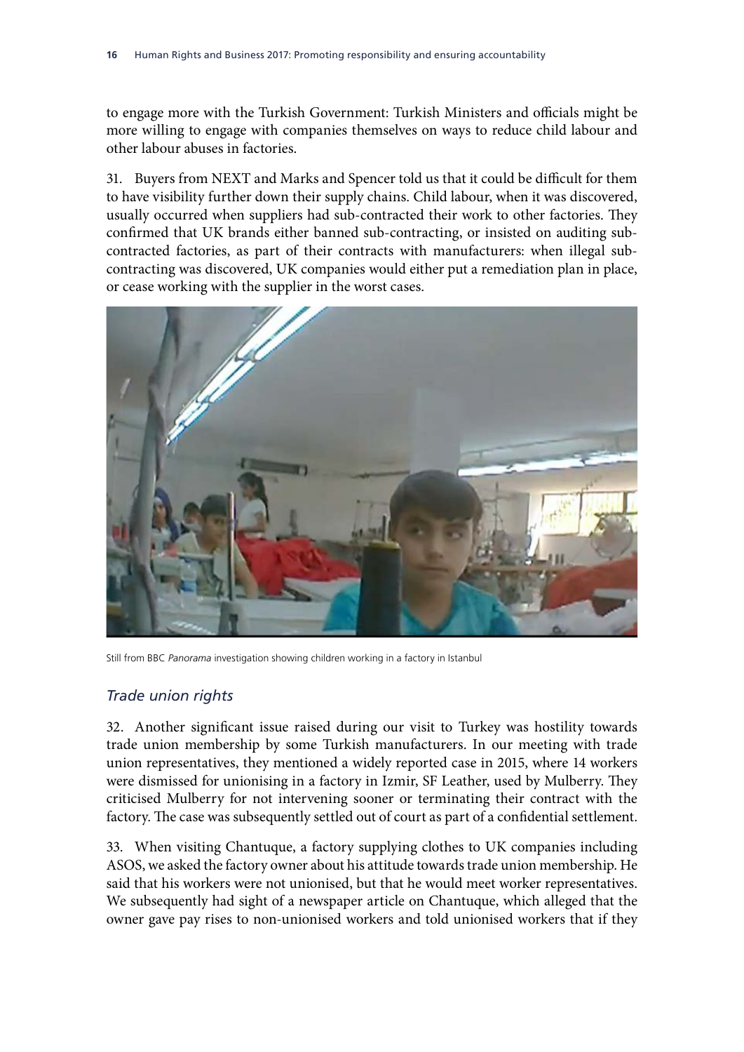to engage more with the Turkish Government: Turkish Ministers and officials might be more willing to engage with companies themselves on ways to reduce child labour and other labour abuses in factories.

31. Buyers from NEXT and Marks and Spencer told us that it could be difficult for them to have visibility further down their supply chains. Child labour, when it was discovered, usually occurred when suppliers had sub-contracted their work to other factories. They confirmed that UK brands either banned sub-contracting, or insisted on auditing sub-contracted factories, as part of their contracts with manufacturers: when illegal sub-contracting was discovered, UK companies would either put a remediation plan in place, or cease working with the supplier in the worst cases.

Still from BBC *Panorama* investigation showing children working in a factory in Istanbul

### *Trade union rights*

32. Another significant issue raised during our visit to Turkey was hostility towards trade union membership by some Turkish manufacturers. In our meeting with trade union representatives, they mentioned a widely reported case in 2015, where 14 workers were dismissed for unionising in a factory in Izmir, SF Leather, used by Mulberry. They criticised Mulberry for not intervening sooner or terminating their contract with the factory. The case was subsequently settled out of court as part of a confidential settlement.

33. When visiting Chantuque, a factory supplying clothes to UK companies including ASOS, we asked the factory owner about his attitude towards trade union membership. He said that his workers were not unionised, but that he would meet worker representatives. We subsequently had sight of a newspaper article on Chantuque, which alleged that the owner gave pay rises to non-unionised workers and told unionised workers that if they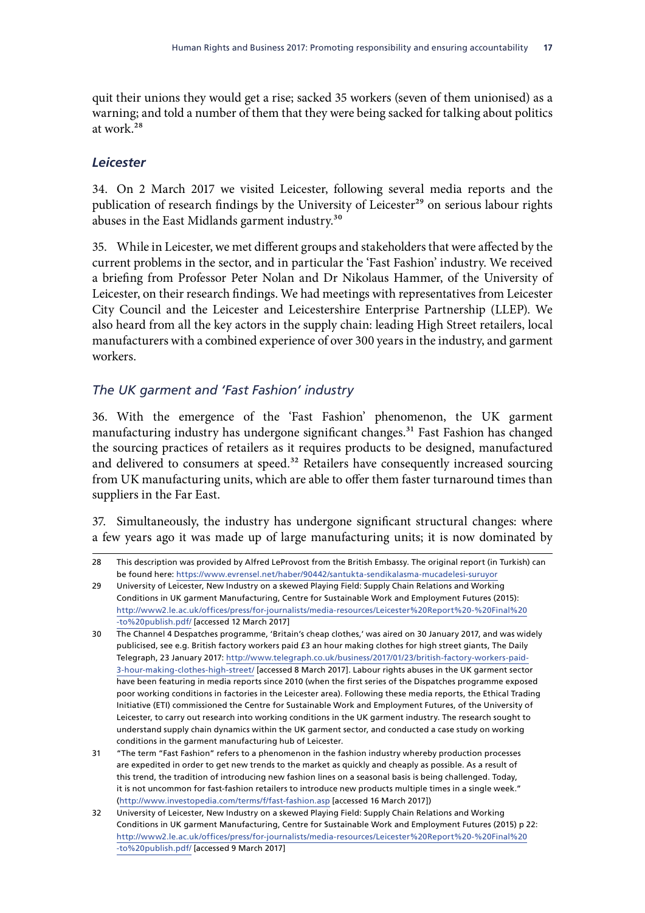quit their unions they would get a rise; sacked 35 workers (seven of them unionised) as a warning; and told a number of them that they were being sacked for talking about politics at work.[28]

### *Leicester*

34. On 2 March 2017 we visited Leicester, following several media reports and the publication of research findings by the University of Leicester[29] on serious labour rights abuses in the East Midlands garment industry.[30]

35. While in Leicester, we met different groups and stakeholders that were affected by the current problems in the sector, and in particular the 'Fast Fashion' industry. We received a briefing from Professor Peter Nolan and Dr Nikolaus Hammer, of the University of Leicester, on their research findings. We had meetings with representatives from Leicester City Council and the Leicester and Leicestershire Enterprise Partnership (LLEP). We also heard from all the key actors in the supply chain: leading High Street retailers, local manufacturers with a combined experience of over 300 years in the industry, and garment workers.

#### *The UK garment and 'Fast Fashion' industry*

36. With the emergence of the 'Fast Fashion' phenomenon, the UK garment manufacturing industry has undergone significant changes.[31] Fast Fashion has changed the sourcing practices of retailers as it requires products to be designed, manufactured and delivered to consumers at speed.[32] Retailers have consequently increased sourcing from UK manufacturing units, which are able to offer them faster turnaround times than suppliers in the Far East.

37. Simultaneously, the industry has undergone significant structural changes: where a few years ago it was made up of large manufacturing units; it is now dominated by

---

28 This description was provided by Alfred LeProvost from the British Embassy. The original report (in Turkish) can be found here: https://www.evrensel.net/haber/90442/santukta-sendikalasma-mucadelesi-suruyor

29 University of Leicester, New Industry on a skewed Playing Field: Supply Chain Relations and Working Conditions in UK garment Manufacturing, Centre for Sustainable Work and Employment Futures (2015): http://www2.le.ac.uk/offices/press/for-journalists/media-resources/Leicester%20Report%20-%20Final%20-to%20publish.pdf/ [accessed 12 March 2017]

30 The Channel 4 Despatches programme, 'Britain's cheap clothes,' was aired on 30 January 2017, and was widely publicised, see e.g. British factory workers paid £3 an hour making clothes for high street giants, The Daily Telegraph, 23 January 2017: http://www.telegraph.co.uk/business/2017/01/23/british-factory-workers-paid-3-hour-making-clothes-high-street/ [accessed 8 March 2017]. Labour rights abuses in the UK garment sector have been featuring in media reports since 2010 (when the first series of the Dispatches programme exposed poor working conditions in factories in the Leicester area). Following these media reports, the Ethical Trading Initiative (ETI) commissioned the Centre for Sustainable Work and Employment Futures, of the University of Leicester, to carry out research into working conditions in the UK garment industry. The research sought to understand supply chain dynamics within the UK garment sector, and conducted a case study on working conditions in the garment manufacturing hub of Leicester.

31 "The term "Fast Fashion" refers to a phenomenon in the fashion industry whereby production processes are expedited in order to get new trends to the market as quickly and cheaply as possible. As a result of this trend, the tradition of introducing new fashion lines on a seasonal basis is being challenged. Today, it is not uncommon for fast-fashion retailers to introduce new products multiple times in a single week." (http://www.investopedia.com/terms/f/fast-fashion.asp [accessed 16 March 2017])

32 University of Leicester, New Industry on a skewed Playing Field: Supply Chain Relations and Working Conditions in UK garment Manufacturing, Centre for Sustainable Work and Employment Futures (2015) p 22: http://www2.le.ac.uk/offices/press/for-journalists/media-resources/Leicester%20Report%20-%20Final%20-to%20publish.pdf/ [accessed 9 March 2017]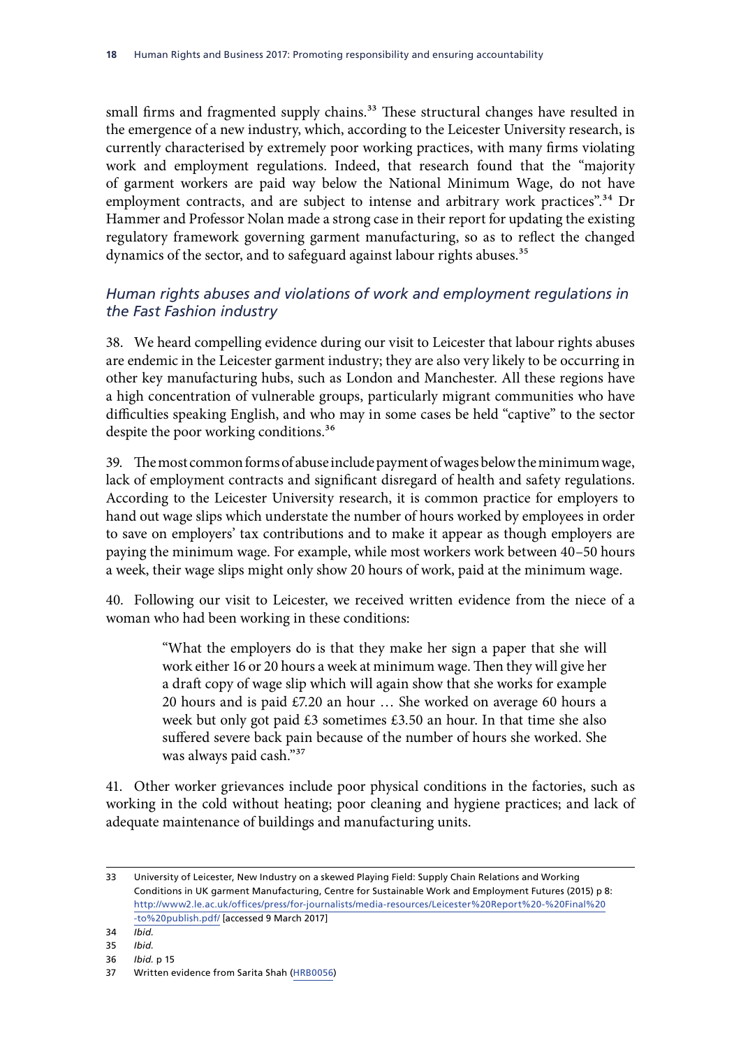small firms and fragmented supply chains.[33] These structural changes have resulted in the emergence of a new industry, which, according to the Leicester University research, is currently characterised by extremely poor working practices, with many firms violating work and employment regulations. Indeed, that research found that the "majority of garment workers are paid way below the National Minimum Wage, do not have employment contracts, and are subject to intense and arbitrary work practices".[34] Dr Hammer and Professor Nolan made a strong case in their report for updating the existing regulatory framework governing garment manufacturing, so as to reflect the changed dynamics of the sector, and to safeguard against labour rights abuses.[35]

### *Human rights abuses and violations of work and employment regulations in the Fast Fashion industry*

38. We heard compelling evidence during our visit to Leicester that labour rights abuses are endemic in the Leicester garment industry; they are also very likely to be occurring in other key manufacturing hubs, such as London and Manchester. All these regions have a high concentration of vulnerable groups, particularly migrant communities who have difficulties speaking English, and who may in some cases be held "captive" to the sector despite the poor working conditions.[36]

39. The most common forms of abuse include payment of wages below the minimum wage, lack of employment contracts and significant disregard of health and safety regulations. According to the Leicester University research, it is common practice for employers to hand out wage slips which understate the number of hours worked by employees in order to save on employers' tax contributions and to make it appear as though employers are paying the minimum wage. For example, while most workers work between 40–50 hours a week, their wage slips might only show 20 hours of work, paid at the minimum wage.

40. Following our visit to Leicester, we received written evidence from the niece of a woman who had been working in these conditions:

> "What the employers do is that they make her sign a paper that she will work either 16 or 20 hours a week at minimum wage. Then they will give her a draft copy of wage slip which will again show that she works for example 20 hours and is paid £7.20 an hour … She worked on average 60 hours a week but only got paid £3 sometimes £3.50 an hour. In that time she also suffered severe back pain because of the number of hours she worked. She was always paid cash."[37]

41. Other worker grievances include poor physical conditions in the factories, such as working in the cold without heating; poor cleaning and hygiene practices; and lack of adequate maintenance of buildings and manufacturing units.

---

33 University of Leicester, New Industry on a skewed Playing Field: Supply Chain Relations and Working Conditions in UK garment Manufacturing, Centre for Sustainable Work and Employment Futures (2015) p 8: http://www2.le.ac.uk/offices/press/for-journalists/media-resources/Leicester%20Report%20-%20Final%20-to%20publish.pdf/ [accessed 9 March 2017]

34 *Ibid.*

35 *Ibid.*

36 *Ibid.* p 15

37 Written evidence from Sarita Shah (HRB0056)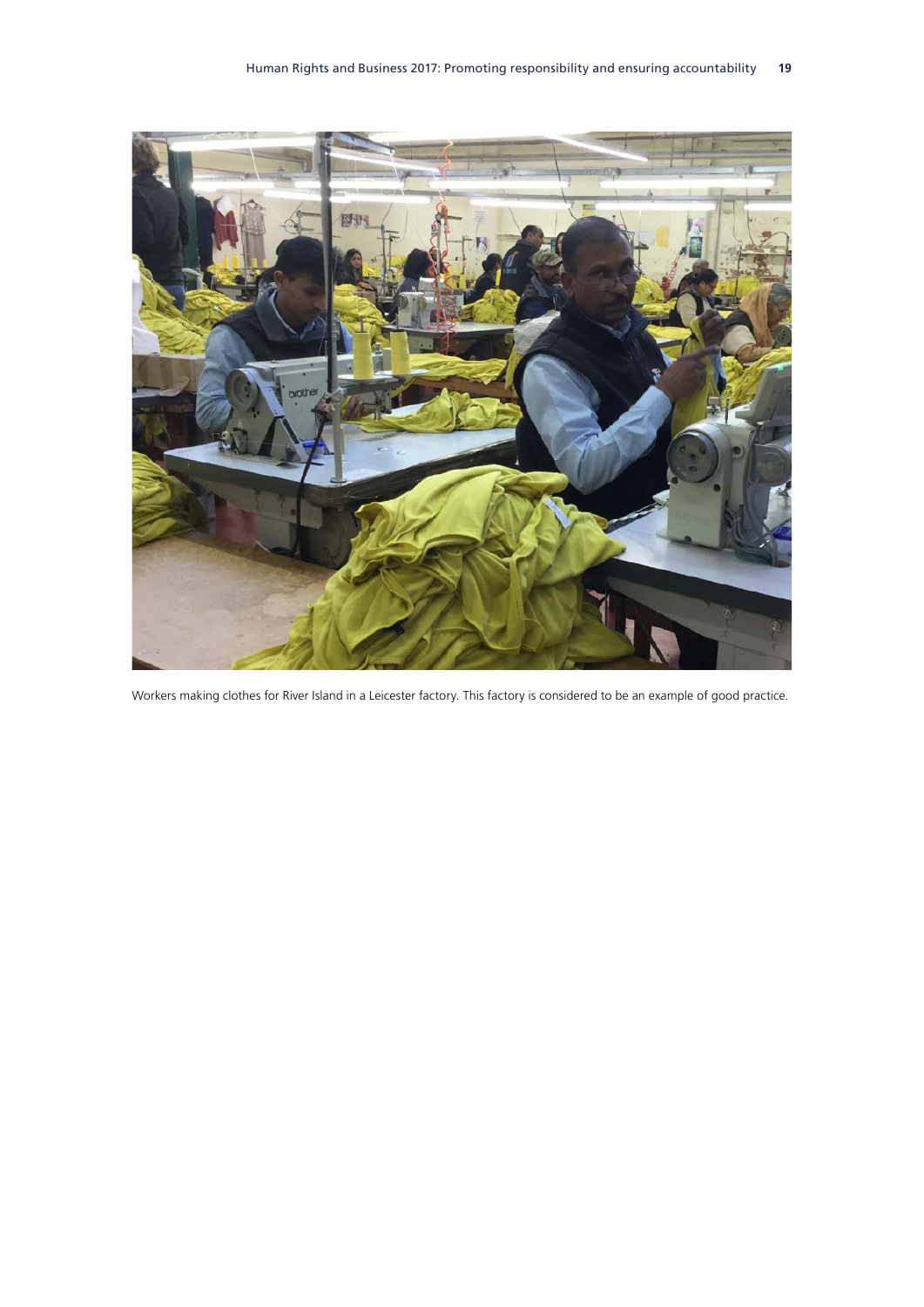Workers making clothes for River Island in a Leicester factory. This factory is considered to be an example of good practice.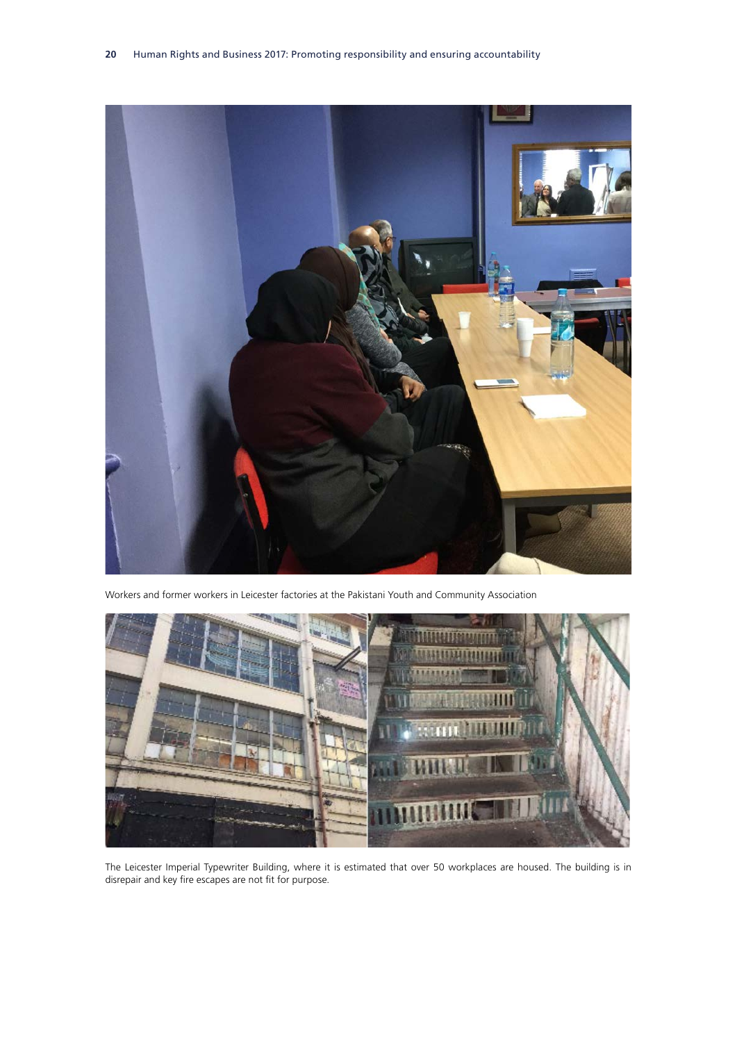Workers and former workers in Leicester factories at the Pakistani Youth and Community Association

The Leicester Imperial Typewriter Building, where it is estimated that over 50 workplaces are housed. The building is in disrepair and key fire escapes are not fit for purpose.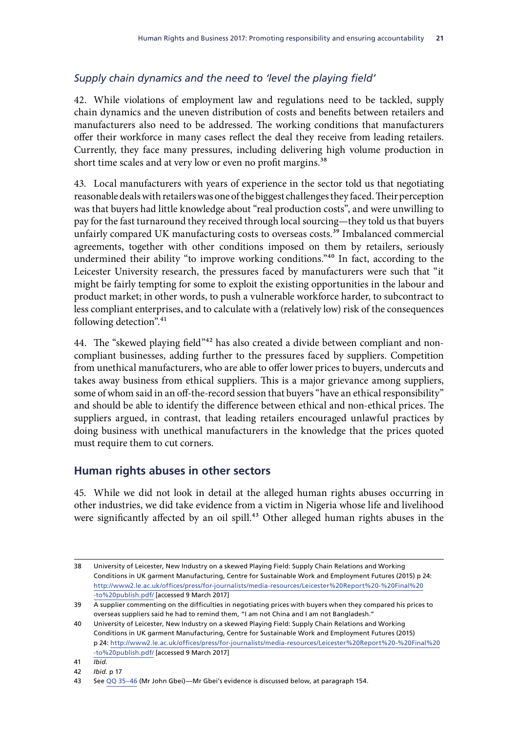### *Supply chain dynamics and the need to 'level the playing field'*

42. While violations of employment law and regulations need to be tackled, supply chain dynamics and the uneven distribution of costs and benefits between retailers and manufacturers also need to be addressed. The working conditions that manufacturers offer their workforce in many cases reflect the deal they receive from leading retailers. Currently, they face many pressures, including delivering high volume production in short time scales and at very low or even no profit margins.[38]

43. Local manufacturers with years of experience in the sector told us that negotiating reasonable deals with retailers was one of the biggest challenges they faced. Their perception was that buyers had little knowledge about "real production costs", and were unwilling to pay for the fast turnaround they received through local sourcing—they told us that buyers unfairly compared UK manufacturing costs to overseas costs.[39] Imbalanced commercial agreements, together with other conditions imposed on them by retailers, seriously undermined their ability "to improve working conditions."[40] In fact, according to the Leicester University research, the pressures faced by manufacturers were such that "it might be fairly tempting for some to exploit the existing opportunities in the labour and product market; in other words, to push a vulnerable workforce harder, to subcontract to less compliant enterprises, and to calculate with a (relatively low) risk of the consequences following detection".[41]

44. The "skewed playing field"[42] has also created a divide between compliant and non-compliant businesses, adding further to the pressures faced by suppliers. Competition from unethical manufacturers, who are able to offer lower prices to buyers, undercuts and takes away business from ethical suppliers. This is a major grievance among suppliers, some of whom said in an off-the-record session that buyers "have an ethical responsibility" and should be able to identify the difference between ethical and non-ethical prices. The suppliers argued, in contrast, that leading retailers encouraged unlawful practices by doing business with unethical manufacturers in the knowledge that the prices quoted must require them to cut corners.

## Human rights abuses in other sectors

45. While we did not look in detail at the alleged human rights abuses occurring in other industries, we did take evidence from a victim in Nigeria whose life and livelihood were significantly affected by an oil spill.[43] Other alleged human rights abuses in the

---

38 University of Leicester, New Industry on a skewed Playing Field: Supply Chain Relations and Working Conditions in UK garment Manufacturing, Centre for Sustainable Work and Employment Futures (2015) p 24: http://www2.le.ac.uk/offices/press/for-journalists/media-resources/Leicester%20Report%20-%20Final%20-to%20publish.pdf/ [accessed 9 March 2017]

39 A supplier commenting on the difficulties in negotiating prices with buyers when they compared his prices to overseas suppliers said he had to remind them, "I am not China and I am not Bangladesh."

40 University of Leicester, New Industry on a skewed Playing Field: Supply Chain Relations and Working Conditions in UK garment Manufacturing, Centre for Sustainable Work and Employment Futures (2015) p 24: http://www2.le.ac.uk/offices/press/for-journalists/media-resources/Leicester%20Report%20-%20Final%20-to%20publish.pdf/ [accessed 9 March 2017]

41 *Ibid.*

42 *Ibid.* p 17

43 See QQ 35–46 (Mr John Gbei)—Mr Gbei's evidence is discussed below, at paragraph 154.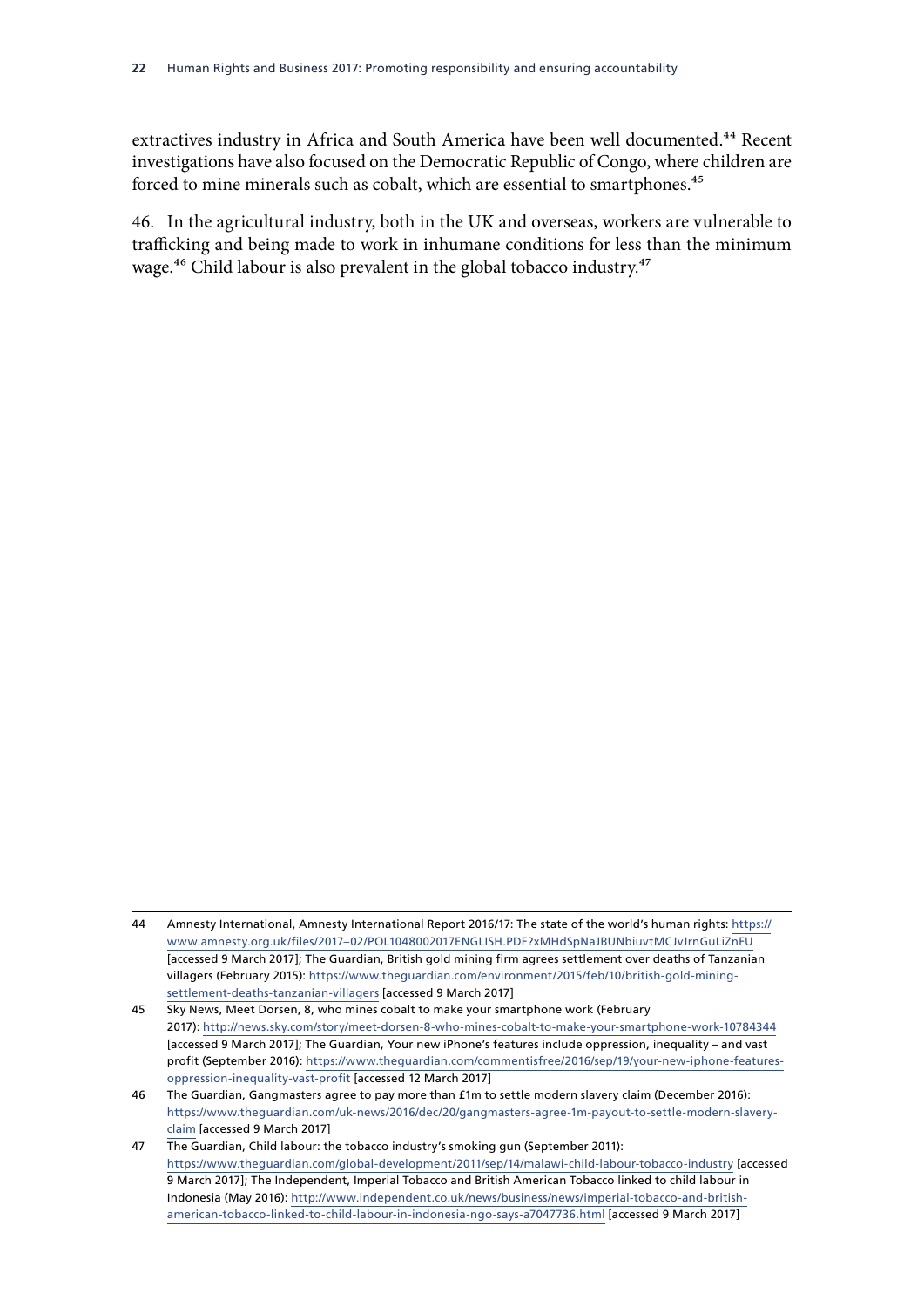extractives industry in Africa and South America have been well documented.[44] Recent investigations have also focused on the Democratic Republic of Congo, where children are forced to mine minerals such as cobalt, which are essential to smartphones.[45]

46. In the agricultural industry, both in the UK and overseas, workers are vulnerable to trafficking and being made to work in inhumane conditions for less than the minimum wage.[46] Child labour is also prevalent in the global tobacco industry.[47]

---

44 Amnesty International, Amnesty International Report 2016/17: The state of the world's human rights: https://www.amnesty.org.uk/files/2017–02/POL1048002017ENGLISH.PDF?xMHdSpNaJBUNbiuvtMCJvJrnGuLiZnFU [accessed 9 March 2017]; The Guardian, British gold mining firm agrees settlement over deaths of Tanzanian villagers (February 2015): https://www.theguardian.com/environment/2015/feb/10/british-gold-mining-settlement-deaths-tanzanian-villagers [accessed 9 March 2017]

45 Sky News, Meet Dorsen, 8, who mines cobalt to make your smartphone work (February 2017): http://news.sky.com/story/meet-dorsen-8-who-mines-cobalt-to-make-your-smartphone-work-10784344 [accessed 9 March 2017]; The Guardian, Your new iPhone's features include oppression, inequality – and vast profit (September 2016): https://www.theguardian.com/commentisfree/2016/sep/19/your-new-iphone-features-oppression-inequality-vast-profit [accessed 12 March 2017]

46 The Guardian, Gangmasters agree to pay more than £1m to settle modern slavery claim (December 2016): https://www.theguardian.com/uk-news/2016/dec/20/gangmasters-agree-1m-payout-to-settle-modern-slavery-claim [accessed 9 March 2017]

47 The Guardian, Child labour: the tobacco industry's smoking gun (September 2011): https://www.theguardian.com/global-development/2011/sep/14/malawi-child-labour-tobacco-industry [accessed 9 March 2017]; The Independent, Imperial Tobacco and British American Tobacco linked to child labour in Indonesia (May 2016): http://www.independent.co.uk/news/business/news/imperial-tobacco-and-british-american-tobacco-linked-to-child-labour-in-indonesia-ngo-says-a7047736.html [accessed 9 March 2017]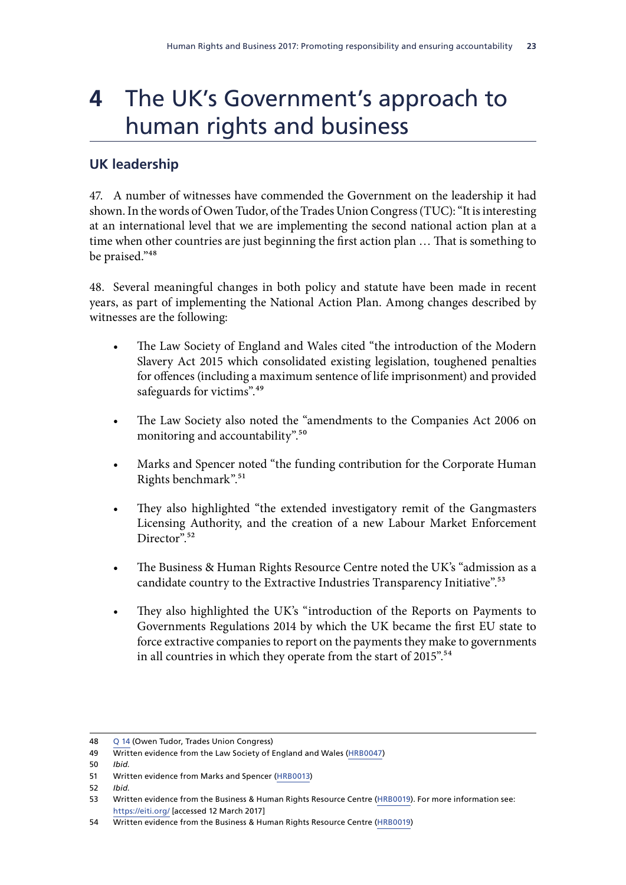# 4 The UK's Government's approach to human rights and business

## UK leadership

47. A number of witnesses have commended the Government on the leadership it had shown. In the words of Owen Tudor, of the Trades Union Congress (TUC): "It is interesting at an international level that we are implementing the second national action plan at a time when other countries are just beginning the first action plan … That is something to be praised."[48]

48. Several meaningful changes in both policy and statute have been made in recent years, as part of implementing the National Action Plan. Among changes described by witnesses are the following:

- The Law Society of England and Wales cited "the introduction of the Modern Slavery Act 2015 which consolidated existing legislation, toughened penalties for offences (including a maximum sentence of life imprisonment) and provided safeguards for victims".[49]
- The Law Society also noted the "amendments to the Companies Act 2006 on monitoring and accountability".[50]
- Marks and Spencer noted "the funding contribution for the Corporate Human Rights benchmark".[51]
- They also highlighted "the extended investigatory remit of the Gangmasters Licensing Authority, and the creation of a new Labour Market Enforcement Director".[52]
- The Business & Human Rights Resource Centre noted the UK's "admission as a candidate country to the Extractive Industries Transparency Initiative".[53]
- They also highlighted the UK's "introduction of the Reports on Payments to Governments Regulations 2014 by which the UK became the first EU state to force extractive companies to report on the payments they make to governments in all countries in which they operate from the start of 2015".[54]

---

48 Q 14 (Owen Tudor, Trades Union Congress)

49 Written evidence from the Law Society of England and Wales (HRB0047)

50 *Ibid.*

51 Written evidence from Marks and Spencer (HRB0013)

52 *Ibid.*

53 Written evidence from the Business & Human Rights Resource Centre (HRB0019). For more information see: https://eiti.org/ [accessed 12 March 2017]

54 Written evidence from the Business & Human Rights Resource Centre (HRB0019)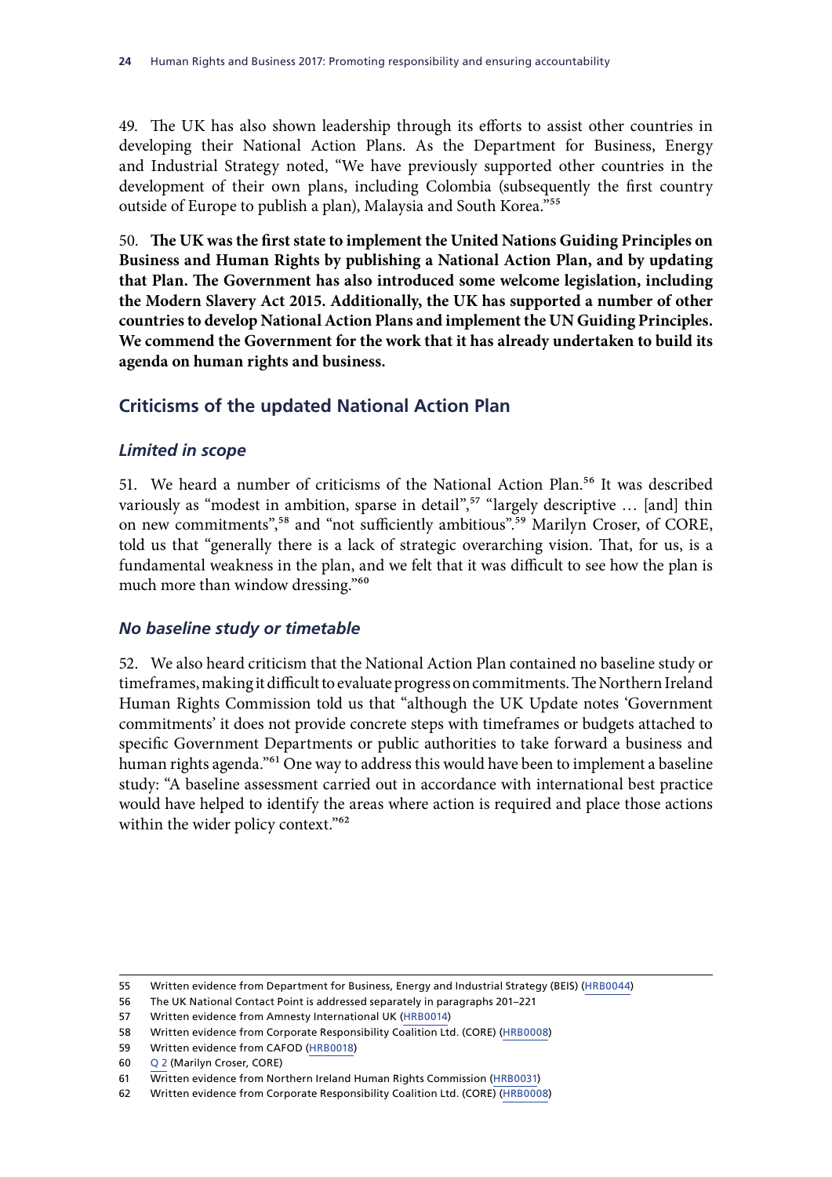49. The UK has also shown leadership through its efforts to assist other countries in developing their National Action Plans. As the Department for Business, Energy and Industrial Strategy noted, "We have previously supported other countries in the development of their own plans, including Colombia (subsequently the first country outside of Europe to publish a plan), Malaysia and South Korea."[55]

50. **The UK was the first state to implement the United Nations Guiding Principles on Business and Human Rights by publishing a National Action Plan, and by updating that Plan. The Government has also introduced some welcome legislation, including the Modern Slavery Act 2015. Additionally, the UK has supported a number of other countries to develop National Action Plans and implement the UN Guiding Principles. We commend the Government for the work that it has already undertaken to build its agenda on human rights and business.**

## Criticisms of the updated National Action Plan

### *Limited in scope*

51. We heard a number of criticisms of the National Action Plan.[56] It was described variously as "modest in ambition, sparse in detail",[57] "largely descriptive … [and] thin on new commitments",[58] and "not sufficiently ambitious".[59] Marilyn Croser, of CORE, told us that "generally there is a lack of strategic overarching vision. That, for us, is a fundamental weakness in the plan, and we felt that it was difficult to see how the plan is much more than window dressing."[60]

### *No baseline study or timetable*

52. We also heard criticism that the National Action Plan contained no baseline study or timeframes, making it difficult to evaluate progress on commitments. The Northern Ireland Human Rights Commission told us that "although the UK Update notes 'Government commitments' it does not provide concrete steps with timeframes or budgets attached to specific Government Departments or public authorities to take forward a business and human rights agenda."[61] One way to address this would have been to implement a baseline study: "A baseline assessment carried out in accordance with international best practice would have helped to identify the areas where action is required and place those actions within the wider policy context."[62]

---

55 Written evidence from Department for Business, Energy and Industrial Strategy (BEIS) (HRB0044)

56 The UK National Contact Point is addressed separately in paragraphs 201–221

57 Written evidence from Amnesty International UK (HRB0014)

58 Written evidence from Corporate Responsibility Coalition Ltd. (CORE) (HRB0008)

59 Written evidence from CAFOD (HRB0018)

60 Q 2 (Marilyn Croser, CORE)

61 Written evidence from Northern Ireland Human Rights Commission (HRB0031)

62 Written evidence from Corporate Responsibility Coalition Ltd. (CORE) (HRB0008)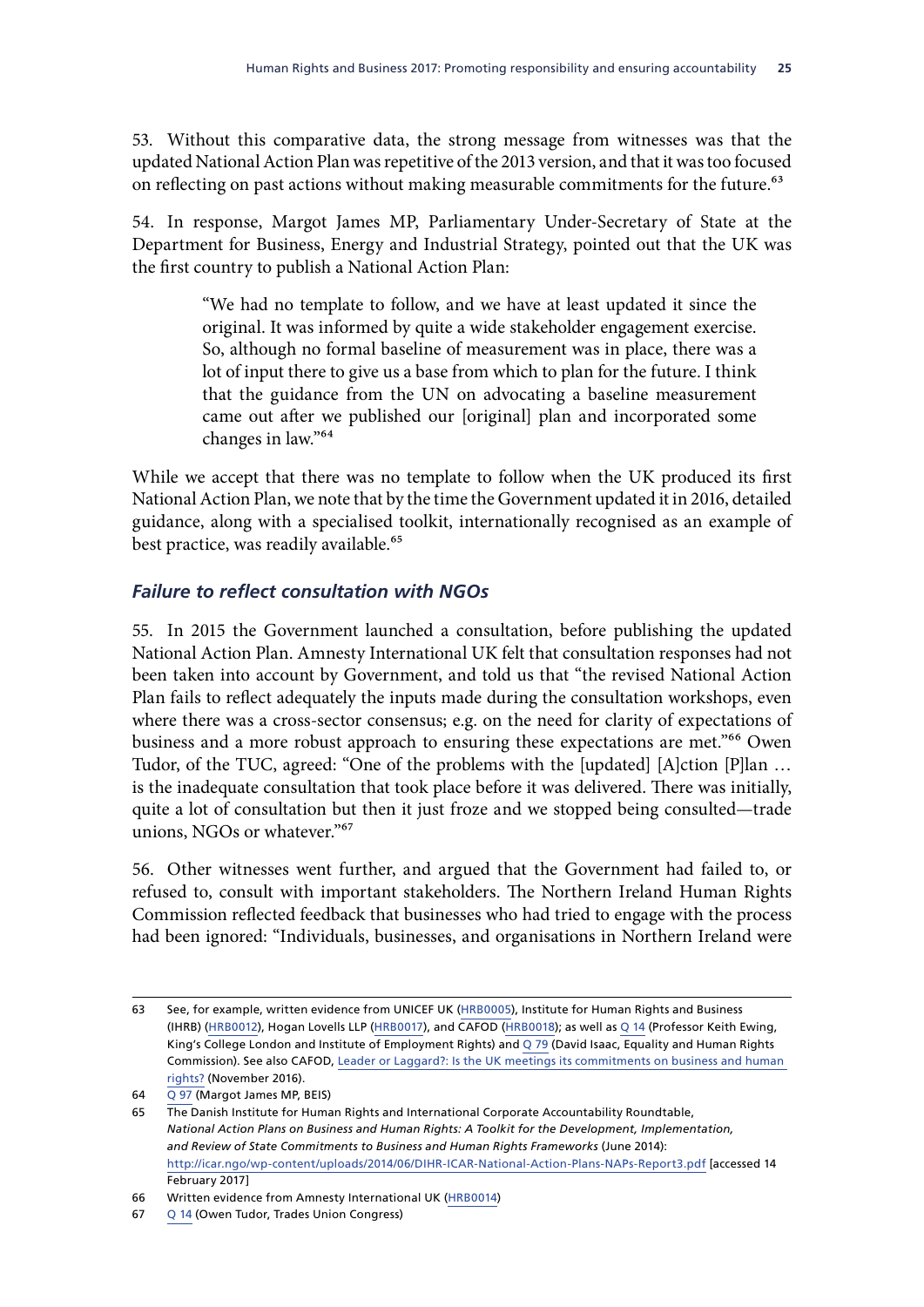53. Without this comparative data, the strong message from witnesses was that the updated National Action Plan was repetitive of the 2013 version, and that it was too focused on reflecting on past actions without making measurable commitments for the future.[63]

54. In response, Margot James MP, Parliamentary Under-Secretary of State at the Department for Business, Energy and Industrial Strategy, pointed out that the UK was the first country to publish a National Action Plan:

> "We had no template to follow, and we have at least updated it since the original. It was informed by quite a wide stakeholder engagement exercise. So, although no formal baseline of measurement was in place, there was a lot of input there to give us a base from which to plan for the future. I think that the guidance from the UN on advocating a baseline measurement came out after we published our [original] plan and incorporated some changes in law."[64]

While we accept that there was no template to follow when the UK produced its first National Action Plan, we note that by the time the Government updated it in 2016, detailed guidance, along with a specialised toolkit, internationally recognised as an example of best practice, was readily available.[65]

### *Failure to reflect consultation with NGOs*

55. In 2015 the Government launched a consultation, before publishing the updated National Action Plan. Amnesty International UK felt that consultation responses had not been taken into account by Government, and told us that "the revised National Action Plan fails to reflect adequately the inputs made during the consultation workshops, even where there was a cross-sector consensus; e.g. on the need for clarity of expectations of business and a more robust approach to ensuring these expectations are met."[66] Owen Tudor, of the TUC, agreed: "One of the problems with the [updated] [A]ction [P]lan … is the inadequate consultation that took place before it was delivered. There was initially, quite a lot of consultation but then it just froze and we stopped being consulted—trade unions, NGOs or whatever."[67]

56. Other witnesses went further, and argued that the Government had failed to, or refused to, consult with important stakeholders. The Northern Ireland Human Rights Commission reflected feedback that businesses who had tried to engage with the process had been ignored: "Individuals, businesses, and organisations in Northern Ireland were

---

63 See, for example, written evidence from UNICEF UK (HRB0005), Institute for Human Rights and Business (IHRB) (HRB0012), Hogan Lovells LLP (HRB0017), and CAFOD (HRB0018); as well as Q 14 (Professor Keith Ewing, King's College London and Institute of Employment Rights) and Q 79 (David Isaac, Equality and Human Rights Commission). See also CAFOD, Leader or Laggard?: Is the UK meetings its commitments on business and human rights? (November 2016).

64 Q 97 (Margot James MP, BEIS)

65 The Danish Institute for Human Rights and International Corporate Accountability Roundtable, *National Action Plans on Business and Human Rights: A Toolkit for the Development, Implementation, and Review of State Commitments to Business and Human Rights Frameworks* (June 2014): http://icar.ngo/wp-content/uploads/2014/06/DIHR-ICAR-National-Action-Plans-NAPs-Report3.pdf [accessed 14 February 2017]

66 Written evidence from Amnesty International UK (HRB0014)

67 Q 14 (Owen Tudor, Trades Union Congress)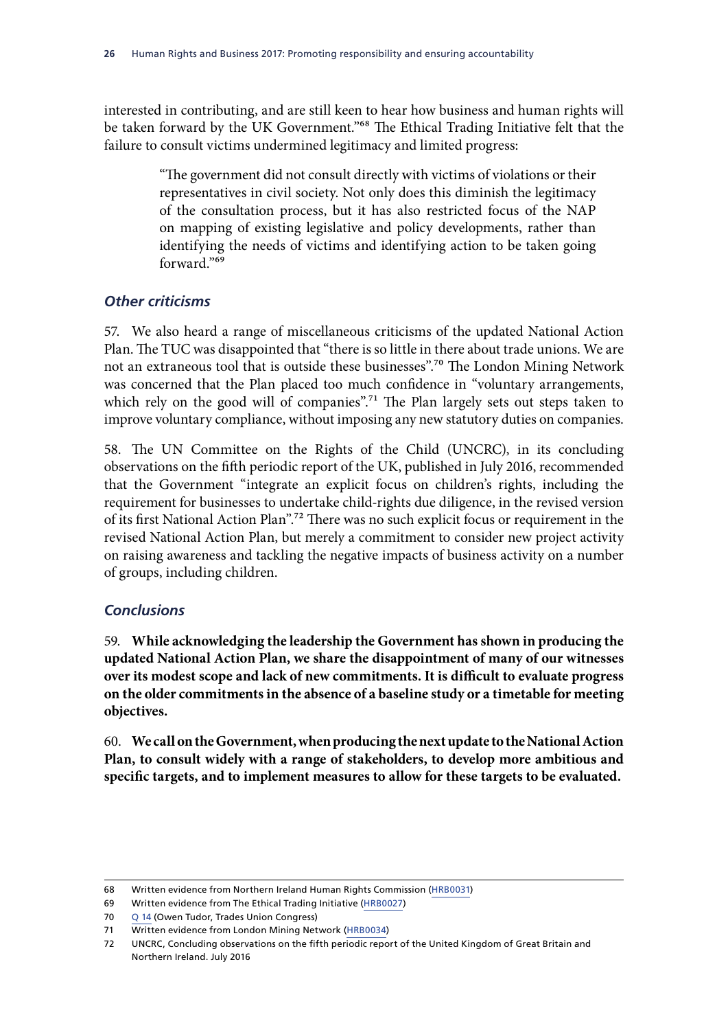interested in contributing, and are still keen to hear how business and human rights will be taken forward by the UK Government."[68] The Ethical Trading Initiative felt that the failure to consult victims undermined legitimacy and limited progress:

> "The government did not consult directly with victims of violations or their representatives in civil society. Not only does this diminish the legitimacy of the consultation process, but it has also restricted focus of the NAP on mapping of existing legislative and policy developments, rather than identifying the needs of victims and identifying action to be taken going forward."[69]

### *Other criticisms*

57. We also heard a range of miscellaneous criticisms of the updated National Action Plan. The TUC was disappointed that "there is so little in there about trade unions. We are not an extraneous tool that is outside these businesses".[70] The London Mining Network was concerned that the Plan placed too much confidence in "voluntary arrangements, which rely on the good will of companies".[71] The Plan largely sets out steps taken to improve voluntary compliance, without imposing any new statutory duties on companies.

58. The UN Committee on the Rights of the Child (UNCRC), in its concluding observations on the fifth periodic report of the UK, published in July 2016, recommended that the Government "integrate an explicit focus on children's rights, including the requirement for businesses to undertake child-rights due diligence, in the revised version of its first National Action Plan".[72] There was no such explicit focus or requirement in the revised National Action Plan, but merely a commitment to consider new project activity on raising awareness and tackling the negative impacts of business activity on a number of groups, including children.

### *Conclusions*

59. **While acknowledging the leadership the Government has shown in producing the updated National Action Plan, we share the disappointment of many of our witnesses over its modest scope and lack of new commitments. It is difficult to evaluate progress on the older commitments in the absence of a baseline study or a timetable for meeting objectives.**

60. **We call on the Government, when producing the next update to the National Action Plan, to consult widely with a range of stakeholders, to develop more ambitious and specific targets, and to implement measures to allow for these targets to be evaluated.**

---

68 Written evidence from Northern Ireland Human Rights Commission (HRB0031)

69 Written evidence from The Ethical Trading Initiative (HRB0027)

70 Q 14 (Owen Tudor, Trades Union Congress)

71 Written evidence from London Mining Network (HRB0034)

72 UNCRC, Concluding observations on the fifth periodic report of the United Kingdom of Great Britain and Northern Ireland. July 2016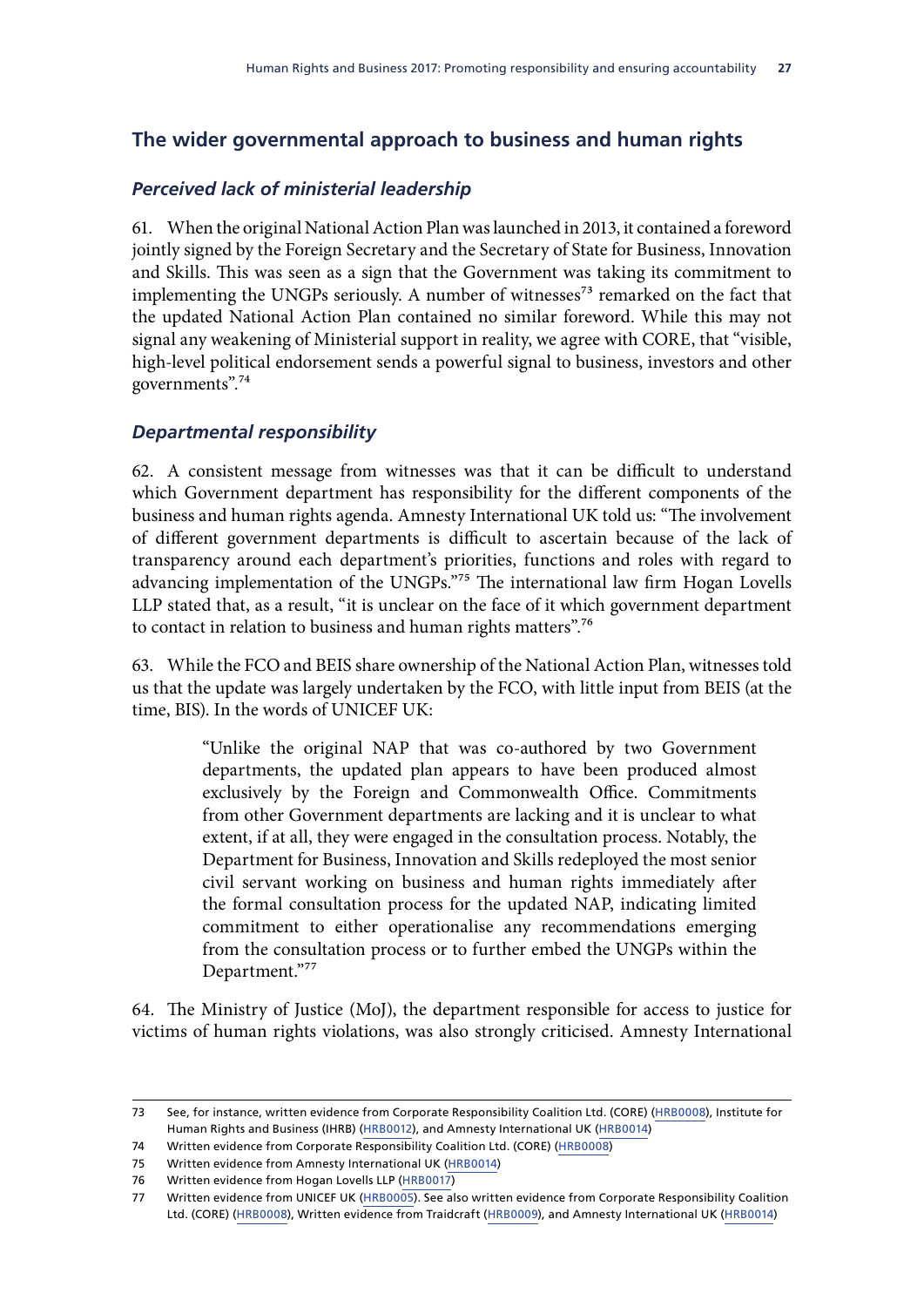## The wider governmental approach to business and human rights

### *Perceived lack of ministerial leadership*

61. When the original National Action Plan was launched in 2013, it contained a foreword jointly signed by the Foreign Secretary and the Secretary of State for Business, Innovation and Skills. This was seen as a sign that the Government was taking its commitment to implementing the UNGPs seriously. A number of witnesses[73] remarked on the fact that the updated National Action Plan contained no similar foreword. While this may not signal any weakening of Ministerial support in reality, we agree with CORE, that "visible, high-level political endorsement sends a powerful signal to business, investors and other governments".[74]

### *Departmental responsibility*

62. A consistent message from witnesses was that it can be difficult to understand which Government department has responsibility for the different components of the business and human rights agenda. Amnesty International UK told us: "The involvement of different government departments is difficult to ascertain because of the lack of transparency around each department's priorities, functions and roles with regard to advancing implementation of the UNGPs."[75] The international law firm Hogan Lovells LLP stated that, as a result, "it is unclear on the face of it which government department to contact in relation to business and human rights matters".[76]

63. While the FCO and BEIS share ownership of the National Action Plan, witnesses told us that the update was largely undertaken by the FCO, with little input from BEIS (at the time, BIS). In the words of UNICEF UK:

> "Unlike the original NAP that was co-authored by two Government departments, the updated plan appears to have been produced almost exclusively by the Foreign and Commonwealth Office. Commitments from other Government departments are lacking and it is unclear to what extent, if at all, they were engaged in the consultation process. Notably, the Department for Business, Innovation and Skills redeployed the most senior civil servant working on business and human rights immediately after the formal consultation process for the updated NAP, indicating limited commitment to either operationalise any recommendations emerging from the consultation process or to further embed the UNGPs within the Department."[77]

64. The Ministry of Justice (MoJ), the department responsible for access to justice for victims of human rights violations, was also strongly criticised. Amnesty International

---

73 See, for instance, written evidence from Corporate Responsibility Coalition Ltd. (CORE) (HRB0008), Institute for Human Rights and Business (IHRB) (HRB0012), and Amnesty International UK (HRB0014)

74 Written evidence from Corporate Responsibility Coalition Ltd. (CORE) (HRB0008)

75 Written evidence from Amnesty International UK (HRB0014)

76 Written evidence from Hogan Lovells LLP (HRB0017)

77 Written evidence from UNICEF UK (HRB0005). See also written evidence from Corporate Responsibility Coalition Ltd. (CORE) (HRB0008), Written evidence from Traidcraft (HRB0009), and Amnesty International UK (HRB0014)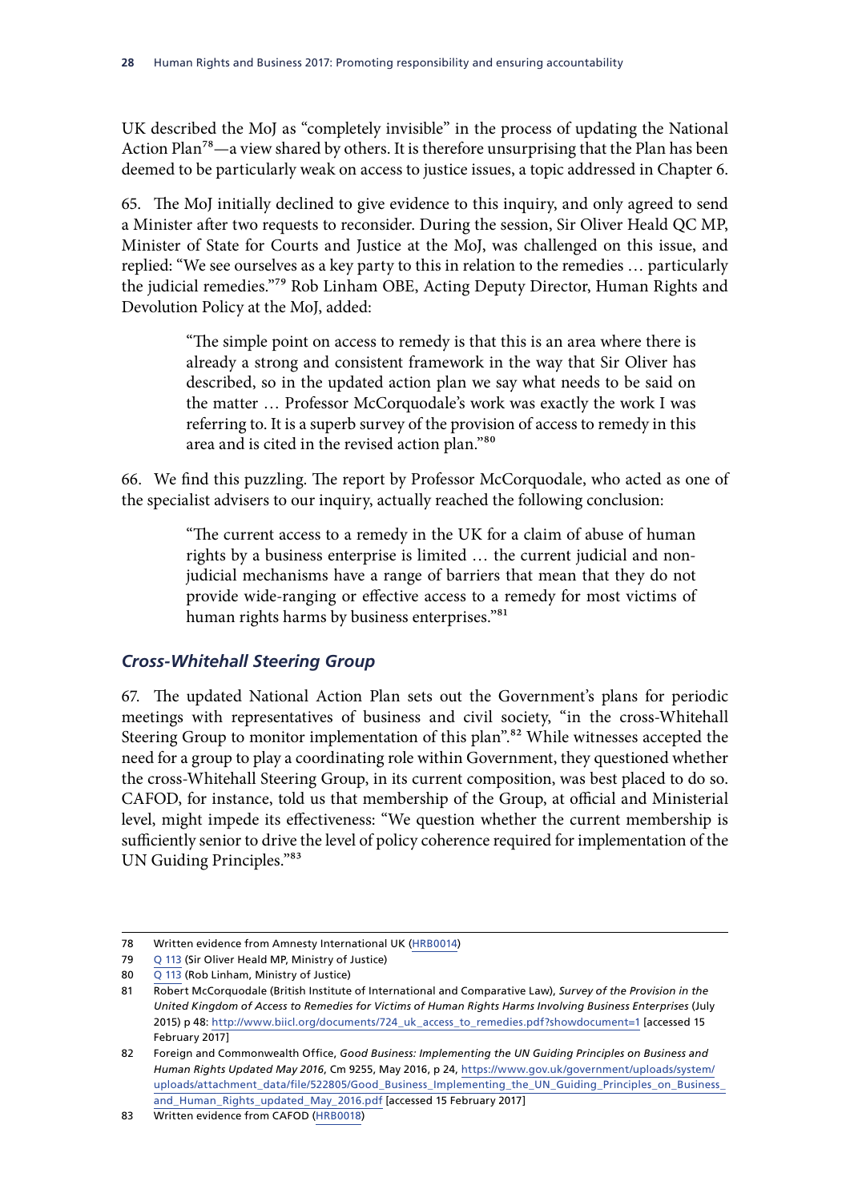UK described the MoJ as "completely invisible" in the process of updating the National Action Plan[78]—a view shared by others. It is therefore unsurprising that the Plan has been deemed to be particularly weak on access to justice issues, a topic addressed in Chapter 6.

65. The MoJ initially declined to give evidence to this inquiry, and only agreed to send a Minister after two requests to reconsider. During the session, Sir Oliver Heald QC MP, Minister of State for Courts and Justice at the MoJ, was challenged on this issue, and replied: "We see ourselves as a key party to this in relation to the remedies … particularly the judicial remedies."[79] Rob Linham OBE, Acting Deputy Director, Human Rights and Devolution Policy at the MoJ, added:

> "The simple point on access to remedy is that this is an area where there is already a strong and consistent framework in the way that Sir Oliver has described, so in the updated action plan we say what needs to be said on the matter … Professor McCorquodale's work was exactly the work I was referring to. It is a superb survey of the provision of access to remedy in this area and is cited in the revised action plan."[80]

66. We find this puzzling. The report by Professor McCorquodale, who acted as one of the specialist advisers to our inquiry, actually reached the following conclusion:

> "The current access to a remedy in the UK for a claim of abuse of human rights by a business enterprise is limited … the current judicial and non-judicial mechanisms have a range of barriers that mean that they do not provide wide-ranging or effective access to a remedy for most victims of human rights harms by business enterprises."[81]

### *Cross-Whitehall Steering Group*

67. The updated National Action Plan sets out the Government's plans for periodic meetings with representatives of business and civil society, "in the cross-Whitehall Steering Group to monitor implementation of this plan".[82] While witnesses accepted the need for a group to play a coordinating role within Government, they questioned whether the cross-Whitehall Steering Group, in its current composition, was best placed to do so. CAFOD, for instance, told us that membership of the Group, at official and Ministerial level, might impede its effectiveness: "We question whether the current membership is sufficiently senior to drive the level of policy coherence required for implementation of the UN Guiding Principles."[83]

---

78 Written evidence from Amnesty International UK (HRB0014)

79 Q 113 (Sir Oliver Heald MP, Ministry of Justice)

80 Q 113 (Rob Linham, Ministry of Justice)

81 Robert McCorquodale (British Institute of International and Comparative Law), *Survey of the Provision in the United Kingdom of Access to Remedies for Victims of Human Rights Harms Involving Business Enterprises* (July 2015) p 48: http://www.biicl.org/documents/724_uk_access_to_remedies.pdf?showdocument=1 [accessed 15 February 2017]

82 Foreign and Commonwealth Office, *Good Business: Implementing the UN Guiding Principles on Business and Human Rights Updated May 2016*, Cm 9255, May 2016, p 24, https://www.gov.uk/government/uploads/system/uploads/attachment_data/file/522805/Good_Business_Implementing_the_UN_Guiding_Principles_on_Business_and_Human_Rights_updated_May_2016.pdf [accessed 15 February 2017]

83 Written evidence from CAFOD (HRB0018)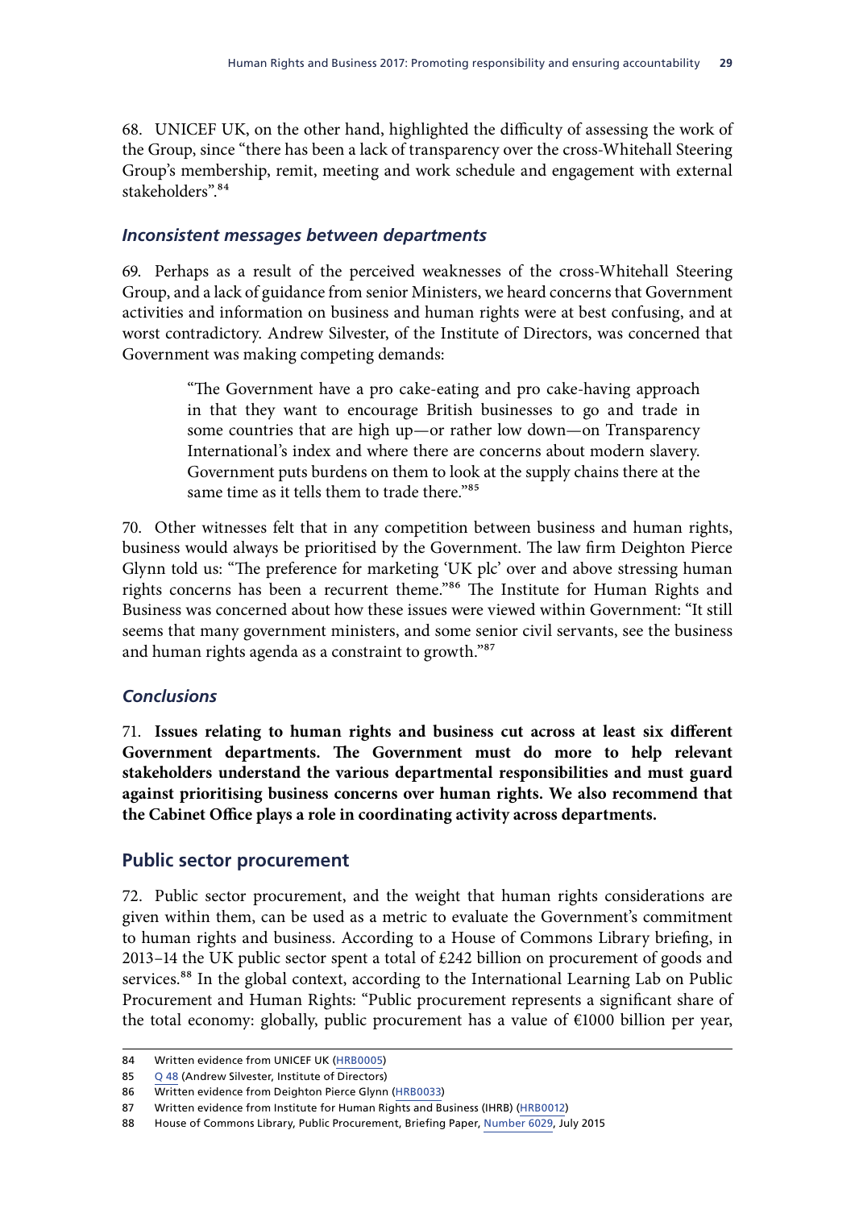68. UNICEF UK, on the other hand, highlighted the difficulty of assessing the work of the Group, since "there has been a lack of transparency over the cross-Whitehall Steering Group's membership, remit, meeting and work schedule and engagement with external stakeholders".[84]

### *Inconsistent messages between departments*

69. Perhaps as a result of the perceived weaknesses of the cross-Whitehall Steering Group, and a lack of guidance from senior Ministers, we heard concerns that Government activities and information on business and human rights were at best confusing, and at worst contradictory. Andrew Silvester, of the Institute of Directors, was concerned that Government was making competing demands:

> "The Government have a pro cake-eating and pro cake-having approach in that they want to encourage British businesses to go and trade in some countries that are high up—or rather low down—on Transparency International's index and where there are concerns about modern slavery. Government puts burdens on them to look at the supply chains there at the same time as it tells them to trade there."[85]

70. Other witnesses felt that in any competition between business and human rights, business would always be prioritised by the Government. The law firm Deighton Pierce Glynn told us: "The preference for marketing 'UK plc' over and above stressing human rights concerns has been a recurrent theme."[86] The Institute for Human Rights and Business was concerned about how these issues were viewed within Government: "It still seems that many government ministers, and some senior civil servants, see the business and human rights agenda as a constraint to growth."[87]

### *Conclusions*

71. **Issues relating to human rights and business cut across at least six different Government departments. The Government must do more to help relevant stakeholders understand the various departmental responsibilities and must guard against prioritising business concerns over human rights. We also recommend that the Cabinet Office plays a role in coordinating activity across departments.**

## Public sector procurement

72. Public sector procurement, and the weight that human rights considerations are given within them, can be used as a metric to evaluate the Government's commitment to human rights and business. According to a House of Commons Library briefing, in 2013–14 the UK public sector spent a total of £242 billion on procurement of goods and services.[88] In the global context, according to the International Learning Lab on Public Procurement and Human Rights: "Public procurement represents a significant share of the total economy: globally, public procurement has a value of €1000 billion per year,

---

84 Written evidence from UNICEF UK (HRB0005)

85 Q 48 (Andrew Silvester, Institute of Directors)

86 Written evidence from Deighton Pierce Glynn (HRB0033)

87 Written evidence from Institute for Human Rights and Business (IHRB) (HRB0012)

88 House of Commons Library, Public Procurement, Briefing Paper, Number 6029, July 2015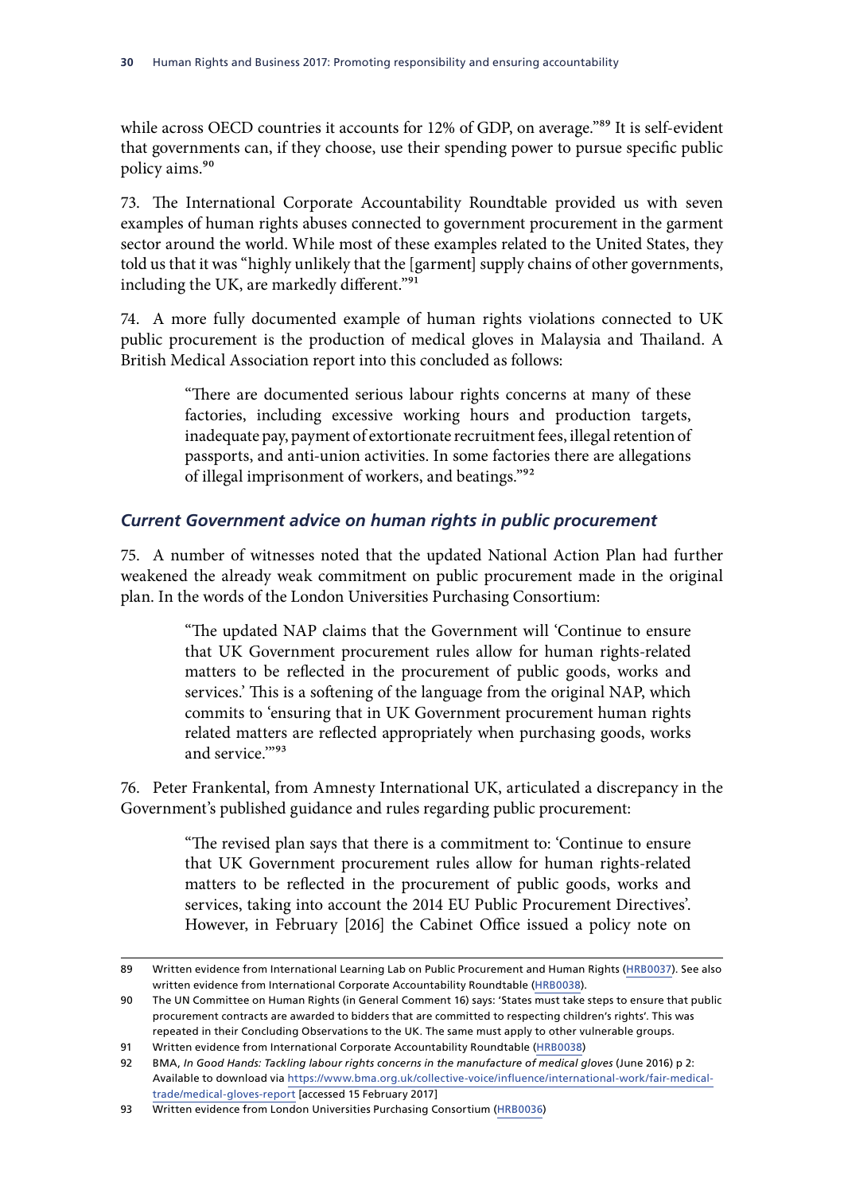while across OECD countries it accounts for 12% of GDP, on average."[89] It is self-evident that governments can, if they choose, use their spending power to pursue specific public policy aims.[90]

73. The International Corporate Accountability Roundtable provided us with seven examples of human rights abuses connected to government procurement in the garment sector around the world. While most of these examples related to the United States, they told us that it was "highly unlikely that the [garment] supply chains of other governments, including the UK, are markedly different."[91]

74. A more fully documented example of human rights violations connected to UK public procurement is the production of medical gloves in Malaysia and Thailand. A British Medical Association report into this concluded as follows:

> "There are documented serious labour rights concerns at many of these factories, including excessive working hours and production targets, inadequate pay, payment of extortionate recruitment fees, illegal retention of passports, and anti-union activities. In some factories there are allegations of illegal imprisonment of workers, and beatings."[92]

### *Current Government advice on human rights in public procurement*

75. A number of witnesses noted that the updated National Action Plan had further weakened the already weak commitment on public procurement made in the original plan. In the words of the London Universities Purchasing Consortium:

> "The updated NAP claims that the Government will 'Continue to ensure that UK Government procurement rules allow for human rights-related matters to be reflected in the procurement of public goods, works and services.' This is a softening of the language from the original NAP, which commits to 'ensuring that in UK Government procurement human rights related matters are reflected appropriately when purchasing goods, works and service.'"[93]

76. Peter Frankental, from Amnesty International UK, articulated a discrepancy in the Government's published guidance and rules regarding public procurement:

> "The revised plan says that there is a commitment to: 'Continue to ensure that UK Government procurement rules allow for human rights-related matters to be reflected in the procurement of public goods, works and services, taking into account the 2014 EU Public Procurement Directives'. However, in February [2016] the Cabinet Office issued a policy note on

---

89 Written evidence from International Learning Lab on Public Procurement and Human Rights (HRB0037). See also written evidence from International Corporate Accountability Roundtable (HRB0038).

90 The UN Committee on Human Rights (in General Comment 16) says: 'States must take steps to ensure that public procurement contracts are awarded to bidders that are committed to respecting children's rights'. This was repeated in their Concluding Observations to the UK. The same must apply to other vulnerable groups.

91 Written evidence from International Corporate Accountability Roundtable (HRB0038)

92 BMA, *In Good Hands: Tackling labour rights concerns in the manufacture of medical gloves* (June 2016) p 2: Available to download via https://www.bma.org.uk/collective-voice/influence/international-work/fair-medical-trade/medical-gloves-report [accessed 15 February 2017]

93 Written evidence from London Universities Purchasing Consortium (HRB0036)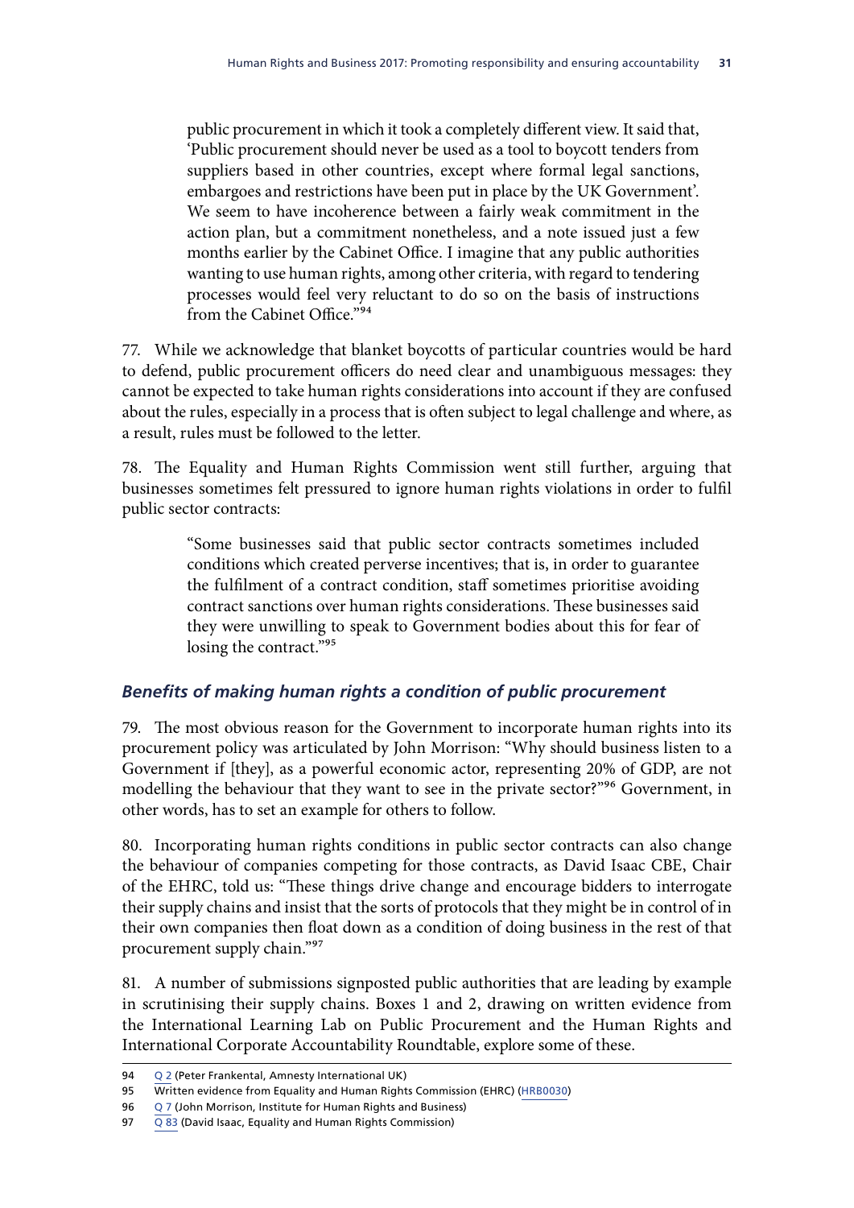> public procurement in which it took a completely different view. It said that, 'Public procurement should never be used as a tool to boycott tenders from suppliers based in other countries, except where formal legal sanctions, embargoes and restrictions have been put in place by the UK Government'. We seem to have incoherence between a fairly weak commitment in the action plan, but a commitment nonetheless, and a note issued just a few months earlier by the Cabinet Office. I imagine that any public authorities wanting to use human rights, among other criteria, with regard to tendering processes would feel very reluctant to do so on the basis of instructions from the Cabinet Office."[94]

77. While we acknowledge that blanket boycotts of particular countries would be hard to defend, public procurement officers do need clear and unambiguous messages: they cannot be expected to take human rights considerations into account if they are confused about the rules, especially in a process that is often subject to legal challenge and where, as a result, rules must be followed to the letter.

78. The Equality and Human Rights Commission went still further, arguing that businesses sometimes felt pressured to ignore human rights violations in order to fulfil public sector contracts:

> "Some businesses said that public sector contracts sometimes included conditions which created perverse incentives; that is, in order to guarantee the fulfilment of a contract condition, staff sometimes prioritise avoiding contract sanctions over human rights considerations. These businesses said they were unwilling to speak to Government bodies about this for fear of losing the contract."[95]

### *Benefits of making human rights a condition of public procurement*

79. The most obvious reason for the Government to incorporate human rights into its procurement policy was articulated by John Morrison: "Why should business listen to a Government if [they], as a powerful economic actor, representing 20% of GDP, are not modelling the behaviour that they want to see in the private sector?"[96] Government, in other words, has to set an example for others to follow.

80. Incorporating human rights conditions in public sector contracts can also change the behaviour of companies competing for those contracts, as David Isaac CBE, Chair of the EHRC, told us: "These things drive change and encourage bidders to interrogate their supply chains and insist that the sorts of protocols that they might be in control of in their own companies then float down as a condition of doing business in the rest of that procurement supply chain."[97]

81. A number of submissions signposted public authorities that are leading by example in scrutinising their supply chains. Boxes 1 and 2, drawing on written evidence from the International Learning Lab on Public Procurement and the Human Rights and International Corporate Accountability Roundtable, explore some of these.

---

94 Q 2 (Peter Frankental, Amnesty International UK)

95 Written evidence from Equality and Human Rights Commission (EHRC) (HRB0030)

96 Q 7 (John Morrison, Institute for Human Rights and Business)

97 Q 83 (David Isaac, Equality and Human Rights Commission)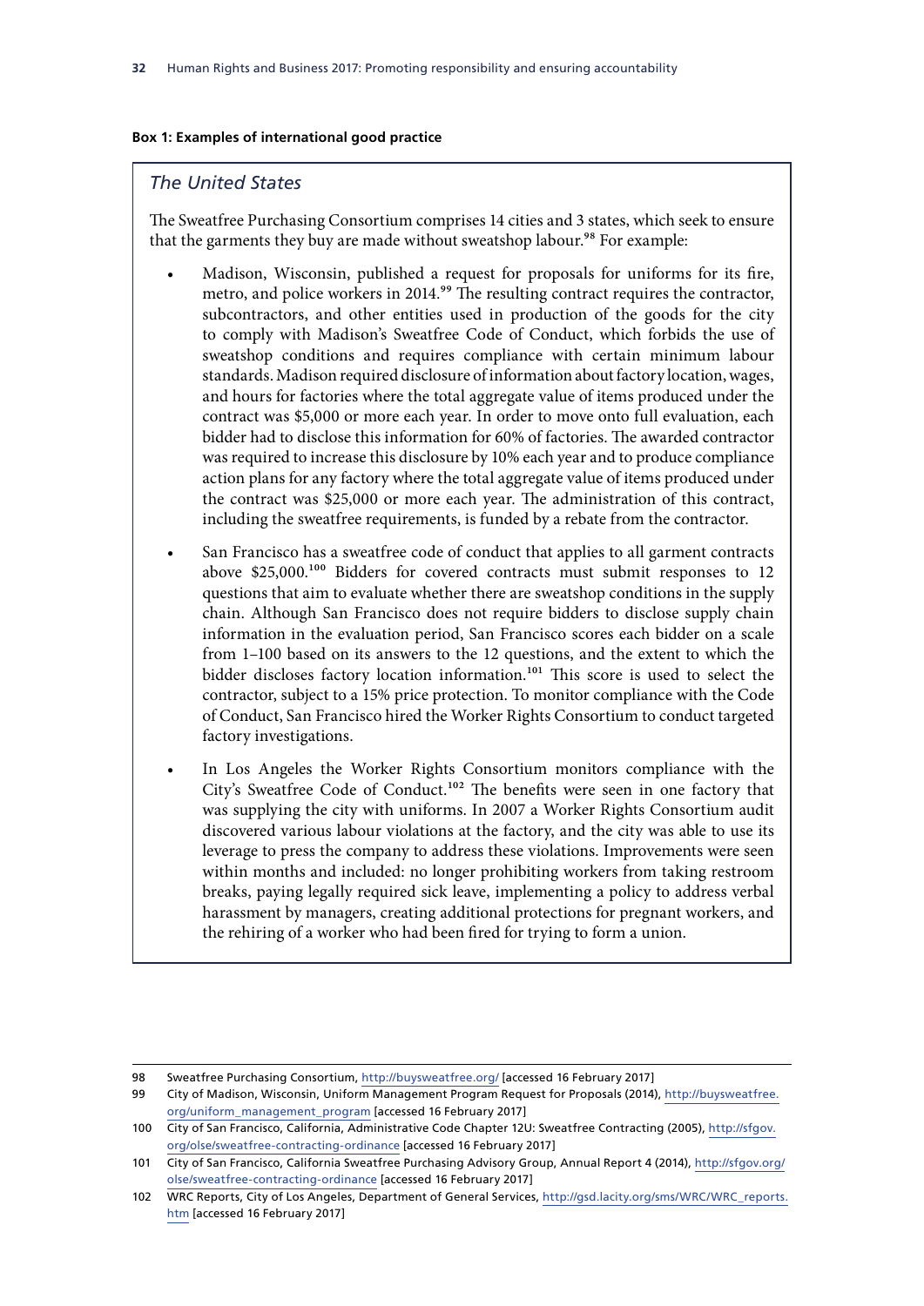**Box 1: Examples of international good practice**

*The United States*

The Sweatfree Purchasing Consortium comprises 14 cities and 3 states, which seek to ensure that the garments they buy are made without sweatshop labour.[98] For example:

- Madison, Wisconsin, published a request for proposals for uniforms for its fire, metro, and police workers in 2014.[99] The resulting contract requires the contractor, subcontractors, and other entities used in production of the goods for the city to comply with Madison's Sweatfree Code of Conduct, which forbids the use of sweatshop conditions and requires compliance with certain minimum labour standards. Madison required disclosure of information about factory location, wages, and hours for factories where the total aggregate value of items produced under the contract was $5,000 or more each year. In order to move onto full evaluation, each bidder had to disclose this information for 60% of factories. The awarded contractor was required to increase this disclosure by 10% each year and to produce compliance action plans for any factory where the total aggregate value of items produced under the contract was $25,000 or more each year. The administration of this contract, including the sweatfree requirements, is funded by a rebate from the contractor.

- San Francisco has a sweatfree code of conduct that applies to all garment contracts above $25,000.[100] Bidders for covered contracts must submit responses to 12 questions that aim to evaluate whether there are sweatshop conditions in the supply chain. Although San Francisco does not require bidders to disclose supply chain information in the evaluation period, San Francisco scores each bidder on a scale from 1–100 based on its answers to the 12 questions, and the extent to which the bidder discloses factory location information.[101] This score is used to select the contractor, subject to a 15% price protection. To monitor compliance with the Code of Conduct, San Francisco hired the Worker Rights Consortium to conduct targeted factory investigations.

- In Los Angeles the Worker Rights Consortium monitors compliance with the City's Sweatfree Code of Conduct.[102] The benefits were seen in one factory that was supplying the city with uniforms. In 2007 a Worker Rights Consortium audit discovered various labour violations at the factory, and the city was able to use its leverage to press the company to address these violations. Improvements were seen within months and included: no longer prohibiting workers from taking restroom breaks, paying legally required sick leave, implementing a policy to address verbal harassment by managers, creating additional protections for pregnant workers, and the rehiring of a worker who had been fired for trying to form a union.

---

98 Sweatfree Purchasing Consortium, http://buysweatfree.org/ [accessed 16 February 2017]

99 City of Madison, Wisconsin, Uniform Management Program Request for Proposals (2014), http://buysweatfree.org/uniform_management_program [accessed 16 February 2017]

100 City of San Francisco, California, Administrative Code Chapter 12U: Sweatfree Contracting (2005), http://sfgov.org/olse/sweatfree-contracting-ordinance [accessed 16 February 2017]

101 City of San Francisco, California Sweatfree Purchasing Advisory Group, Annual Report 4 (2014), http://sfgov.org/olse/sweatfree-contracting-ordinance [accessed 16 February 2017]

102 WRC Reports, City of Los Angeles, Department of General Services, http://gsd.lacity.org/sms/WRC/WRC_reports.htm [accessed 16 February 2017]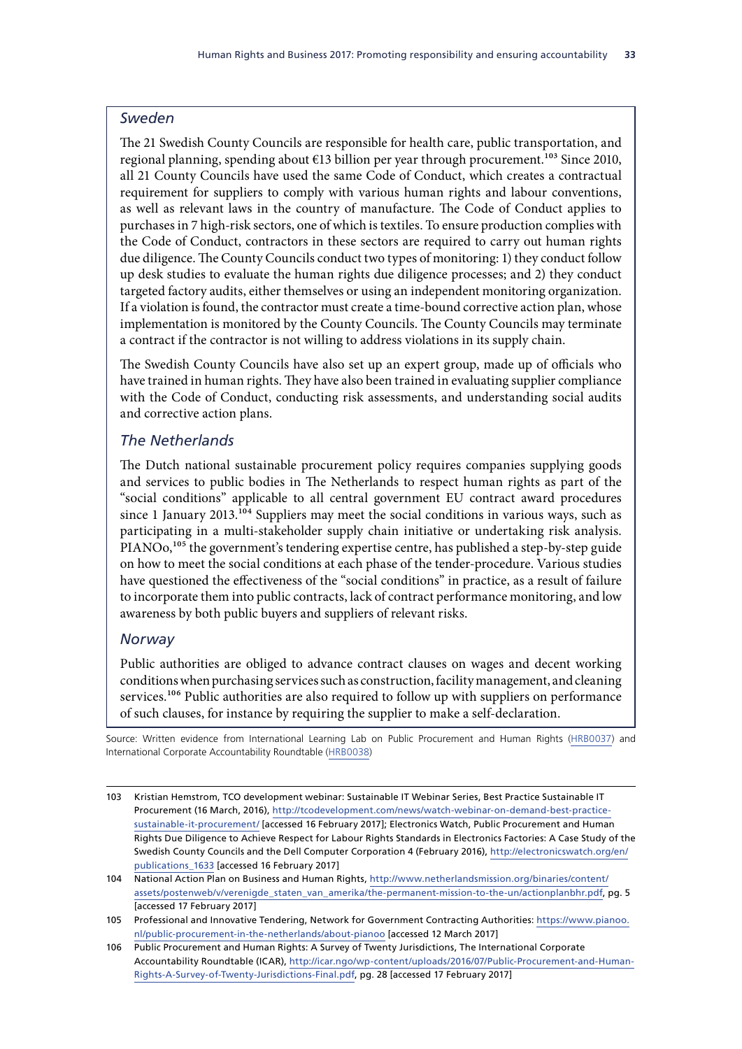### *Sweden*

The 21 Swedish County Councils are responsible for health care, public transportation, and regional planning, spending about €13 billion per year through procurement.[103] Since 2010, all 21 County Councils have used the same Code of Conduct, which creates a contractual requirement for suppliers to comply with various human rights and labour conventions, as well as relevant laws in the country of manufacture. The Code of Conduct applies to purchases in 7 high-risk sectors, one of which is textiles. To ensure production complies with the Code of Conduct, contractors in these sectors are required to carry out human rights due diligence. The County Councils conduct two types of monitoring: 1) they conduct follow up desk studies to evaluate the human rights due diligence processes; and 2) they conduct targeted factory audits, either themselves or using an independent monitoring organization. If a violation is found, the contractor must create a time-bound corrective action plan, whose implementation is monitored by the County Councils. The County Councils may terminate a contract if the contractor is not willing to address violations in its supply chain.

The Swedish County Councils have also set up an expert group, made up of officials who have trained in human rights. They have also been trained in evaluating supplier compliance with the Code of Conduct, conducting risk assessments, and understanding social audits and corrective action plans.

### *The Netherlands*

The Dutch national sustainable procurement policy requires companies supplying goods and services to public bodies in The Netherlands to respect human rights as part of the "social conditions" applicable to all central government EU contract award procedures since 1 January 2013.[104] Suppliers may meet the social conditions in various ways, such as participating in a multi-stakeholder supply chain initiative or undertaking risk analysis. PIANOo,[105] the government's tendering expertise centre, has published a step-by-step guide on how to meet the social conditions at each phase of the tender-procedure. Various studies have questioned the effectiveness of the "social conditions" in practice, as a result of failure to incorporate them into public contracts, lack of contract performance monitoring, and low awareness by both public buyers and suppliers of relevant risks.

### *Norway*

Public authorities are obliged to advance contract clauses on wages and decent working conditions when purchasing services such as construction, facility management, and cleaning services.[106] Public authorities are also required to follow up with suppliers on performance of such clauses, for instance by requiring the supplier to make a self-declaration.

Source: Written evidence from International Learning Lab on Public Procurement and Human Rights (HRB0037) and International Corporate Accountability Roundtable (HRB0038)

---

103 Kristian Hemstrom, TCO development webinar: Sustainable IT Webinar Series, Best Practice Sustainable IT Procurement (16 March, 2016), http://tcodevelopment.com/news/watch-webinar-on-demand-best-practice-sustainable-it-procurement/ [accessed 16 February 2017]; Electronics Watch, Public Procurement and Human Rights Due Diligence to Achieve Respect for Labour Rights Standards in Electronics Factories: A Case Study of the Swedish County Councils and the Dell Computer Corporation 4 (February 2016), http://electronicswatch.org/en/publications_1633 [accessed 16 February 2017]

104 National Action Plan on Business and Human Rights, http://www.netherlandsmission.org/binaries/content/assets/postenweb/v/verenigde_staten_van_amerika/the-permanent-mission-to-the-un/actionplanbhr.pdf, pg. 5 [accessed 17 February 2017]

105 Professional and Innovative Tendering, Network for Government Contracting Authorities: https://www.pianoo.nl/public-procurement-in-the-netherlands/about-pianoo [accessed 12 March 2017]

106 Public Procurement and Human Rights: A Survey of Twenty Jurisdictions, The International Corporate Accountability Roundtable (ICAR), http://icar.ngo/wp-content/uploads/2016/07/Public-Procurement-and-Human-Rights-A-Survey-of-Twenty-Jurisdictions-Final.pdf, pg. 28 [accessed 17 February 2017]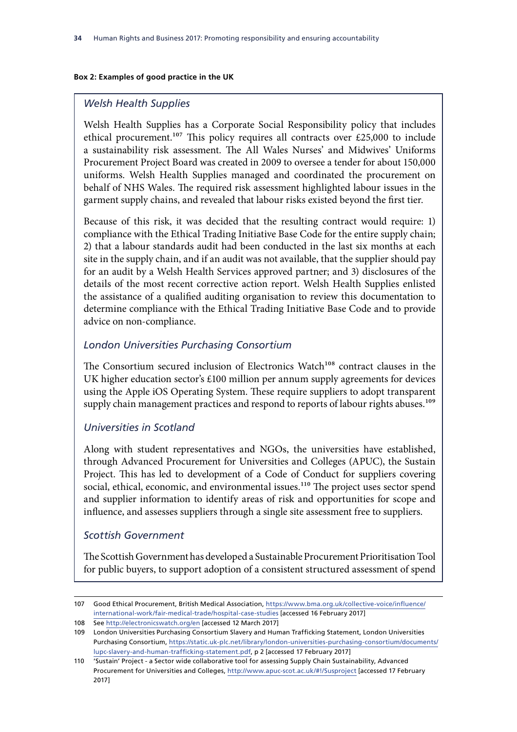**Box 2: Examples of good practice in the UK**

*Welsh Health Supplies*

Welsh Health Supplies has a Corporate Social Responsibility policy that includes ethical procurement.[107] This policy requires all contracts over £25,000 to include a sustainability risk assessment. The All Wales Nurses' and Midwives' Uniforms Procurement Project Board was created in 2009 to oversee a tender for about 150,000 uniforms. Welsh Health Supplies managed and coordinated the procurement on behalf of NHS Wales. The required risk assessment highlighted labour issues in the garment supply chains, and revealed that labour risks existed beyond the first tier.

Because of this risk, it was decided that the resulting contract would require: 1) compliance with the Ethical Trading Initiative Base Code for the entire supply chain; 2) that a labour standards audit had been conducted in the last six months at each site in the supply chain, and if an audit was not available, that the supplier should pay for an audit by a Welsh Health Services approved partner; and 3) disclosures of the details of the most recent corrective action report. Welsh Health Supplies enlisted the assistance of a qualified auditing organisation to review this documentation to determine compliance with the Ethical Trading Initiative Base Code and to provide advice on non-compliance.

*London Universities Purchasing Consortium*

The Consortium secured inclusion of Electronics Watch[108] contract clauses in the UK higher education sector's £100 million per annum supply agreements for devices using the Apple iOS Operating System. These require suppliers to adopt transparent supply chain management practices and respond to reports of labour rights abuses.[109]

*Universities in Scotland*

Along with student representatives and NGOs, the universities have established, through Advanced Procurement for Universities and Colleges (APUC), the Sustain Project. This has led to development of a Code of Conduct for suppliers covering social, ethical, economic, and environmental issues.[110] The project uses sector spend and supplier information to identify areas of risk and opportunities for scope and influence, and assesses suppliers through a single site assessment free to suppliers.

*Scottish Government*

The Scottish Government has developed a Sustainable Procurement Prioritisation Tool for public buyers, to support adoption of a consistent structured assessment of spend

107 Good Ethical Procurement, British Medical Association, https://www.bma.org.uk/collective-voice/influence/international-work/fair-medical-trade/hospital-case-studies [accessed 16 February 2017]

108 See http://electronicswatch.org/en [accessed 12 March 2017]

109 London Universities Purchasing Consortium Slavery and Human Trafficking Statement, London Universities Purchasing Consortium, https://static.uk-plc.net/library/london-universities-purchasing-consortium/documents/lupc-slavery-and-human-trafficking-statement.pdf, p 2 [accessed 17 February 2017]

110 'Sustain' Project - a Sector wide collaborative tool for assessing Supply Chain Sustainability, Advanced Procurement for Universities and Colleges, http://www.apuc-scot.ac.uk/#!/Susproject [accessed 17 February 2017]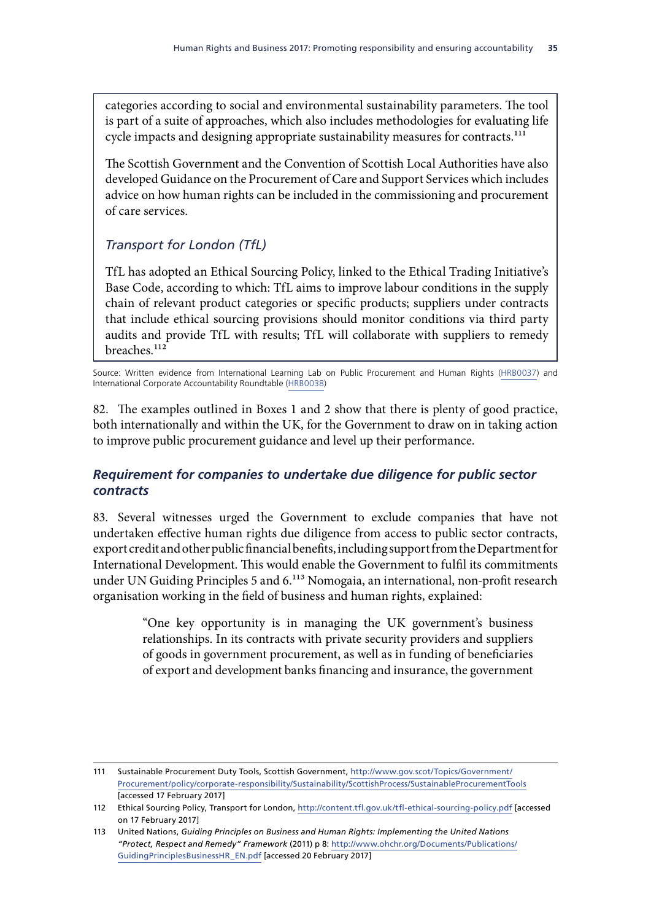categories according to social and environmental sustainability parameters. The tool is part of a suite of approaches, which also includes methodologies for evaluating life cycle impacts and designing appropriate sustainability measures for contracts.[111]

The Scottish Government and the Convention of Scottish Local Authorities have also developed Guidance on the Procurement of Care and Support Services which includes advice on how human rights can be included in the commissioning and procurement of care services.

*Transport for London (TfL)*

TfL has adopted an Ethical Sourcing Policy, linked to the Ethical Trading Initiative's Base Code, according to which: TfL aims to improve labour conditions in the supply chain of relevant product categories or specific products; suppliers under contracts that include ethical sourcing provisions should monitor conditions via third party audits and provide TfL with results; TfL will collaborate with suppliers to remedy breaches.[112]

Source: Written evidence from International Learning Lab on Public Procurement and Human Rights (HRB0037) and International Corporate Accountability Roundtable (HRB0038)

82. The examples outlined in Boxes 1 and 2 show that there is plenty of good practice, both internationally and within the UK, for the Government to draw on in taking action to improve public procurement guidance and level up their performance.

### *Requirement for companies to undertake due diligence for public sector contracts*

83. Several witnesses urged the Government to exclude companies that have not undertaken effective human rights due diligence from access to public sector contracts, export credit and other public financial benefits, including support from the Department for International Development. This would enable the Government to fulfil its commitments under UN Guiding Principles 5 and 6.[113] Nomogaia, an international, non-profit research organisation working in the field of business and human rights, explained:

> "One key opportunity is in managing the UK government's business relationships. In its contracts with private security providers and suppliers of goods in government procurement, as well as in funding of beneficiaries of export and development banks financing and insurance, the government

---

111 Sustainable Procurement Duty Tools, Scottish Government, http://www.gov.scot/Topics/Government/Procurement/policy/corporate-responsibility/Sustainability/ScottishProcess/SustainableProcurementTools [accessed 17 February 2017]

112 Ethical Sourcing Policy, Transport for London, http://content.tfl.gov.uk/tfl-ethical-sourcing-policy.pdf [accessed on 17 February 2017]

113 United Nations, *Guiding Principles on Business and Human Rights: Implementing the United Nations "Protect, Respect and Remedy" Framework* (2011) p 8: http://www.ohchr.org/Documents/Publications/GuidingPrinciplesBusinessHR_EN.pdf [accessed 20 February 2017]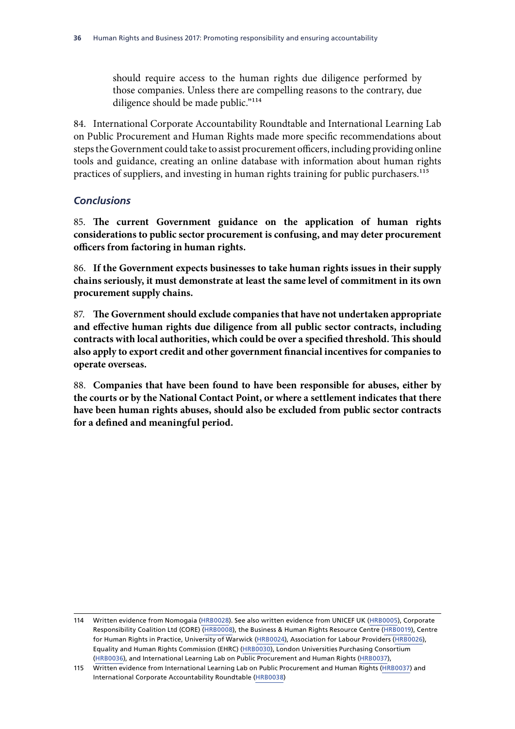should require access to the human rights due diligence performed by those companies. Unless there are compelling reasons to the contrary, due diligence should be made public."[114]

84. International Corporate Accountability Roundtable and International Learning Lab on Public Procurement and Human Rights made more specific recommendations about steps the Government could take to assist procurement officers, including providing online tools and guidance, creating an online database with information about human rights practices of suppliers, and investing in human rights training for public purchasers.[115]

### *Conclusions*

85. **The current Government guidance on the application of human rights considerations to public sector procurement is confusing, and may deter procurement officers from factoring in human rights.**

86. **If the Government expects businesses to take human rights issues in their supply chains seriously, it must demonstrate at least the same level of commitment in its own procurement supply chains.**

87. **The Government should exclude companies that have not undertaken appropriate and effective human rights due diligence from all public sector contracts, including contracts with local authorities, which could be over a specified threshold. This should also apply to export credit and other government financial incentives for companies to operate overseas.**

88. **Companies that have been found to have been responsible for abuses, either by the courts or by the National Contact Point, or where a settlement indicates that there have been human rights abuses, should also be excluded from public sector contracts for a defined and meaningful period.**

---

114 Written evidence from Nomogaia (HRB0028). See also written evidence from UNICEF UK (HRB0005), Corporate Responsibility Coalition Ltd (CORE) (HRB0008), the Business & Human Rights Resource Centre (HRB0019), Centre for Human Rights in Practice, University of Warwick (HRB0024), Association for Labour Providers (HRB0026), Equality and Human Rights Commission (EHRC) (HRB0030), London Universities Purchasing Consortium (HRB0036), and International Learning Lab on Public Procurement and Human Rights (HRB0037),

115 Written evidence from International Learning Lab on Public Procurement and Human Rights (HRB0037) and International Corporate Accountability Roundtable (HRB0038)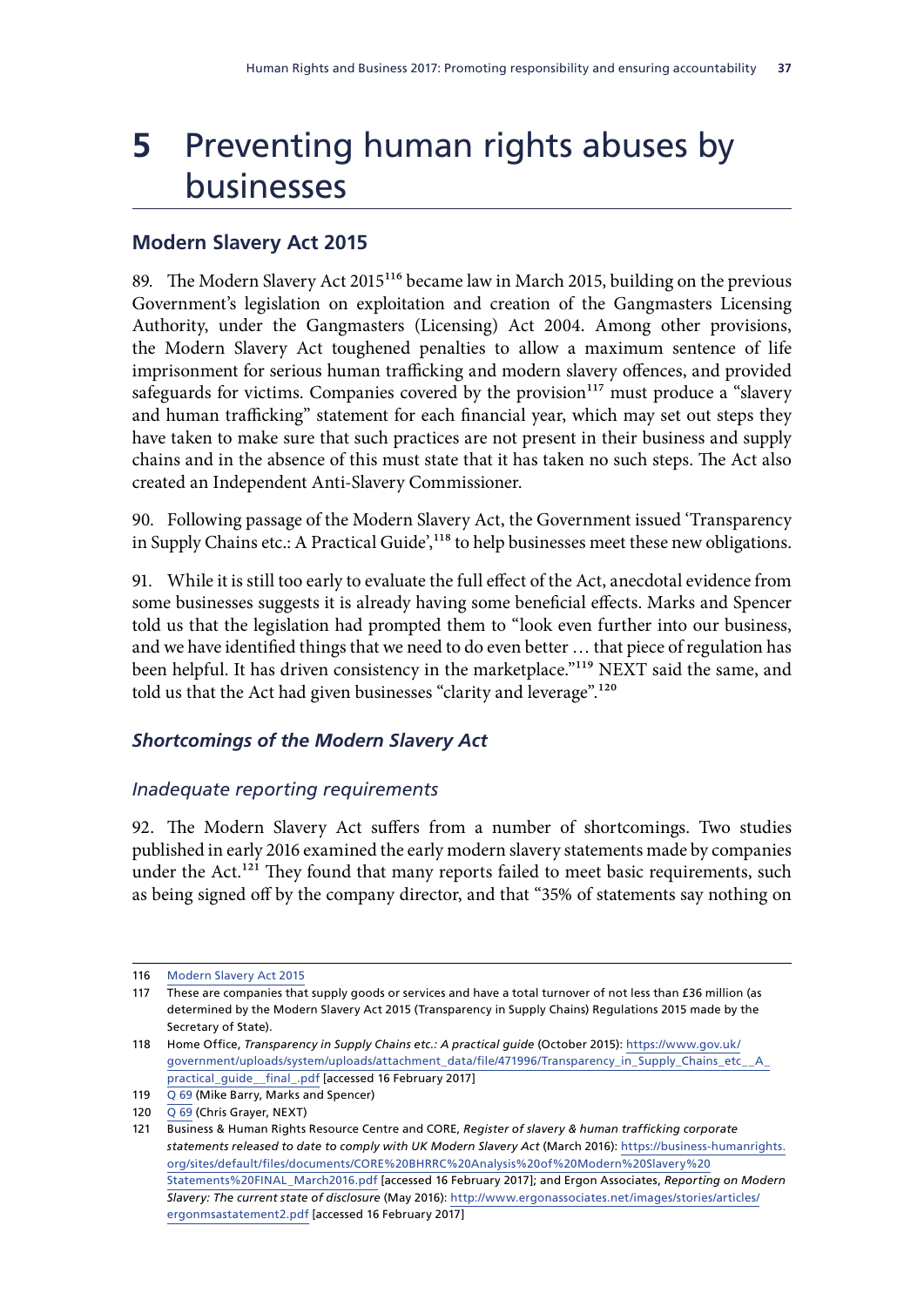# 5 Preventing human rights abuses by businesses

## Modern Slavery Act 2015

89. The Modern Slavery Act 2015[116] became law in March 2015, building on the previous Government's legislation on exploitation and creation of the Gangmasters Licensing Authority, under the Gangmasters (Licensing) Act 2004. Among other provisions, the Modern Slavery Act toughened penalties to allow a maximum sentence of life imprisonment for serious human trafficking and modern slavery offences, and provided safeguards for victims. Companies covered by the provision[117] must produce a "slavery and human trafficking" statement for each financial year, which may set out steps they have taken to make sure that such practices are not present in their business and supply chains and in the absence of this must state that it has taken no such steps. The Act also created an Independent Anti-Slavery Commissioner.

90. Following passage of the Modern Slavery Act, the Government issued 'Transparency in Supply Chains etc.: A Practical Guide',[118] to help businesses meet these new obligations.

91. While it is still too early to evaluate the full effect of the Act, anecdotal evidence from some businesses suggests it is already having some beneficial effects. Marks and Spencer told us that the legislation had prompted them to "look even further into our business, and we have identified things that we need to do even better … that piece of regulation has been helpful. It has driven consistency in the marketplace."[119] NEXT said the same, and told us that the Act had given businesses "clarity and leverage".[120]

### *Shortcomings of the Modern Slavery Act*

#### *Inadequate reporting requirements*

92. The Modern Slavery Act suffers from a number of shortcomings. Two studies published in early 2016 examined the early modern slavery statements made by companies under the Act.[121] They found that many reports failed to meet basic requirements, such as being signed off by the company director, and that "35% of statements say nothing on

---

116 Modern Slavery Act 2015

117 These are companies that supply goods or services and have a total turnover of not less than £36 million (as determined by the Modern Slavery Act 2015 (Transparency in Supply Chains) Regulations 2015 made by the Secretary of State).

118 Home Office, *Transparency in Supply Chains etc.: A practical guide* (October 2015): https://www.gov.uk/government/uploads/system/uploads/attachment_data/file/471996/Transparency_in_Supply_Chains_etc__A_practical_guide__final_.pdf [accessed 16 February 2017]

119 Q 69 (Mike Barry, Marks and Spencer)

120 Q 69 (Chris Grayer, NEXT)

121 Business & Human Rights Resource Centre and CORE, *Register of slavery & human trafficking corporate statements released to date to comply with UK Modern Slavery Act* (March 2016): https://business-humanrights.org/sites/default/files/documents/CORE%20BHRRC%20Analysis%20of%20Modern%20Slavery%20Statements%20FINAL_March2016.pdf [accessed 16 February 2017]; and Ergon Associates, *Reporting on Modern Slavery: The current state of disclosure* (May 2016): http://www.ergonassociates.net/images/stories/articles/ergonmsastatement2.pdf [accessed 16 February 2017]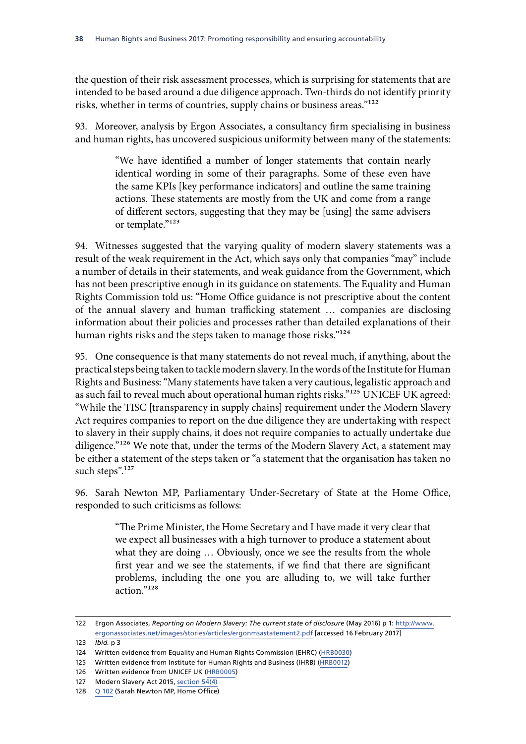the question of their risk assessment processes, which is surprising for statements that are intended to be based around a due diligence approach. Two-thirds do not identify priority risks, whether in terms of countries, supply chains or business areas."[122]

93. Moreover, analysis by Ergon Associates, a consultancy firm specialising in business and human rights, has uncovered suspicious uniformity between many of the statements:

> "We have identified a number of longer statements that contain nearly identical wording in some of their paragraphs. Some of these even have the same KPIs [key performance indicators] and outline the same training actions. These statements are mostly from the UK and come from a range of different sectors, suggesting that they may be [using] the same advisers or template."[123]

94. Witnesses suggested that the varying quality of modern slavery statements was a result of the weak requirement in the Act, which says only that companies "may" include a number of details in their statements, and weak guidance from the Government, which has not been prescriptive enough in its guidance on statements. The Equality and Human Rights Commission told us: "Home Office guidance is not prescriptive about the content of the annual slavery and human trafficking statement … companies are disclosing information about their policies and processes rather than detailed explanations of their human rights risks and the steps taken to manage those risks."[124]

95. One consequence is that many statements do not reveal much, if anything, about the practical steps being taken to tackle modern slavery. In the words of the Institute for Human Rights and Business: "Many statements have taken a very cautious, legalistic approach and as such fail to reveal much about operational human rights risks."[125] UNICEF UK agreed: "While the TISC [transparency in supply chains] requirement under the Modern Slavery Act requires companies to report on the due diligence they are undertaking with respect to slavery in their supply chains, it does not require companies to actually undertake due diligence."[126] We note that, under the terms of the Modern Slavery Act, a statement may be either a statement of the steps taken or "a statement that the organisation has taken no such steps".[127]

96. Sarah Newton MP, Parliamentary Under-Secretary of State at the Home Office, responded to such criticisms as follows:

> "The Prime Minister, the Home Secretary and I have made it very clear that we expect all businesses with a high turnover to produce a statement about what they are doing … Obviously, once we see the results from the whole first year and we see the statements, if we find that there are significant problems, including the one you are alluding to, we will take further action."[128]

---

122 Ergon Associates, *Reporting on Modern Slavery: The current state of disclosure* (May 2016) p 1: http://www.ergonassociates.net/images/stories/articles/ergonmsastatement2.pdf [accessed 16 February 2017]

123 *Ibid.* p 3

124 Written evidence from Equality and Human Rights Commission (EHRC) (HRB0030)

125 Written evidence from Institute for Human Rights and Business (IHRB) (HRB0012)

126 Written evidence from UNICEF UK (HRB0005)

127 Modern Slavery Act 2015, section 54(4)

128 Q 102 (Sarah Newton MP, Home Office)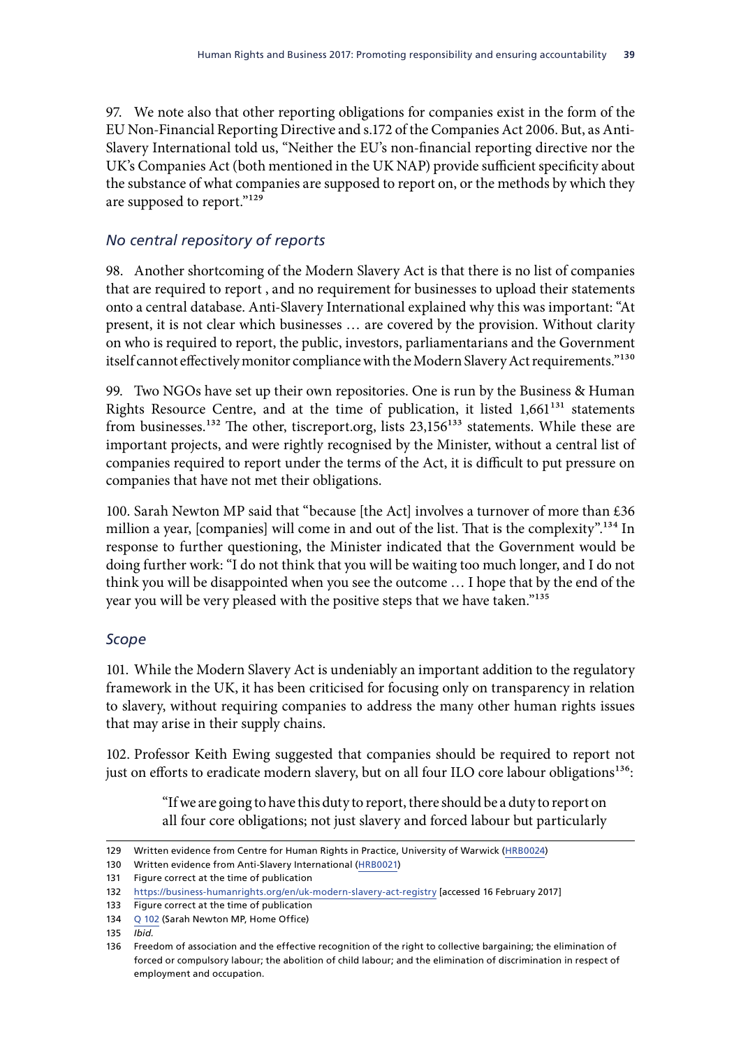97. We note also that other reporting obligations for companies exist in the form of the EU Non-Financial Reporting Directive and s.172 of the Companies Act 2006. But, as Anti-Slavery International told us, "Neither the EU's non-financial reporting directive nor the UK's Companies Act (both mentioned in the UK NAP) provide sufficient specificity about the substance of what companies are supposed to report on, or the methods by which they are supposed to report."[129]

### *No central repository of reports*

98. Another shortcoming of the Modern Slavery Act is that there is no list of companies that are required to report , and no requirement for businesses to upload their statements onto a central database. Anti-Slavery International explained why this was important: "At present, it is not clear which businesses … are covered by the provision. Without clarity on who is required to report, the public, investors, parliamentarians and the Government itself cannot effectively monitor compliance with the Modern Slavery Act requirements."[130]

99. Two NGOs have set up their own repositories. One is run by the Business & Human Rights Resource Centre, and at the time of publication, it listed 1,661[131] statements from businesses.[132] The other, tiscreport.org, lists 23,156[133] statements. While these are important projects, and were rightly recognised by the Minister, without a central list of companies required to report under the terms of the Act, it is difficult to put pressure on companies that have not met their obligations.

100. Sarah Newton MP said that "because [the Act] involves a turnover of more than £36 million a year, [companies] will come in and out of the list. That is the complexity".[134] In response to further questioning, the Minister indicated that the Government would be doing further work: "I do not think that you will be waiting too much longer, and I do not think you will be disappointed when you see the outcome … I hope that by the end of the year you will be very pleased with the positive steps that we have taken."[135]

### *Scope*

101. While the Modern Slavery Act is undeniably an important addition to the regulatory framework in the UK, it has been criticised for focusing only on transparency in relation to slavery, without requiring companies to address the many other human rights issues that may arise in their supply chains.

102. Professor Keith Ewing suggested that companies should be required to report not just on efforts to eradicate modern slavery, but on all four ILO core labour obligations[136]:

> "If we are going to have this duty to report, there should be a duty to report on all four core obligations; not just slavery and forced labour but particularly

---

129 Written evidence from Centre for Human Rights in Practice, University of Warwick (HRB0024)

130 Written evidence from Anti-Slavery International (HRB0021)

131 Figure correct at the time of publication

132 https://business-humanrights.org/en/uk-modern-slavery-act-registry [accessed 16 February 2017]

133 Figure correct at the time of publication

134 Q 102 (Sarah Newton MP, Home Office)

135 *Ibid.*

136 Freedom of association and the effective recognition of the right to collective bargaining; the elimination of forced or compulsory labour; the abolition of child labour; and the elimination of discrimination in respect of employment and occupation.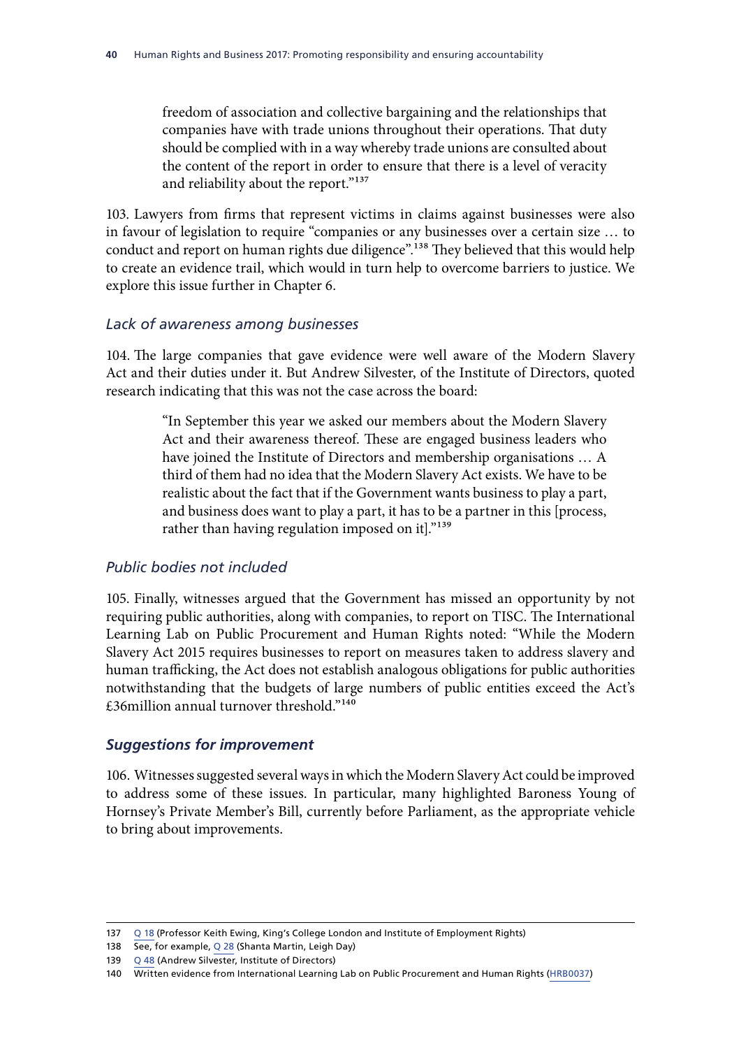freedom of association and collective bargaining and the relationships that companies have with trade unions throughout their operations. That duty should be complied with in a way whereby trade unions are consulted about the content of the report in order to ensure that there is a level of veracity and reliability about the report."[137]

103. Lawyers from firms that represent victims in claims against businesses were also in favour of legislation to require "companies or any businesses over a certain size … to conduct and report on human rights due diligence".[138] They believed that this would help to create an evidence trail, which would in turn help to overcome barriers to justice. We explore this issue further in Chapter 6.

### *Lack of awareness among businesses*

104. The large companies that gave evidence were well aware of the Modern Slavery Act and their duties under it. But Andrew Silvester, of the Institute of Directors, quoted research indicating that this was not the case across the board:

> "In September this year we asked our members about the Modern Slavery Act and their awareness thereof. These are engaged business leaders who have joined the Institute of Directors and membership organisations … A third of them had no idea that the Modern Slavery Act exists. We have to be realistic about the fact that if the Government wants business to play a part, and business does want to play a part, it has to be a partner in this [process, rather than having regulation imposed on it]."[139]

### *Public bodies not included*

105. Finally, witnesses argued that the Government has missed an opportunity by not requiring public authorities, along with companies, to report on TISC. The International Learning Lab on Public Procurement and Human Rights noted: "While the Modern Slavery Act 2015 requires businesses to report on measures taken to address slavery and human trafficking, the Act does not establish analogous obligations for public authorities notwithstanding that the budgets of large numbers of public entities exceed the Act's £36million annual turnover threshold."[140]

### ***Suggestions for improvement***

106. Witnesses suggested several ways in which the Modern Slavery Act could be improved to address some of these issues. In particular, many highlighted Baroness Young of Hornsey's Private Member's Bill, currently before Parliament, as the appropriate vehicle to bring about improvements.

---

137 Q 18 (Professor Keith Ewing, King's College London and Institute of Employment Rights)

138 See, for example, Q 28 (Shanta Martin, Leigh Day)

139 Q 48 (Andrew Silvester, Institute of Directors)

140 Written evidence from International Learning Lab on Public Procurement and Human Rights (HRB0037)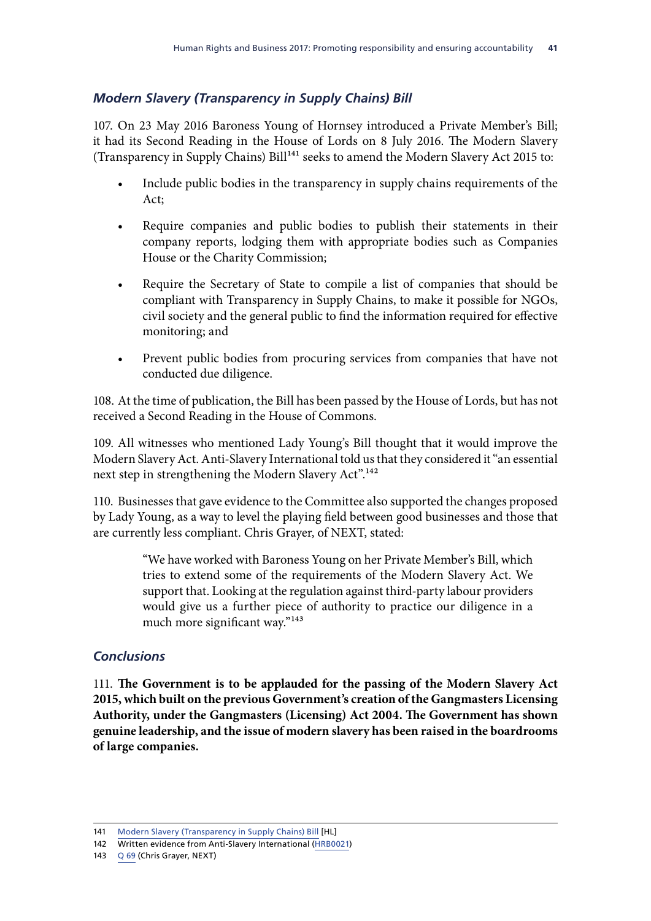### *Modern Slavery (Transparency in Supply Chains) Bill*

107. On 23 May 2016 Baroness Young of Hornsey introduced a Private Member's Bill; it had its Second Reading in the House of Lords on 8 July 2016. The Modern Slavery (Transparency in Supply Chains) Bill[141] seeks to amend the Modern Slavery Act 2015 to:

- Include public bodies in the transparency in supply chains requirements of the Act;
- Require companies and public bodies to publish their statements in their company reports, lodging them with appropriate bodies such as Companies House or the Charity Commission;
- Require the Secretary of State to compile a list of companies that should be compliant with Transparency in Supply Chains, to make it possible for NGOs, civil society and the general public to find the information required for effective monitoring; and
- Prevent public bodies from procuring services from companies that have not conducted due diligence.

108. At the time of publication, the Bill has been passed by the House of Lords, but has not received a Second Reading in the House of Commons.

109. All witnesses who mentioned Lady Young's Bill thought that it would improve the Modern Slavery Act. Anti-Slavery International told us that they considered it "an essential next step in strengthening the Modern Slavery Act".[142]

110. Businesses that gave evidence to the Committee also supported the changes proposed by Lady Young, as a way to level the playing field between good businesses and those that are currently less compliant. Chris Grayer, of NEXT, stated:

> "We have worked with Baroness Young on her Private Member's Bill, which tries to extend some of the requirements of the Modern Slavery Act. We support that. Looking at the regulation against third-party labour providers would give us a further piece of authority to practice our diligence in a much more significant way."[143]

### *Conclusions*

111. **The Government is to be applauded for the passing of the Modern Slavery Act 2015, which built on the previous Government's creation of the Gangmasters Licensing Authority, under the Gangmasters (Licensing) Act 2004. The Government has shown genuine leadership, and the issue of modern slavery has been raised in the boardrooms of large companies.**

---

141 Modern Slavery (Transparency in Supply Chains) Bill [HL]

142 Written evidence from Anti-Slavery International (HRB0021)

143 Q 69 (Chris Grayer, NEXT)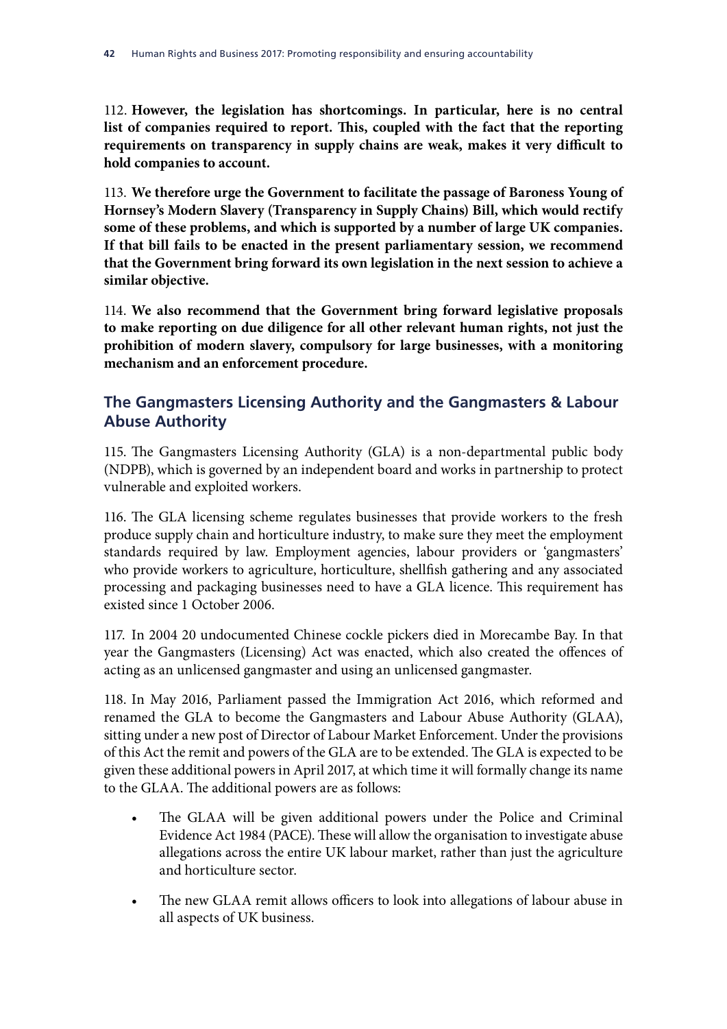112. **However, the legislation has shortcomings. In particular, here is no central list of companies required to report. This, coupled with the fact that the reporting requirements on transparency in supply chains are weak, makes it very difficult to hold companies to account.**

113. **We therefore urge the Government to facilitate the passage of Baroness Young of Hornsey's Modern Slavery (Transparency in Supply Chains) Bill, which would rectify some of these problems, and which is supported by a number of large UK companies. If that bill fails to be enacted in the present parliamentary session, we recommend that the Government bring forward its own legislation in the next session to achieve a similar objective.**

114. **We also recommend that the Government bring forward legislative proposals to make reporting on due diligence for all other relevant human rights, not just the prohibition of modern slavery, compulsory for large businesses, with a monitoring mechanism and an enforcement procedure.**

## The Gangmasters Licensing Authority and the Gangmasters & Labour Abuse Authority

115. The Gangmasters Licensing Authority (GLA) is a non-departmental public body (NDPB), which is governed by an independent board and works in partnership to protect vulnerable and exploited workers.

116. The GLA licensing scheme regulates businesses that provide workers to the fresh produce supply chain and horticulture industry, to make sure they meet the employment standards required by law. Employment agencies, labour providers or 'gangmasters' who provide workers to agriculture, horticulture, shellfish gathering and any associated processing and packaging businesses need to have a GLA licence. This requirement has existed since 1 October 2006.

117. In 2004 20 undocumented Chinese cockle pickers died in Morecambe Bay. In that year the Gangmasters (Licensing) Act was enacted, which also created the offences of acting as an unlicensed gangmaster and using an unlicensed gangmaster.

118. In May 2016, Parliament passed the Immigration Act 2016, which reformed and renamed the GLA to become the Gangmasters and Labour Abuse Authority (GLAA), sitting under a new post of Director of Labour Market Enforcement. Under the provisions of this Act the remit and powers of the GLA are to be extended. The GLA is expected to be given these additional powers in April 2017, at which time it will formally change its name to the GLAA. The additional powers are as follows:

- The GLAA will be given additional powers under the Police and Criminal Evidence Act 1984 (PACE). These will allow the organisation to investigate abuse allegations across the entire UK labour market, rather than just the agriculture and horticulture sector.
- The new GLAA remit allows officers to look into allegations of labour abuse in all aspects of UK business.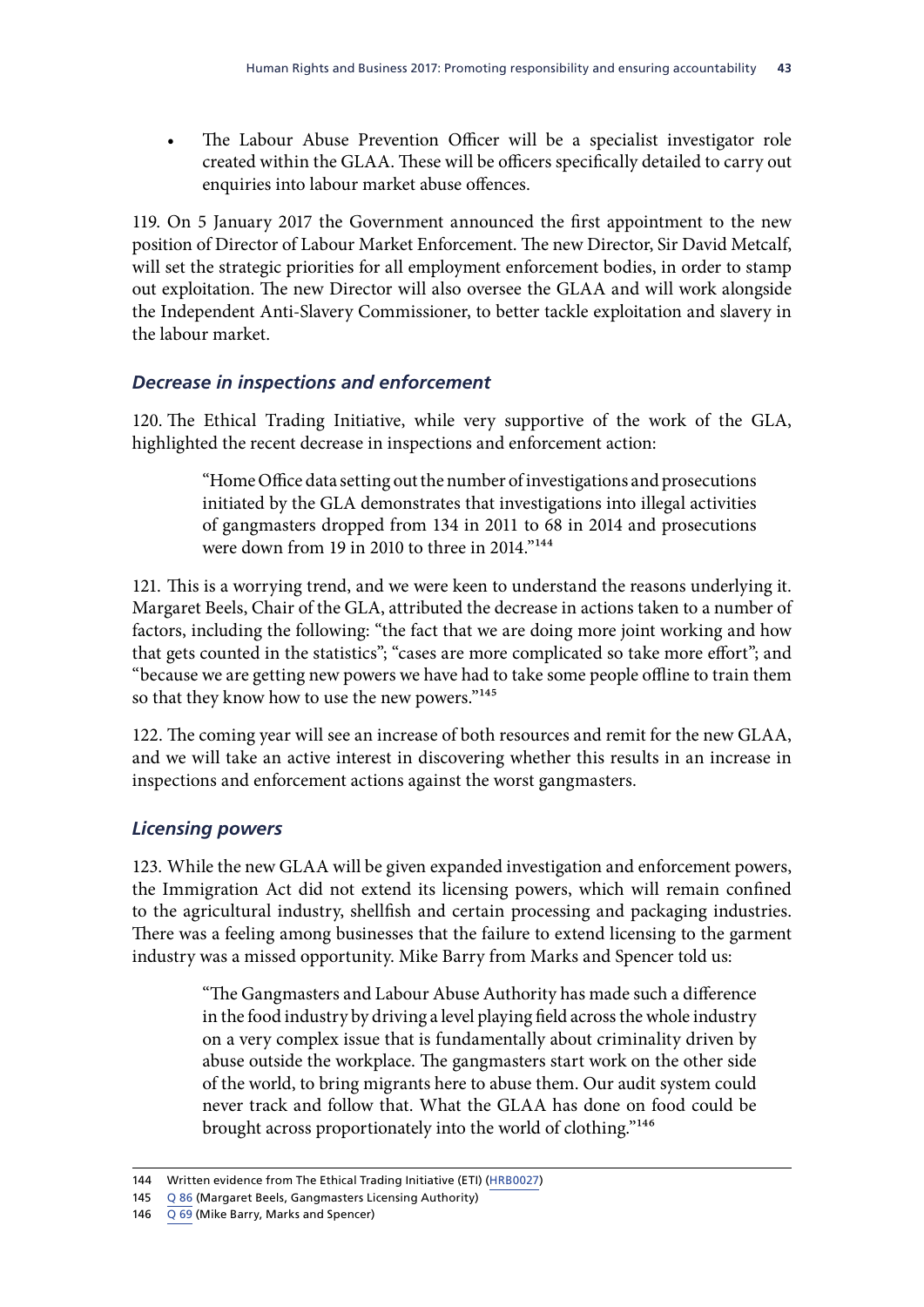- The Labour Abuse Prevention Officer will be a specialist investigator role created within the GLAA. These will be officers specifically detailed to carry out enquiries into labour market abuse offences.

119. On 5 January 2017 the Government announced the first appointment to the new position of Director of Labour Market Enforcement. The new Director, Sir David Metcalf, will set the strategic priorities for all employment enforcement bodies, in order to stamp out exploitation. The new Director will also oversee the GLAA and will work alongside the Independent Anti-Slavery Commissioner, to better tackle exploitation and slavery in the labour market.

### *Decrease in inspections and enforcement*

120. The Ethical Trading Initiative, while very supportive of the work of the GLA, highlighted the recent decrease in inspections and enforcement action:

> "Home Office data setting out the number of investigations and prosecutions initiated by the GLA demonstrates that investigations into illegal activities of gangmasters dropped from 134 in 2011 to 68 in 2014 and prosecutions were down from 19 in 2010 to three in 2014."[144]

121. This is a worrying trend, and we were keen to understand the reasons underlying it. Margaret Beels, Chair of the GLA, attributed the decrease in actions taken to a number of factors, including the following: "the fact that we are doing more joint working and how that gets counted in the statistics"; "cases are more complicated so take more effort"; and "because we are getting new powers we have had to take some people offline to train them so that they know how to use the new powers."[145]

122. The coming year will see an increase of both resources and remit for the new GLAA, and we will take an active interest in discovering whether this results in an increase in inspections and enforcement actions against the worst gangmasters.

### *Licensing powers*

123. While the new GLAA will be given expanded investigation and enforcement powers, the Immigration Act did not extend its licensing powers, which will remain confined to the agricultural industry, shellfish and certain processing and packaging industries. There was a feeling among businesses that the failure to extend licensing to the garment industry was a missed opportunity. Mike Barry from Marks and Spencer told us:

> "The Gangmasters and Labour Abuse Authority has made such a difference in the food industry by driving a level playing field across the whole industry on a very complex issue that is fundamentally about criminality driven by abuse outside the workplace. The gangmasters start work on the other side of the world, to bring migrants here to abuse them. Our audit system could never track and follow that. What the GLAA has done on food could be brought across proportionately into the world of clothing."[146]

---

144 Written evidence from The Ethical Trading Initiative (ETI) (HRB0027)

145 Q 86 (Margaret Beels, Gangmasters Licensing Authority)

146 Q 69 (Mike Barry, Marks and Spencer)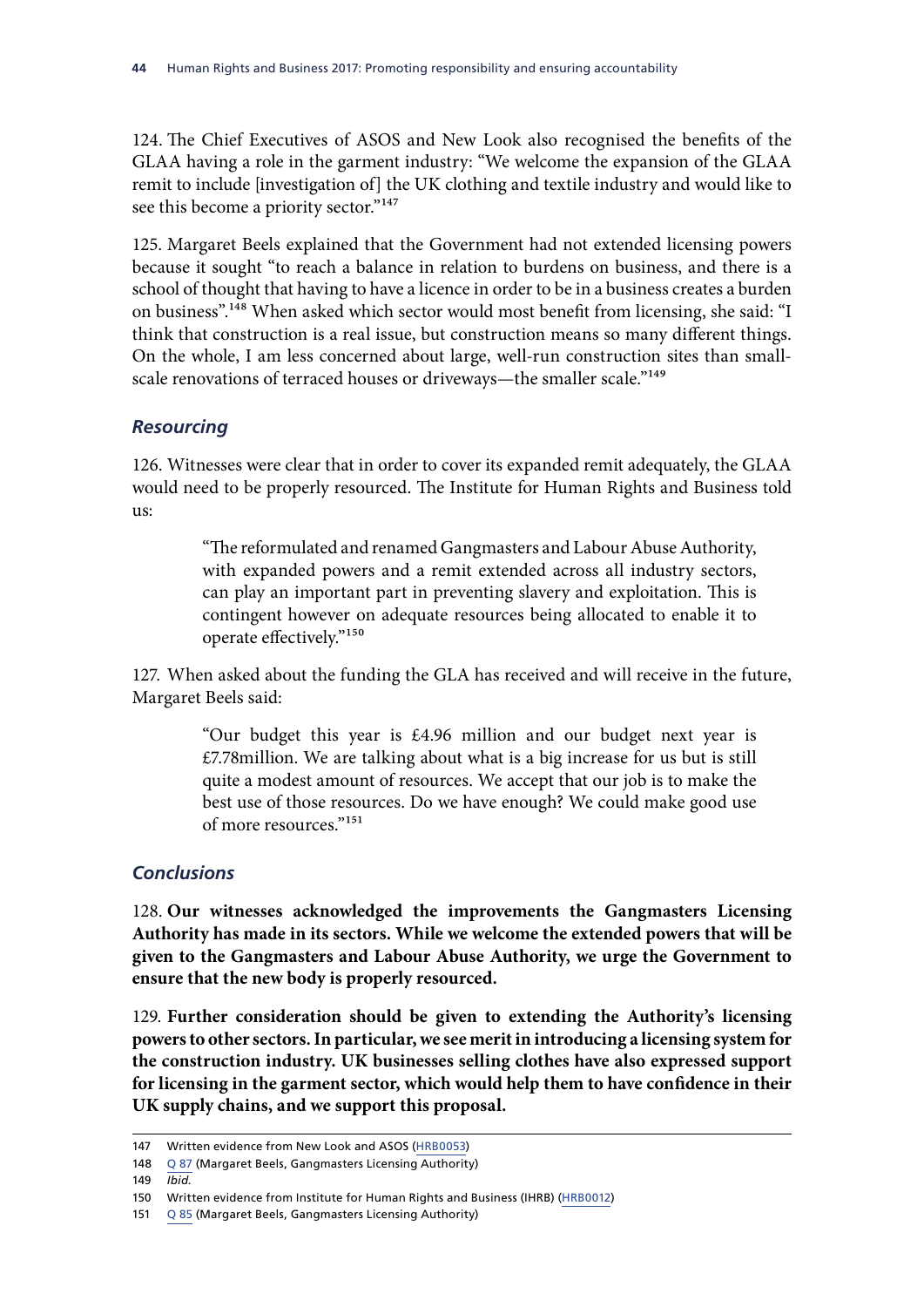124. The Chief Executives of ASOS and New Look also recognised the benefits of the GLAA having a role in the garment industry: "We welcome the expansion of the GLAA remit to include [investigation of] the UK clothing and textile industry and would like to see this become a priority sector."[147]

125. Margaret Beels explained that the Government had not extended licensing powers because it sought "to reach a balance in relation to burdens on business, and there is a school of thought that having to have a licence in order to be in a business creates a burden on business".[148] When asked which sector would most benefit from licensing, she said: "I think that construction is a real issue, but construction means so many different things. On the whole, I am less concerned about large, well-run construction sites than small-scale renovations of terraced houses or driveways—the smaller scale."[149]

### *Resourcing*

126. Witnesses were clear that in order to cover its expanded remit adequately, the GLAA would need to be properly resourced. The Institute for Human Rights and Business told us:

> "The reformulated and renamed Gangmasters and Labour Abuse Authority, with expanded powers and a remit extended across all industry sectors, can play an important part in preventing slavery and exploitation. This is contingent however on adequate resources being allocated to enable it to operate effectively."[150]

127. When asked about the funding the GLA has received and will receive in the future, Margaret Beels said:

> "Our budget this year is £4.96 million and our budget next year is £7.78million. We are talking about what is a big increase for us but is still quite a modest amount of resources. We accept that our job is to make the best use of those resources. Do we have enough? We could make good use of more resources."[151]

### *Conclusions*

128. **Our witnesses acknowledged the improvements the Gangmasters Licensing Authority has made in its sectors. While we welcome the extended powers that will be given to the Gangmasters and Labour Abuse Authority, we urge the Government to ensure that the new body is properly resourced.**

129. **Further consideration should be given to extending the Authority's licensing powers to other sectors. In particular, we see merit in introducing a licensing system for the construction industry. UK businesses selling clothes have also expressed support for licensing in the garment sector, which would help them to have confidence in their UK supply chains, and we support this proposal.**

---

147 Written evidence from New Look and ASOS (HRB0053)

148 Q 87 (Margaret Beels, Gangmasters Licensing Authority)

149 *Ibid.*

150 Written evidence from Institute for Human Rights and Business (IHRB) (HRB0012)

151 Q 85 (Margaret Beels, Gangmasters Licensing Authority)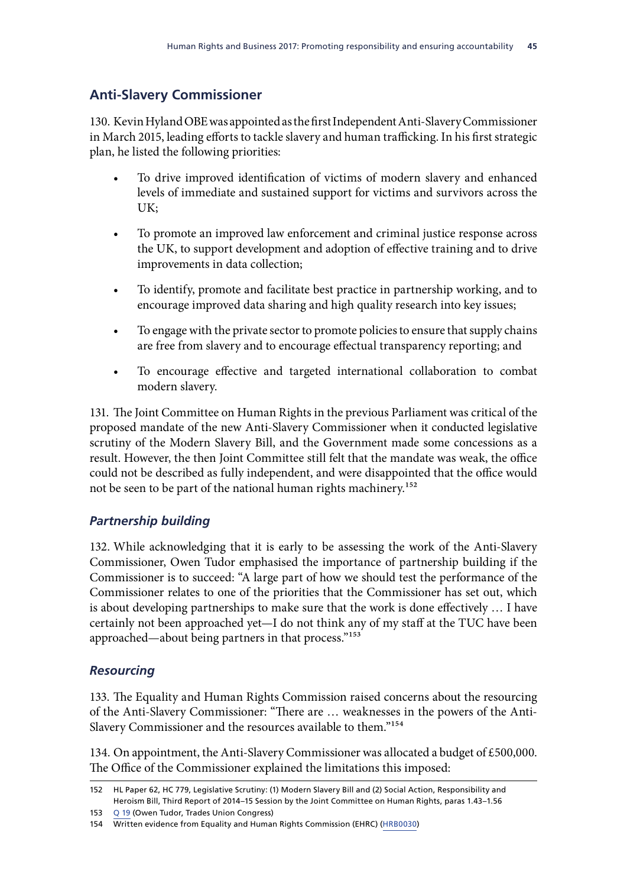## Anti-Slavery Commissioner

130. Kevin Hyland OBE was appointed as the first Independent Anti-Slavery Commissioner in March 2015, leading efforts to tackle slavery and human trafficking. In his first strategic plan, he listed the following priorities:

- To drive improved identification of victims of modern slavery and enhanced levels of immediate and sustained support for victims and survivors across the UK;
- To promote an improved law enforcement and criminal justice response across the UK, to support development and adoption of effective training and to drive improvements in data collection;
- To identify, promote and facilitate best practice in partnership working, and to encourage improved data sharing and high quality research into key issues;
- To engage with the private sector to promote policies to ensure that supply chains are free from slavery and to encourage effectual transparency reporting; and
- To encourage effective and targeted international collaboration to combat modern slavery.

131. The Joint Committee on Human Rights in the previous Parliament was critical of the proposed mandate of the new Anti-Slavery Commissioner when it conducted legislative scrutiny of the Modern Slavery Bill, and the Government made some concessions as a result. However, the then Joint Committee still felt that the mandate was weak, the office could not be described as fully independent, and were disappointed that the office would not be seen to be part of the national human rights machinery.[152]

### *Partnership building*

132. While acknowledging that it is early to be assessing the work of the Anti-Slavery Commissioner, Owen Tudor emphasised the importance of partnership building if the Commissioner is to succeed: "A large part of how we should test the performance of the Commissioner relates to one of the priorities that the Commissioner has set out, which is about developing partnerships to make sure that the work is done effectively … I have certainly not been approached yet—I do not think any of my staff at the TUC have been approached—about being partners in that process."[153]

### *Resourcing*

133. The Equality and Human Rights Commission raised concerns about the resourcing of the Anti-Slavery Commissioner: "There are … weaknesses in the powers of the Anti-Slavery Commissioner and the resources available to them."[154]

134. On appointment, the Anti-Slavery Commissioner was allocated a budget of £500,000. The Office of the Commissioner explained the limitations this imposed:

---

152 HL Paper 62, HC 779, Legislative Scrutiny: (1) Modern Slavery Bill and (2) Social Action, Responsibility and Heroism Bill, Third Report of 2014–15 Session by the Joint Committee on Human Rights, paras 1.43–1.56

153 Q 19 (Owen Tudor, Trades Union Congress)

154 Written evidence from Equality and Human Rights Commission (EHRC) (HRB0030)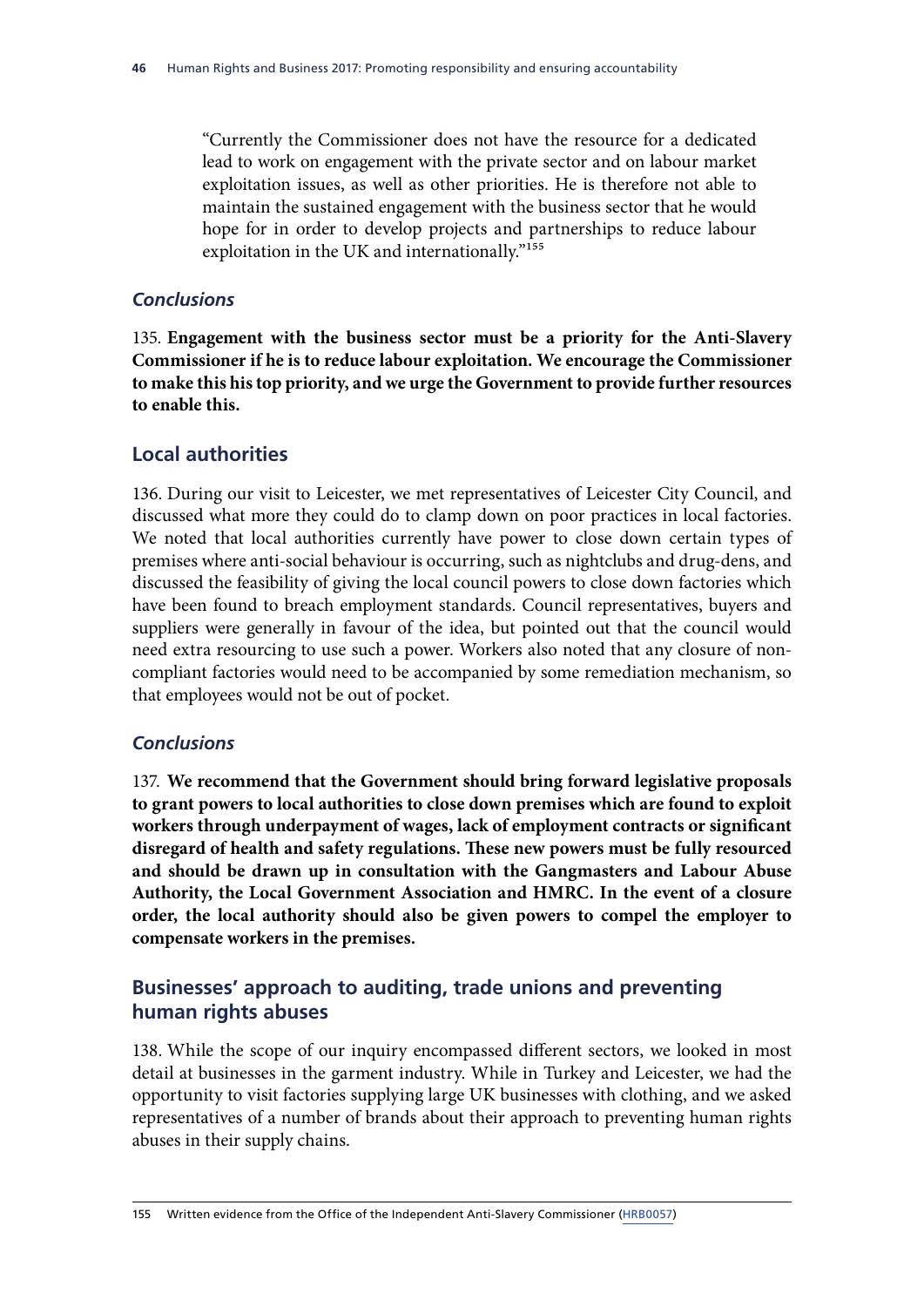> "Currently the Commissioner does not have the resource for a dedicated lead to work on engagement with the private sector and on labour market exploitation issues, as well as other priorities. He is therefore not able to maintain the sustained engagement with the business sector that he would hope for in order to develop projects and partnerships to reduce labour exploitation in the UK and internationally."[155]

### *Conclusions*

135. **Engagement with the business sector must be a priority for the Anti-Slavery Commissioner if he is to reduce labour exploitation. We encourage the Commissioner to make this his top priority, and we urge the Government to provide further resources to enable this.**

## Local authorities

136. During our visit to Leicester, we met representatives of Leicester City Council, and discussed what more they could do to clamp down on poor practices in local factories. We noted that local authorities currently have power to close down certain types of premises where anti-social behaviour is occurring, such as nightclubs and drug-dens, and discussed the feasibility of giving the local council powers to close down factories which have been found to breach employment standards. Council representatives, buyers and suppliers were generally in favour of the idea, but pointed out that the council would need extra resourcing to use such a power. Workers also noted that any closure of non-compliant factories would need to be accompanied by some remediation mechanism, so that employees would not be out of pocket.

### *Conclusions*

137. **We recommend that the Government should bring forward legislative proposals to grant powers to local authorities to close down premises which are found to exploit workers through underpayment of wages, lack of employment contracts or significant disregard of health and safety regulations. These new powers must be fully resourced and should be drawn up in consultation with the Gangmasters and Labour Abuse Authority, the Local Government Association and HMRC. In the event of a closure order, the local authority should also be given powers to compel the employer to compensate workers in the premises.**

## Businesses' approach to auditing, trade unions and preventing human rights abuses

138. While the scope of our inquiry encompassed different sectors, we looked in most detail at businesses in the garment industry. While in Turkey and Leicester, we had the opportunity to visit factories supplying large UK businesses with clothing, and we asked representatives of a number of brands about their approach to preventing human rights abuses in their supply chains.

---

155 Written evidence from the Office of the Independent Anti-Slavery Commissioner (HRB0057)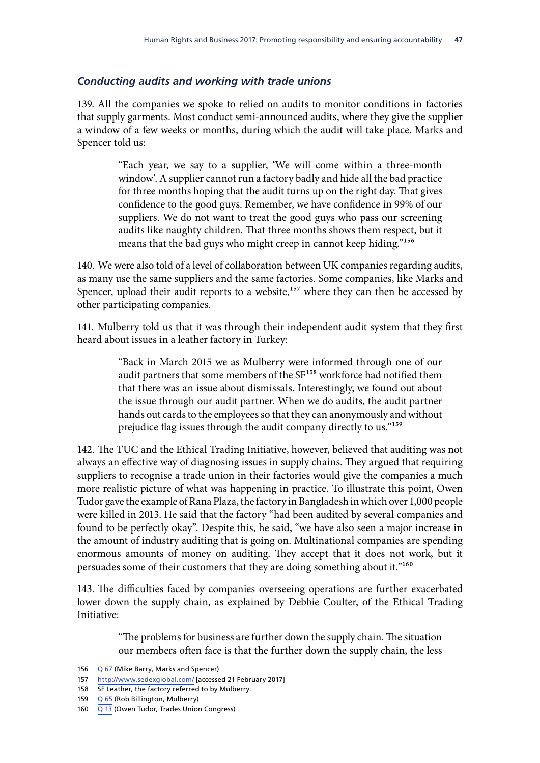### *Conducting audits and working with trade unions*

139. All the companies we spoke to relied on audits to monitor conditions in factories that supply garments. Most conduct semi-announced audits, where they give the supplier a window of a few weeks or months, during which the audit will take place. Marks and Spencer told us:

> "Each year, we say to a supplier, 'We will come within a three-month window'. A supplier cannot run a factory badly and hide all the bad practice for three months hoping that the audit turns up on the right day. That gives confidence to the good guys. Remember, we have confidence in 99% of our suppliers. We do not want to treat the good guys who pass our screening audits like naughty children. That three months shows them respect, but it means that the bad guys who might creep in cannot keep hiding."[156]

140. We were also told of a level of collaboration between UK companies regarding audits, as many use the same suppliers and the same factories. Some companies, like Marks and Spencer, upload their audit reports to a website,[157] where they can then be accessed by other participating companies.

141. Mulberry told us that it was through their independent audit system that they first heard about issues in a leather factory in Turkey:

> "Back in March 2015 we as Mulberry were informed through one of our audit partners that some members of the SF[158] workforce had notified them that there was an issue about dismissals. Interestingly, we found out about the issue through our audit partner. When we do audits, the audit partner hands out cards to the employees so that they can anonymously and without prejudice flag issues through the audit company directly to us."[159]

142. The TUC and the Ethical Trading Initiative, however, believed that auditing was not always an effective way of diagnosing issues in supply chains. They argued that requiring suppliers to recognise a trade union in their factories would give the companies a much more realistic picture of what was happening in practice. To illustrate this point, Owen Tudor gave the example of Rana Plaza, the factory in Bangladesh in which over 1,000 people were killed in 2013. He said that the factory "had been audited by several companies and found to be perfectly okay". Despite this, he said, "we have also seen a major increase in the amount of industry auditing that is going on. Multinational companies are spending enormous amounts of money on auditing. They accept that it does not work, but it persuades some of their customers that they are doing something about it."[160]

143. The difficulties faced by companies overseeing operations are further exacerbated lower down the supply chain, as explained by Debbie Coulter, of the Ethical Trading Initiative:

> "The problems for business are further down the supply chain. The situation our members often face is that the further down the supply chain, the less

---

156 Q 67 (Mike Barry, Marks and Spencer)

157 http://www.sedexglobal.com/ [accessed 21 February 2017]

158 SF Leather, the factory referred to by Mulberry.

159 Q 65 (Rob Billington, Mulberry)

160 Q 13 (Owen Tudor, Trades Union Congress)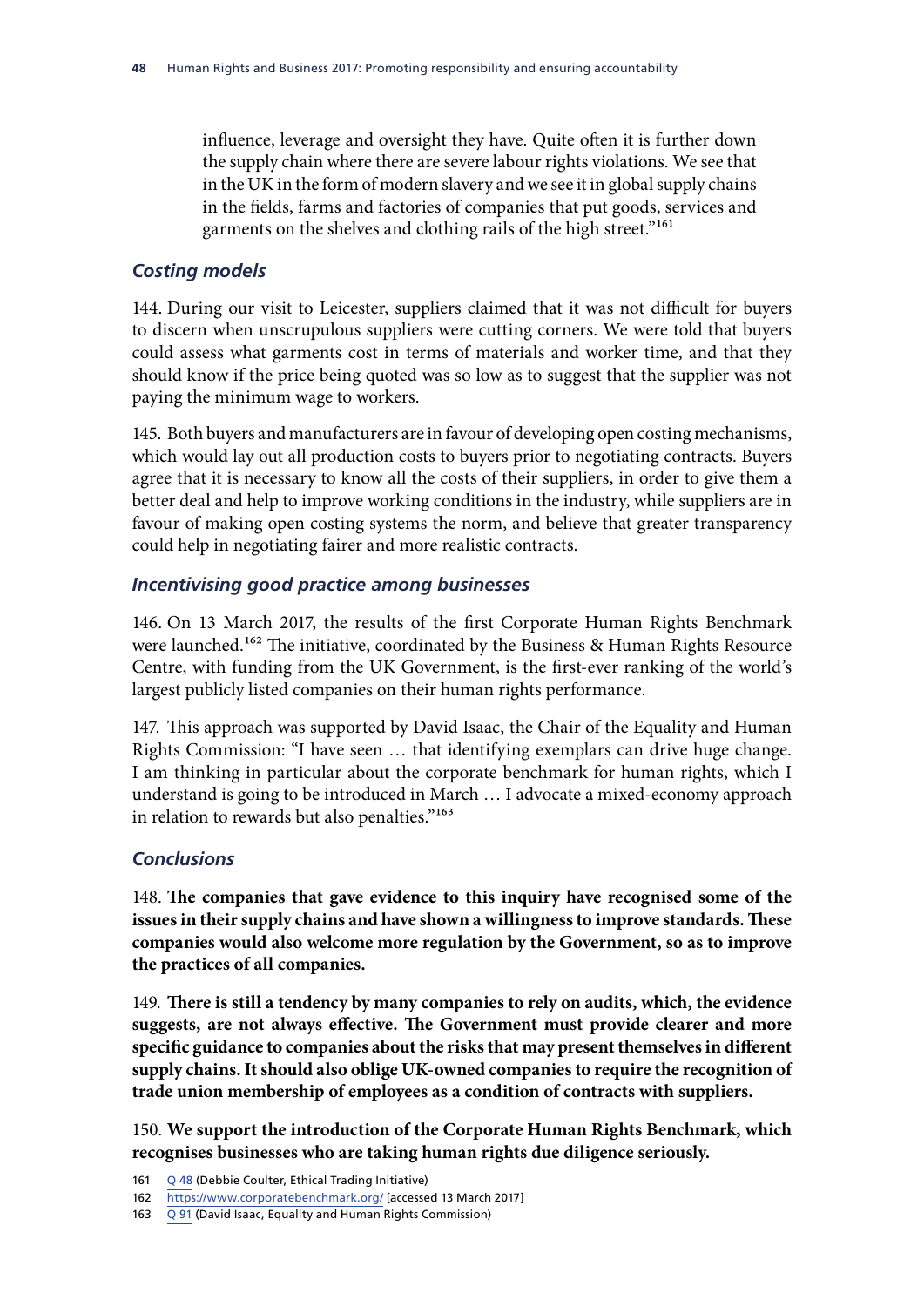influence, leverage and oversight they have. Quite often it is further down the supply chain where there are severe labour rights violations. We see that in the UK in the form of modern slavery and we see it in global supply chains in the fields, farms and factories of companies that put goods, services and garments on the shelves and clothing rails of the high street."[161]

### *Costing models*

144. During our visit to Leicester, suppliers claimed that it was not difficult for buyers to discern when unscrupulous suppliers were cutting corners. We were told that buyers could assess what garments cost in terms of materials and worker time, and that they should know if the price being quoted was so low as to suggest that the supplier was not paying the minimum wage to workers.

145. Both buyers and manufacturers are in favour of developing open costing mechanisms, which would lay out all production costs to buyers prior to negotiating contracts. Buyers agree that it is necessary to know all the costs of their suppliers, in order to give them a better deal and help to improve working conditions in the industry, while suppliers are in favour of making open costing systems the norm, and believe that greater transparency could help in negotiating fairer and more realistic contracts.

### *Incentivising good practice among businesses*

146. On 13 March 2017, the results of the first Corporate Human Rights Benchmark were launched.[162] The initiative, coordinated by the Business & Human Rights Resource Centre, with funding from the UK Government, is the first-ever ranking of the world's largest publicly listed companies on their human rights performance.

147. This approach was supported by David Isaac, the Chair of the Equality and Human Rights Commission: "I have seen … that identifying exemplars can drive huge change. I am thinking in particular about the corporate benchmark for human rights, which I understand is going to be introduced in March … I advocate a mixed-economy approach in relation to rewards but also penalties."[163]

### *Conclusions*

148. **The companies that gave evidence to this inquiry have recognised some of the issues in their supply chains and have shown a willingness to improve standards. These companies would also welcome more regulation by the Government, so as to improve the practices of all companies.**

149. **There is still a tendency by many companies to rely on audits, which, the evidence suggests, are not always effective. The Government must provide clearer and more specific guidance to companies about the risks that may present themselves in different supply chains. It should also oblige UK-owned companies to require the recognition of trade union membership of employees as a condition of contracts with suppliers.**

150. **We support the introduction of the Corporate Human Rights Benchmark, which recognises businesses who are taking human rights due diligence seriously.**

161 Q 48 (Debbie Coulter, Ethical Trading Initiative)

162 https://www.corporatebenchmark.org/ [accessed 13 March 2017]

163 Q 91 (David Isaac, Equality and Human Rights Commission)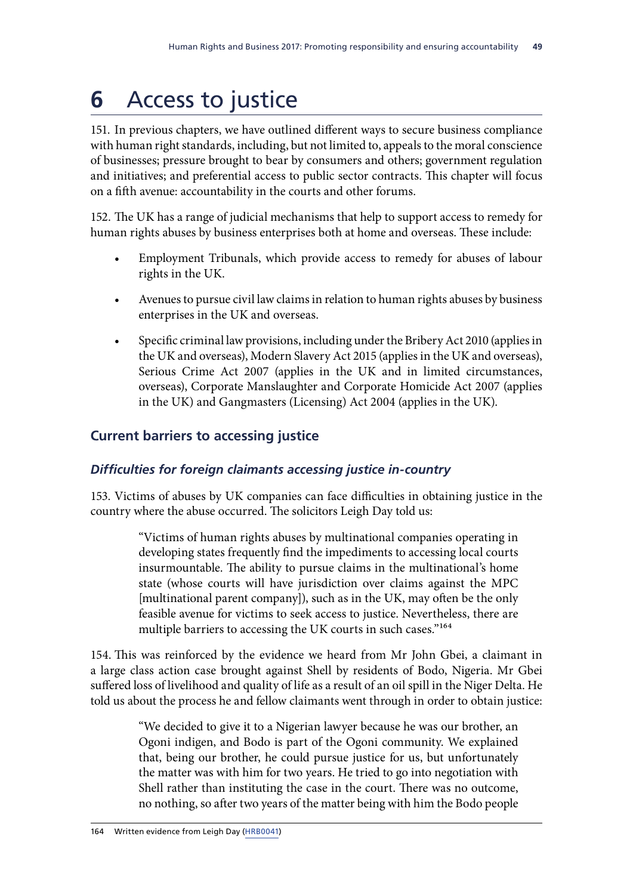# 6 Access to justice

151. In previous chapters, we have outlined different ways to secure business compliance with human right standards, including, but not limited to, appeals to the moral conscience of businesses; pressure brought to bear by consumers and others; government regulation and initiatives; and preferential access to public sector contracts. This chapter will focus on a fifth avenue: accountability in the courts and other forums.

152. The UK has a range of judicial mechanisms that help to support access to remedy for human rights abuses by business enterprises both at home and overseas. These include:

- Employment Tribunals, which provide access to remedy for abuses of labour rights in the UK.
- Avenues to pursue civil law claims in relation to human rights abuses by business enterprises in the UK and overseas.
- Specific criminal law provisions, including under the Bribery Act 2010 (applies in the UK and overseas), Modern Slavery Act 2015 (applies in the UK and overseas), Serious Crime Act 2007 (applies in the UK and in limited circumstances, overseas), Corporate Manslaughter and Corporate Homicide Act 2007 (applies in the UK) and Gangmasters (Licensing) Act 2004 (applies in the UK).

## Current barriers to accessing justice

### *Difficulties for foreign claimants accessing justice in-country*

153. Victims of abuses by UK companies can face difficulties in obtaining justice in the country where the abuse occurred. The solicitors Leigh Day told us:

> "Victims of human rights abuses by multinational companies operating in developing states frequently find the impediments to accessing local courts insurmountable. The ability to pursue claims in the multinational's home state (whose courts will have jurisdiction over claims against the MPC [multinational parent company]), such as in the UK, may often be the only feasible avenue for victims to seek access to justice. Nevertheless, there are multiple barriers to accessing the UK courts in such cases."[164]

154. This was reinforced by the evidence we heard from Mr John Gbei, a claimant in a large class action case brought against Shell by residents of Bodo, Nigeria. Mr Gbei suffered loss of livelihood and quality of life as a result of an oil spill in the Niger Delta. He told us about the process he and fellow claimants went through in order to obtain justice:

> "We decided to give it to a Nigerian lawyer because he was our brother, an Ogoni indigen, and Bodo is part of the Ogoni community. We explained that, being our brother, he could pursue justice for us, but unfortunately the matter was with him for two years. He tried to go into negotiation with Shell rather than instituting the case in the court. There was no outcome, no nothing, so after two years of the matter being with him the Bodo people

164 Written evidence from Leigh Day (HRB0041)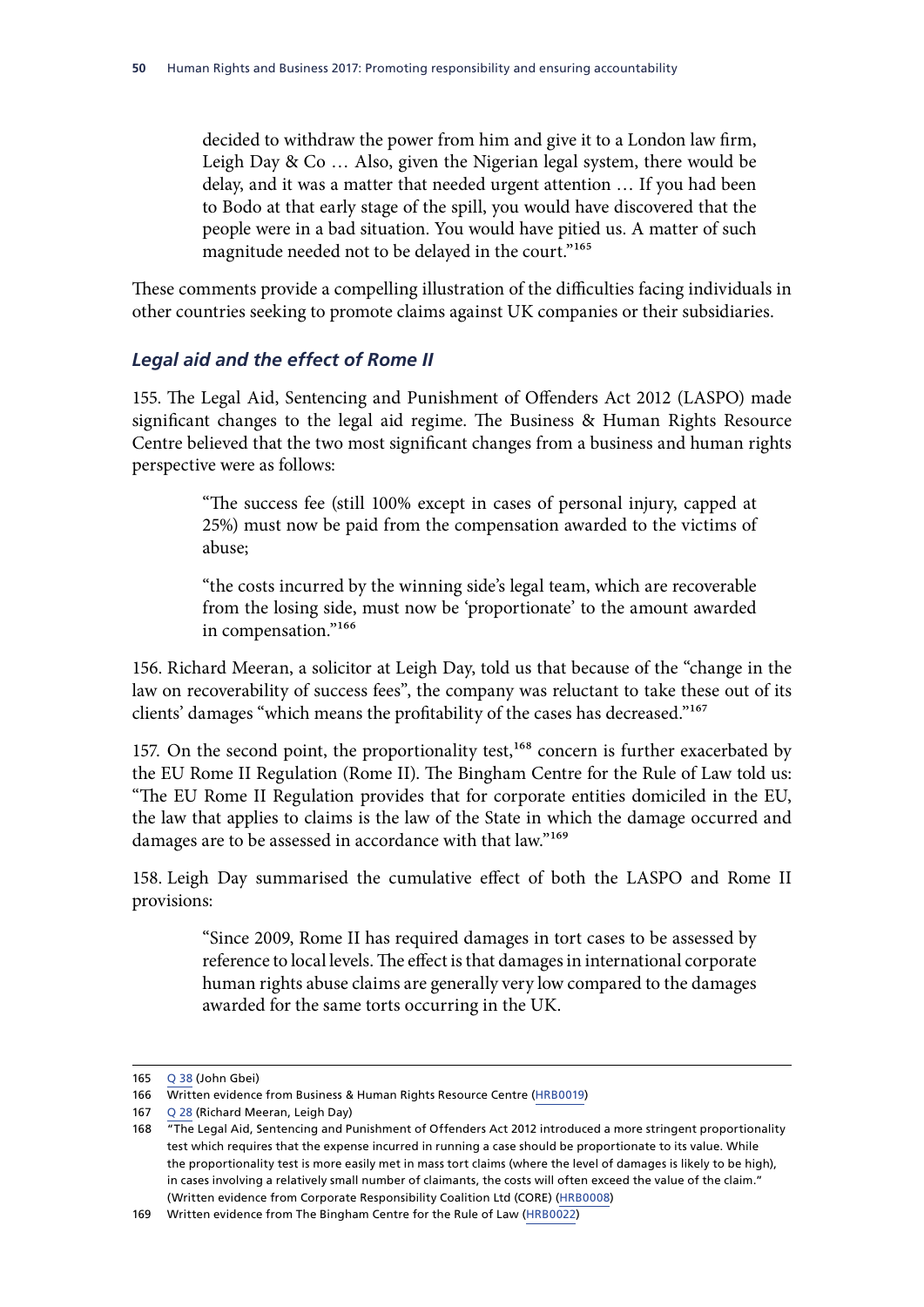> decided to withdraw the power from him and give it to a London law firm, Leigh Day & Co … Also, given the Nigerian legal system, there would be delay, and it was a matter that needed urgent attention … If you had been to Bodo at that early stage of the spill, you would have discovered that the people were in a bad situation. You would have pitied us. A matter of such magnitude needed not to be delayed in the court."[165]

These comments provide a compelling illustration of the difficulties facing individuals in other countries seeking to promote claims against UK companies or their subsidiaries.

### *Legal aid and the effect of Rome II*

155. The Legal Aid, Sentencing and Punishment of Offenders Act 2012 (LASPO) made significant changes to the legal aid regime. The Business & Human Rights Resource Centre believed that the two most significant changes from a business and human rights perspective were as follows:

> "The success fee (still 100% except in cases of personal injury, capped at 25%) must now be paid from the compensation awarded to the victims of abuse;
>
> "the costs incurred by the winning side's legal team, which are recoverable from the losing side, must now be 'proportionate' to the amount awarded in compensation."[166]

156. Richard Meeran, a solicitor at Leigh Day, told us that because of the "change in the law on recoverability of success fees", the company was reluctant to take these out of its clients' damages "which means the profitability of the cases has decreased."[167]

157. On the second point, the proportionality test,[168] concern is further exacerbated by the EU Rome II Regulation (Rome II). The Bingham Centre for the Rule of Law told us: "The EU Rome II Regulation provides that for corporate entities domiciled in the EU, the law that applies to claims is the law of the State in which the damage occurred and damages are to be assessed in accordance with that law."[169]

158. Leigh Day summarised the cumulative effect of both the LASPO and Rome II provisions:

> "Since 2009, Rome II has required damages in tort cases to be assessed by reference to local levels. The effect is that damages in international corporate human rights abuse claims are generally very low compared to the damages awarded for the same torts occurring in the UK.

---

165 Q 38 (John Gbei)

166 Written evidence from Business & Human Rights Resource Centre (HRB0019)

167 Q 28 (Richard Meeran, Leigh Day)

168 "The Legal Aid, Sentencing and Punishment of Offenders Act 2012 introduced a more stringent proportionality test which requires that the expense incurred in running a case should be proportionate to its value. While the proportionality test is more easily met in mass tort claims (where the level of damages is likely to be high), in cases involving a relatively small number of claimants, the costs will often exceed the value of the claim." (Written evidence from Corporate Responsibility Coalition Ltd (CORE) (HRB0008)

169 Written evidence from The Bingham Centre for the Rule of Law (HRB0022)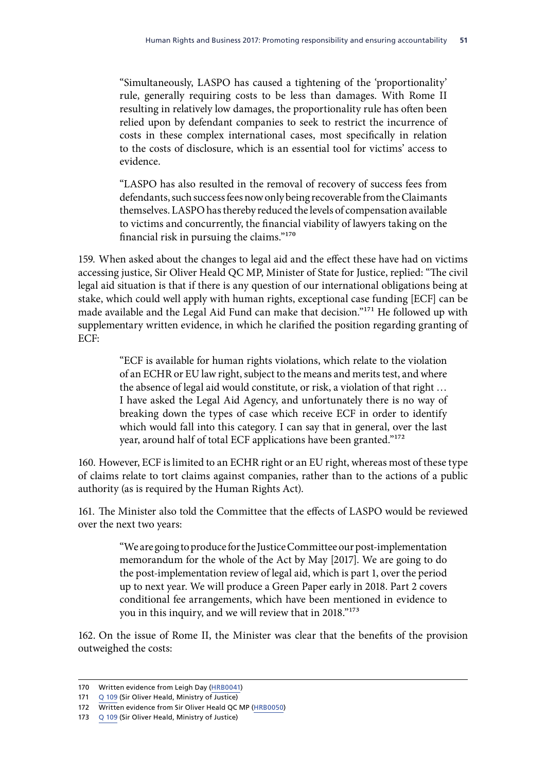> "Simultaneously, LASPO has caused a tightening of the 'proportionality' rule, generally requiring costs to be less than damages. With Rome II resulting in relatively low damages, the proportionality rule has often been relied upon by defendant companies to seek to restrict the incurrence of costs in these complex international cases, most specifically in relation to the costs of disclosure, which is an essential tool for victims' access to evidence.
>
> "LASPO has also resulted in the removal of recovery of success fees from defendants, such success fees now only being recoverable from the Claimants themselves. LASPO has thereby reduced the levels of compensation available to victims and concurrently, the financial viability of lawyers taking on the financial risk in pursuing the claims."[170]

159. When asked about the changes to legal aid and the effect these have had on victims accessing justice, Sir Oliver Heald QC MP, Minister of State for Justice, replied: "The civil legal aid situation is that if there is any question of our international obligations being at stake, which could well apply with human rights, exceptional case funding [ECF] can be made available and the Legal Aid Fund can make that decision."[171] He followed up with supplementary written evidence, in which he clarified the position regarding granting of ECF:

> "ECF is available for human rights violations, which relate to the violation of an ECHR or EU law right, subject to the means and merits test, and where the absence of legal aid would constitute, or risk, a violation of that right … I have asked the Legal Aid Agency, and unfortunately there is no way of breaking down the types of case which receive ECF in order to identify which would fall into this category. I can say that in general, over the last year, around half of total ECF applications have been granted."[172]

160. However, ECF is limited to an ECHR right or an EU right, whereas most of these type of claims relate to tort claims against companies, rather than to the actions of a public authority (as is required by the Human Rights Act).

161. The Minister also told the Committee that the effects of LASPO would be reviewed over the next two years:

> "We are going to produce for the Justice Committee our post-implementation memorandum for the whole of the Act by May [2017]. We are going to do the post-implementation review of legal aid, which is part 1, over the period up to next year. We will produce a Green Paper early in 2018. Part 2 covers conditional fee arrangements, which have been mentioned in evidence to you in this inquiry, and we will review that in 2018."[173]

162. On the issue of Rome II, the Minister was clear that the benefits of the provision outweighed the costs:

---

170 Written evidence from Leigh Day (HRB0041)

171 Q 109 (Sir Oliver Heald, Ministry of Justice)

172 Written evidence from Sir Oliver Heald QC MP (HRB0050)

173 Q 109 (Sir Oliver Heald, Ministry of Justice)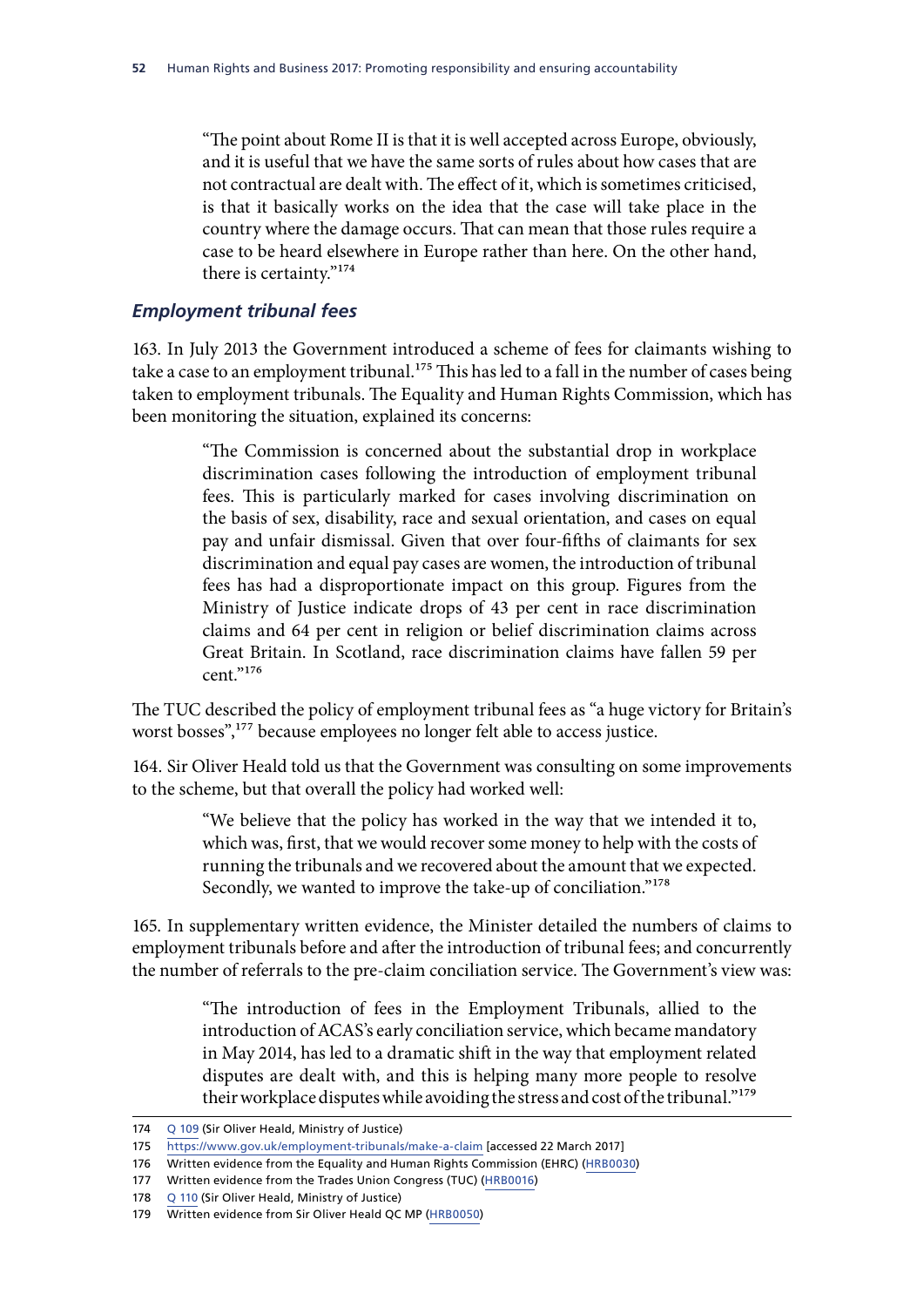> "The point about Rome II is that it is well accepted across Europe, obviously, and it is useful that we have the same sorts of rules about how cases that are not contractual are dealt with. The effect of it, which is sometimes criticised, is that it basically works on the idea that the case will take place in the country where the damage occurs. That can mean that those rules require a case to be heard elsewhere in Europe rather than here. On the other hand, there is certainty."[174]

### *Employment tribunal fees*

163. In July 2013 the Government introduced a scheme of fees for claimants wishing to take a case to an employment tribunal.[175] This has led to a fall in the number of cases being taken to employment tribunals. The Equality and Human Rights Commission, which has been monitoring the situation, explained its concerns:

> "The Commission is concerned about the substantial drop in workplace discrimination cases following the introduction of employment tribunal fees. This is particularly marked for cases involving discrimination on the basis of sex, disability, race and sexual orientation, and cases on equal pay and unfair dismissal. Given that over four-fifths of claimants for sex discrimination and equal pay cases are women, the introduction of tribunal fees has had a disproportionate impact on this group. Figures from the Ministry of Justice indicate drops of 43 per cent in race discrimination claims and 64 per cent in religion or belief discrimination claims across Great Britain. In Scotland, race discrimination claims have fallen 59 per cent."[176]

The TUC described the policy of employment tribunal fees as "a huge victory for Britain's worst bosses",[177] because employees no longer felt able to access justice.

164. Sir Oliver Heald told us that the Government was consulting on some improvements to the scheme, but that overall the policy had worked well:

> "We believe that the policy has worked in the way that we intended it to, which was, first, that we would recover some money to help with the costs of running the tribunals and we recovered about the amount that we expected. Secondly, we wanted to improve the take-up of conciliation."[178]

165. In supplementary written evidence, the Minister detailed the numbers of claims to employment tribunals before and after the introduction of tribunal fees; and concurrently the number of referrals to the pre-claim conciliation service. The Government's view was:

> "The introduction of fees in the Employment Tribunals, allied to the introduction of ACAS's early conciliation service, which became mandatory in May 2014, has led to a dramatic shift in the way that employment related disputes are dealt with, and this is helping many more people to resolve their workplace disputes while avoiding the stress and cost of the tribunal."[179]

---

174 Q 109 (Sir Oliver Heald, Ministry of Justice)

175 https://www.gov.uk/employment-tribunals/make-a-claim [accessed 22 March 2017]

176 Written evidence from the Equality and Human Rights Commission (EHRC) (HRB0030)

177 Written evidence from the Trades Union Congress (TUC) (HRB0016)

178 Q 110 (Sir Oliver Heald, Ministry of Justice)

179 Written evidence from Sir Oliver Heald QC MP (HRB0050)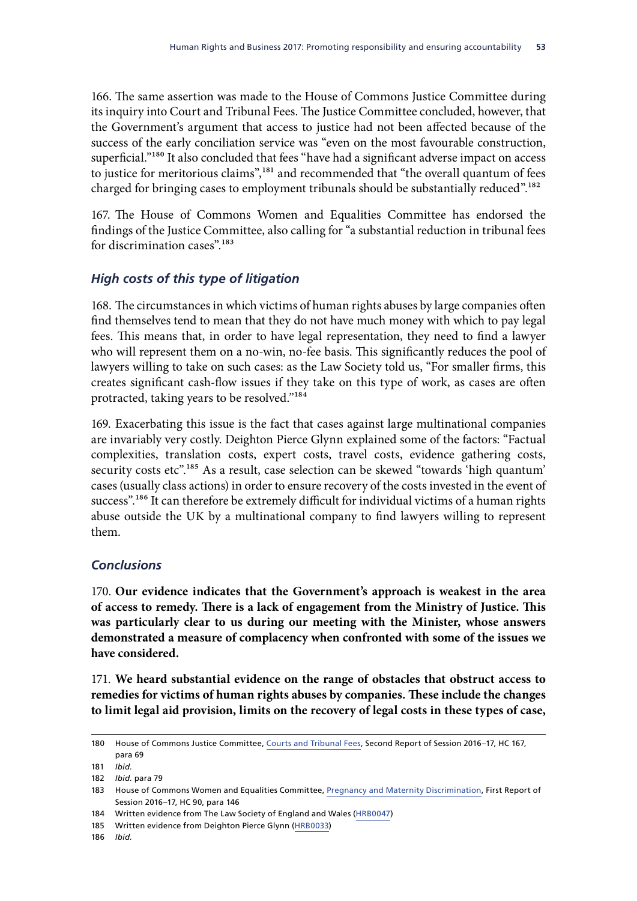166. The same assertion was made to the House of Commons Justice Committee during its inquiry into Court and Tribunal Fees. The Justice Committee concluded, however, that the Government's argument that access to justice had not been affected because of the success of the early conciliation service was "even on the most favourable construction, superficial."[180] It also concluded that fees "have had a significant adverse impact on access to justice for meritorious claims",[181] and recommended that "the overall quantum of fees charged for bringing cases to employment tribunals should be substantially reduced".[182]

167. The House of Commons Women and Equalities Committee has endorsed the findings of the Justice Committee, also calling for "a substantial reduction in tribunal fees for discrimination cases".[183]

### *High costs of this type of litigation*

168. The circumstances in which victims of human rights abuses by large companies often find themselves tend to mean that they do not have much money with which to pay legal fees. This means that, in order to have legal representation, they need to find a lawyer who will represent them on a no-win, no-fee basis. This significantly reduces the pool of lawyers willing to take on such cases: as the Law Society told us, "For smaller firms, this creates significant cash-flow issues if they take on this type of work, as cases are often protracted, taking years to be resolved."[184]

169. Exacerbating this issue is the fact that cases against large multinational companies are invariably very costly. Deighton Pierce Glynn explained some of the factors: "Factual complexities, translation costs, expert costs, travel costs, evidence gathering costs, security costs etc".[185] As a result, case selection can be skewed "towards 'high quantum' cases (usually class actions) in order to ensure recovery of the costs invested in the event of success".[186] It can therefore be extremely difficult for individual victims of a human rights abuse outside the UK by a multinational company to find lawyers willing to represent them.

### *Conclusions*

170. **Our evidence indicates that the Government's approach is weakest in the area of access to remedy. There is a lack of engagement from the Ministry of Justice. This was particularly clear to us during our meeting with the Minister, whose answers demonstrated a measure of complacency when confronted with some of the issues we have considered.**

171. **We heard substantial evidence on the range of obstacles that obstruct access to remedies for victims of human rights abuses by companies. These include the changes to limit legal aid provision, limits on the recovery of legal costs in these types of case,**

---

180 House of Commons Justice Committee, Courts and Tribunal Fees, Second Report of Session 2016–17, HC 167, para 69

181 *Ibid.*

182 *Ibid.* para 79

183 House of Commons Women and Equalities Committee, Pregnancy and Maternity Discrimination, First Report of Session 2016–17, HC 90, para 146

184 Written evidence from The Law Society of England and Wales (HRB0047)

185 Written evidence from Deighton Pierce Glynn (HRB0033)

186 *Ibid.*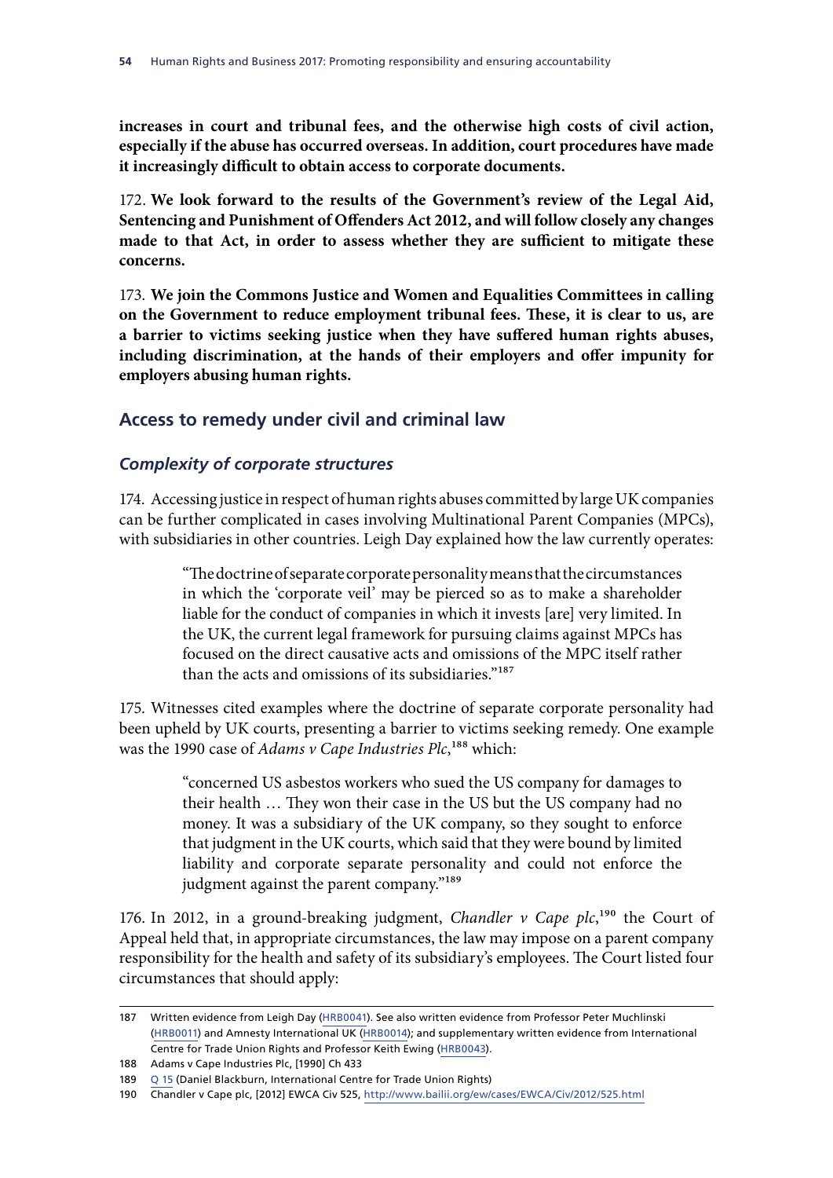**increases in court and tribunal fees, and the otherwise high costs of civil action, especially if the abuse has occurred overseas. In addition, court procedures have made it increasingly difficult to obtain access to corporate documents.**

172. **We look forward to the results of the Government's review of the Legal Aid, Sentencing and Punishment of Offenders Act 2012, and will follow closely any changes made to that Act, in order to assess whether they are sufficient to mitigate these concerns.**

173. **We join the Commons Justice and Women and Equalities Committees in calling on the Government to reduce employment tribunal fees. These, it is clear to us, are a barrier to victims seeking justice when they have suffered human rights abuses, including discrimination, at the hands of their employers and offer impunity for employers abusing human rights.**

## Access to remedy under civil and criminal law

### *Complexity of corporate structures*

174. Accessing justice in respect of human rights abuses committed by large UK companies can be further complicated in cases involving Multinational Parent Companies (MPCs), with subsidiaries in other countries. Leigh Day explained how the law currently operates:

> "The doctrine of separate corporate personality means that the circumstances in which the 'corporate veil' may be pierced so as to make a shareholder liable for the conduct of companies in which it invests [are] very limited. In the UK, the current legal framework for pursuing claims against MPCs has focused on the direct causative acts and omissions of the MPC itself rather than the acts and omissions of its subsidiaries."[187]

175. Witnesses cited examples where the doctrine of separate corporate personality had been upheld by UK courts, presenting a barrier to victims seeking remedy. One example was the 1990 case of *Adams v Cape Industries Plc*,[188] which:

> "concerned US asbestos workers who sued the US company for damages to their health … They won their case in the US but the US company had no money. It was a subsidiary of the UK company, so they sought to enforce that judgment in the UK courts, which said that they were bound by limited liability and corporate separate personality and could not enforce the judgment against the parent company."[189]

176. In 2012, in a ground-breaking judgment, *Chandler v Cape plc*,[190] the Court of Appeal held that, in appropriate circumstances, the law may impose on a parent company responsibility for the health and safety of its subsidiary's employees. The Court listed four circumstances that should apply:

---

187 Written evidence from Leigh Day (HRB0041). See also written evidence from Professor Peter Muchlinski (HRB0011) and Amnesty International UK (HRB0014); and supplementary written evidence from International Centre for Trade Union Rights and Professor Keith Ewing (HRB0043).

188 Adams v Cape Industries Plc, [1990] Ch 433

189 Q 15 (Daniel Blackburn, International Centre for Trade Union Rights)

190 Chandler v Cape plc, [2012] EWCA Civ 525, http://www.bailii.org/ew/cases/EWCA/Civ/2012/525.html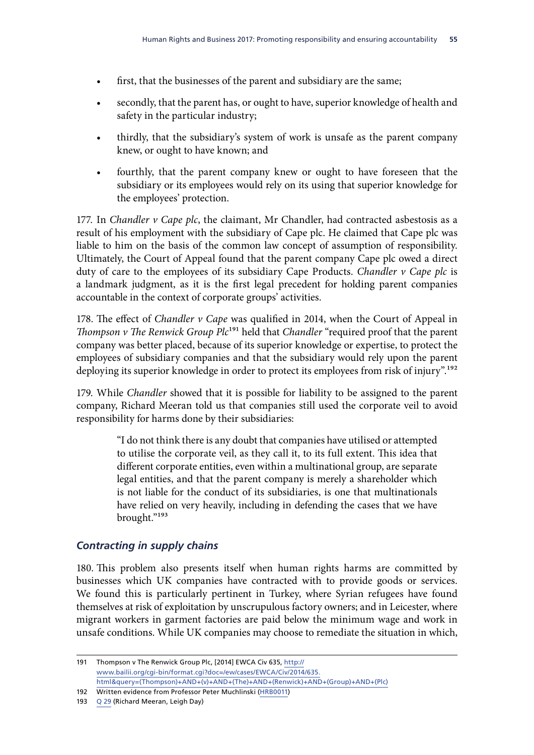- first, that the businesses of the parent and subsidiary are the same;
- secondly, that the parent has, or ought to have, superior knowledge of health and safety in the particular industry;
- thirdly, that the subsidiary's system of work is unsafe as the parent company knew, or ought to have known; and
- fourthly, that the parent company knew or ought to have foreseen that the subsidiary or its employees would rely on its using that superior knowledge for the employees' protection.

177. In *Chandler v Cape plc*, the claimant, Mr Chandler, had contracted asbestosis as a result of his employment with the subsidiary of Cape plc. He claimed that Cape plc was liable to him on the basis of the common law concept of assumption of responsibility. Ultimately, the Court of Appeal found that the parent company Cape plc owed a direct duty of care to the employees of its subsidiary Cape Products. *Chandler v Cape plc* is a landmark judgment, as it is the first legal precedent for holding parent companies accountable in the context of corporate groups' activities.

178. The effect of *Chandler v Cape* was qualified in 2014, when the Court of Appeal in *Thompson v The Renwick Group Plc*[191] held that *Chandler* "required proof that the parent company was better placed, because of its superior knowledge or expertise, to protect the employees of subsidiary companies and that the subsidiary would rely upon the parent deploying its superior knowledge in order to protect its employees from risk of injury".[192]

179. While *Chandler* showed that it is possible for liability to be assigned to the parent company, Richard Meeran told us that companies still used the corporate veil to avoid responsibility for harms done by their subsidiaries:

> "I do not think there is any doubt that companies have utilised or attempted to utilise the corporate veil, as they call it, to its full extent. This idea that different corporate entities, even within a multinational group, are separate legal entities, and that the parent company is merely a shareholder which is not liable for the conduct of its subsidiaries, is one that multinationals have relied on very heavily, including in defending the cases that we have brought."[193]

### *Contracting in supply chains*

180. This problem also presents itself when human rights harms are committed by businesses which UK companies have contracted with to provide goods or services. We found this is particularly pertinent in Turkey, where Syrian refugees have found themselves at risk of exploitation by unscrupulous factory owners; and in Leicester, where migrant workers in garment factories are paid below the minimum wage and work in unsafe conditions. While UK companies may choose to remediate the situation in which,

---

191 Thompson v The Renwick Group Plc, [2014] EWCA Civ 635, http://www.bailii.org/cgi-bin/format.cgi?doc=/ew/cases/EWCA/Civ/2014/635.html&query=(Thompson)+AND+(v)+AND+(The)+AND+(Renwick)+AND+(Group)+AND+(Plc)

192 Written evidence from Professor Peter Muchlinski (HRB0011)

193 Q 29 (Richard Meeran, Leigh Day)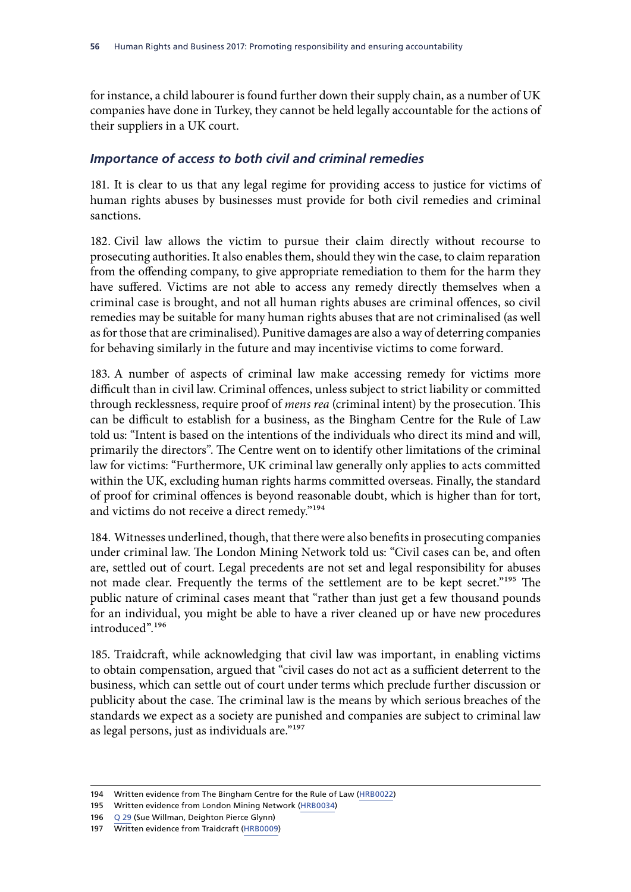for instance, a child labourer is found further down their supply chain, as a number of UK companies have done in Turkey, they cannot be held legally accountable for the actions of their suppliers in a UK court.

### *Importance of access to both civil and criminal remedies*

181. It is clear to us that any legal regime for providing access to justice for victims of human rights abuses by businesses must provide for both civil remedies and criminal sanctions.

182. Civil law allows the victim to pursue their claim directly without recourse to prosecuting authorities. It also enables them, should they win the case, to claim reparation from the offending company, to give appropriate remediation to them for the harm they have suffered. Victims are not able to access any remedy directly themselves when a criminal case is brought, and not all human rights abuses are criminal offences, so civil remedies may be suitable for many human rights abuses that are not criminalised (as well as for those that are criminalised). Punitive damages are also a way of deterring companies for behaving similarly in the future and may incentivise victims to come forward.

183. A number of aspects of criminal law make accessing remedy for victims more difficult than in civil law. Criminal offences, unless subject to strict liability or committed through recklessness, require proof of *mens rea* (criminal intent) by the prosecution. This can be difficult to establish for a business, as the Bingham Centre for the Rule of Law told us: "Intent is based on the intentions of the individuals who direct its mind and will, primarily the directors". The Centre went on to identify other limitations of the criminal law for victims: "Furthermore, UK criminal law generally only applies to acts committed within the UK, excluding human rights harms committed overseas. Finally, the standard of proof for criminal offences is beyond reasonable doubt, which is higher than for tort, and victims do not receive a direct remedy."[194]

184. Witnesses underlined, though, that there were also benefits in prosecuting companies under criminal law. The London Mining Network told us: "Civil cases can be, and often are, settled out of court. Legal precedents are not set and legal responsibility for abuses not made clear. Frequently the terms of the settlement are to be kept secret."[195] The public nature of criminal cases meant that "rather than just get a few thousand pounds for an individual, you might be able to have a river cleaned up or have new procedures introduced".[196]

185. Traidcraft, while acknowledging that civil law was important, in enabling victims to obtain compensation, argued that "civil cases do not act as a sufficient deterrent to the business, which can settle out of court under terms which preclude further discussion or publicity about the case. The criminal law is the means by which serious breaches of the standards we expect as a society are punished and companies are subject to criminal law as legal persons, just as individuals are."[197]

---

194 Written evidence from The Bingham Centre for the Rule of Law (HRB0022)

195 Written evidence from London Mining Network (HRB0034)

196 Q 29 (Sue Willman, Deighton Pierce Glynn)

197 Written evidence from Traidcraft (HRB0009)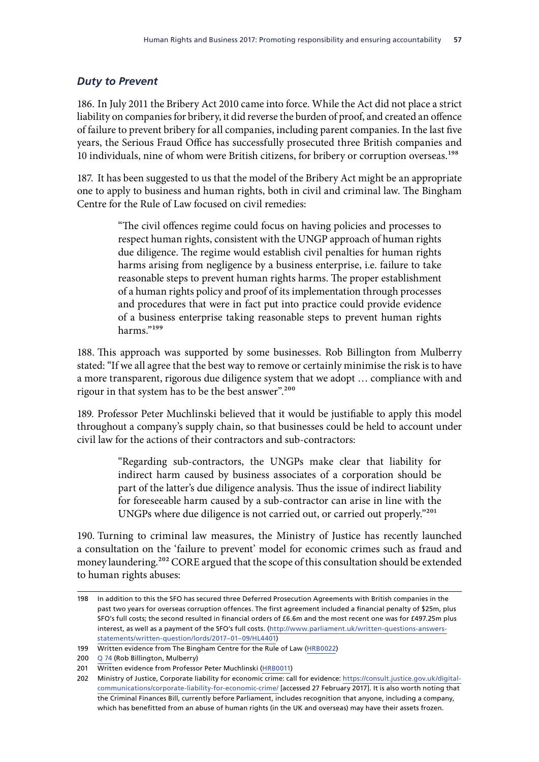### *Duty to Prevent*

186. In July 2011 the Bribery Act 2010 came into force. While the Act did not place a strict liability on companies for bribery, it did reverse the burden of proof, and created an offence of failure to prevent bribery for all companies, including parent companies. In the last five years, the Serious Fraud Office has successfully prosecuted three British companies and 10 individuals, nine of whom were British citizens, for bribery or corruption overseas.[198]

187. It has been suggested to us that the model of the Bribery Act might be an appropriate one to apply to business and human rights, both in civil and criminal law. The Bingham Centre for the Rule of Law focused on civil remedies:

> "The civil offences regime could focus on having policies and processes to respect human rights, consistent with the UNGP approach of human rights due diligence. The regime would establish civil penalties for human rights harms arising from negligence by a business enterprise, i.e. failure to take reasonable steps to prevent human rights harms. The proper establishment of a human rights policy and proof of its implementation through processes and procedures that were in fact put into practice could provide evidence of a business enterprise taking reasonable steps to prevent human rights harms."[199]

188. This approach was supported by some businesses. Rob Billington from Mulberry stated: "If we all agree that the best way to remove or certainly minimise the risk is to have a more transparent, rigorous due diligence system that we adopt … compliance with and rigour in that system has to be the best answer".[200]

189. Professor Peter Muchlinski believed that it would be justifiable to apply this model throughout a company's supply chain, so that businesses could be held to account under civil law for the actions of their contractors and sub-contractors:

> "Regarding sub-contractors, the UNGPs make clear that liability for indirect harm caused by business associates of a corporation should be part of the latter's due diligence analysis. Thus the issue of indirect liability for foreseeable harm caused by a sub-contractor can arise in line with the UNGPs where due diligence is not carried out, or carried out properly."[201]

190. Turning to criminal law measures, the Ministry of Justice has recently launched a consultation on the 'failure to prevent' model for economic crimes such as fraud and money laundering.[202] CORE argued that the scope of this consultation should be extended to human rights abuses:

---

198 In addition to this the SFO has secured three Deferred Prosecution Agreements with British companies in the past two years for overseas corruption offences. The first agreement included a financial penalty of $25m, plus SFO's full costs; the second resulted in financial orders of £6.6m and the most recent one was for £497.25m plus interest, as well as a payment of the SFO's full costs. (http://www.parliament.uk/written-questions-answers-statements/written-question/lords/2017–01–09/HL4401)

199 Written evidence from The Bingham Centre for the Rule of Law (HRB0022)

200 Q 74 (Rob Billington, Mulberry)

201 Written evidence from Professor Peter Muchlinski (HRB0011)

202 Ministry of Justice, Corporate liability for economic crime: call for evidence: https://consult.justice.gov.uk/digital-communications/corporate-liability-for-economic-crime/ [accessed 27 February 2017]. It is also worth noting that the Criminal Finances Bill, currently before Parliament, includes recognition that anyone, including a company, which has benefitted from an abuse of human rights (in the UK and overseas) may have their assets frozen.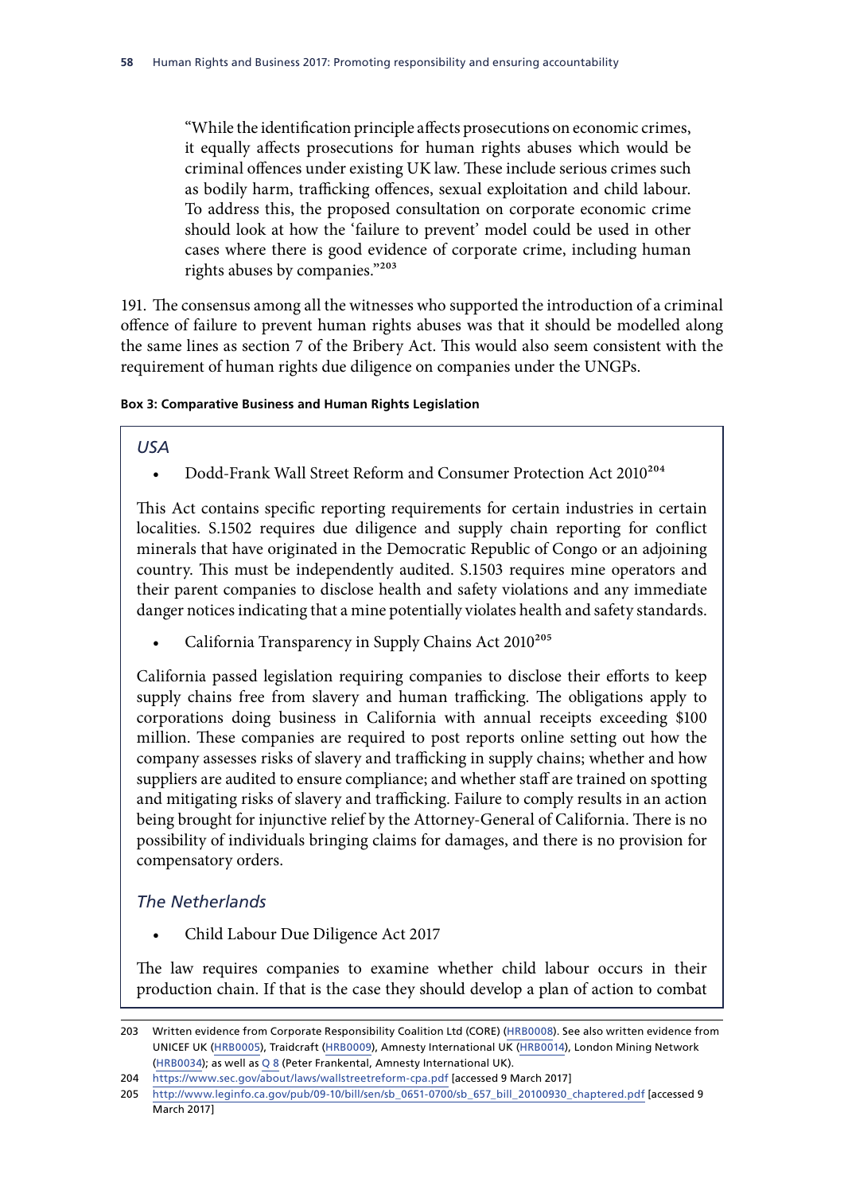> "While the identification principle affects prosecutions on economic crimes, it equally affects prosecutions for human rights abuses which would be criminal offences under existing UK law. These include serious crimes such as bodily harm, trafficking offences, sexual exploitation and child labour. To address this, the proposed consultation on corporate economic crime should look at how the 'failure to prevent' model could be used in other cases where there is good evidence of corporate crime, including human rights abuses by companies."[203]

191. The consensus among all the witnesses who supported the introduction of a criminal offence of failure to prevent human rights abuses was that it should be modelled along the same lines as section 7 of the Bribery Act. This would also seem consistent with the requirement of human rights due diligence on companies under the UNGPs.

**Box 3: Comparative Business and Human Rights Legislation**

*USA*

- Dodd-Frank Wall Street Reform and Consumer Protection Act 2010[204]

This Act contains specific reporting requirements for certain industries in certain localities. S.1502 requires due diligence and supply chain reporting for conflict minerals that have originated in the Democratic Republic of Congo or an adjoining country. This must be independently audited. S.1503 requires mine operators and their parent companies to disclose health and safety violations and any immediate danger notices indicating that a mine potentially violates health and safety standards.

- California Transparency in Supply Chains Act 2010[205]

California passed legislation requiring companies to disclose their efforts to keep supply chains free from slavery and human trafficking. The obligations apply to corporations doing business in California with annual receipts exceeding $100 million. These companies are required to post reports online setting out how the company assesses risks of slavery and trafficking in supply chains; whether and how suppliers are audited to ensure compliance; and whether staff are trained on spotting and mitigating risks of slavery and trafficking. Failure to comply results in an action being brought for injunctive relief by the Attorney-General of California. There is no possibility of individuals bringing claims for damages, and there is no provision for compensatory orders.

*The Netherlands*

- Child Labour Due Diligence Act 2017

The law requires companies to examine whether child labour occurs in their production chain. If that is the case they should develop a plan of action to combat

---

203 Written evidence from Corporate Responsibility Coalition Ltd (CORE) (HRB0008). See also written evidence from UNICEF UK (HRB0005), Traidcraft (HRB0009), Amnesty International UK (HRB0014), London Mining Network (HRB0034); as well as Q 8 (Peter Frankental, Amnesty International UK).

204 https://www.sec.gov/about/laws/wallstreetreform-cpa.pdf [accessed 9 March 2017]

205 http://www.leginfo.ca.gov/pub/09-10/bill/sen/sb_0651-0700/sb_657_bill_20100930_chaptered.pdf [accessed 9 March 2017]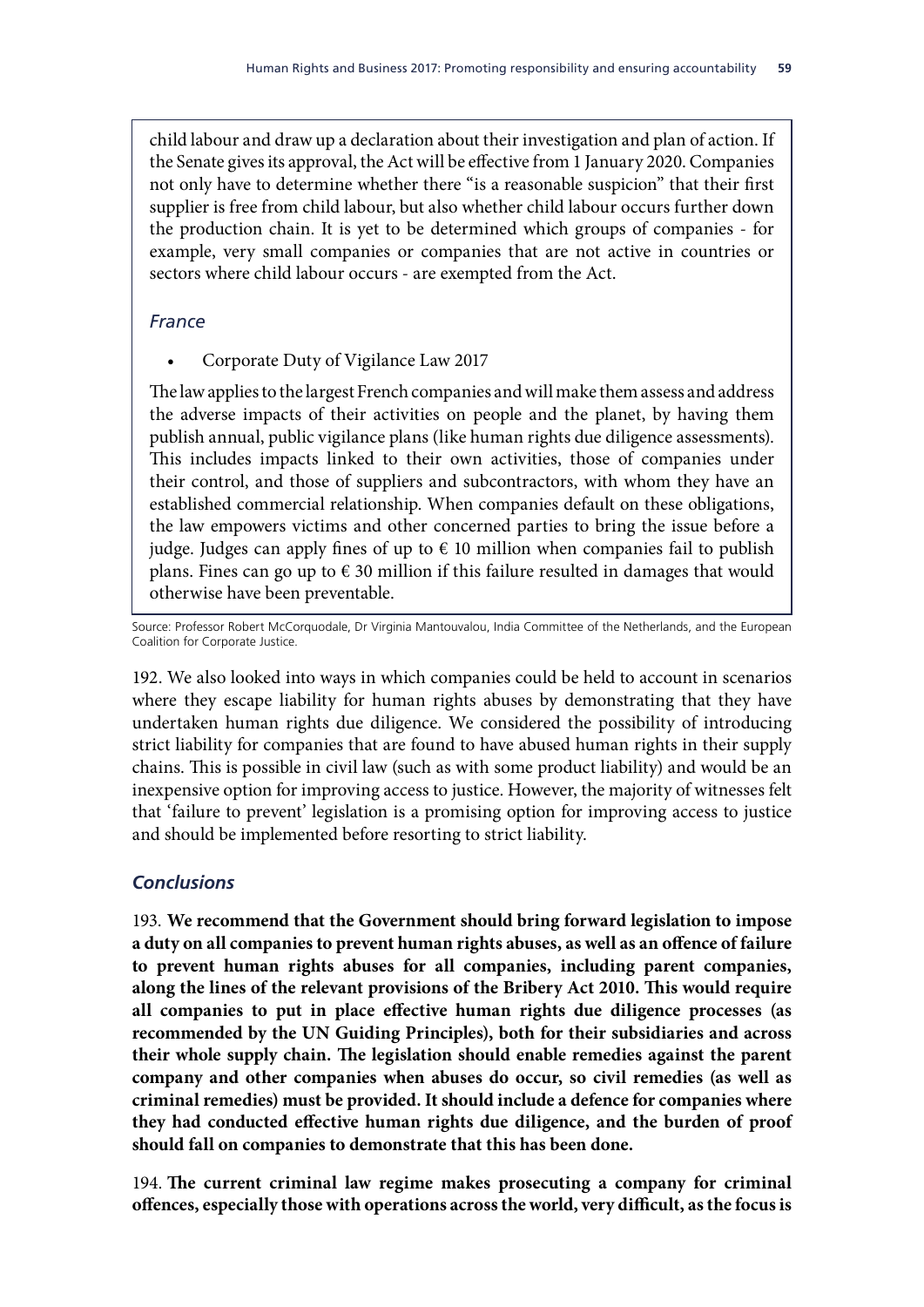child labour and draw up a declaration about their investigation and plan of action. If the Senate gives its approval, the Act will be effective from 1 January 2020. Companies not only have to determine whether there "is a reasonable suspicion" that their first supplier is free from child labour, but also whether child labour occurs further down the production chain. It is yet to be determined which groups of companies - for example, very small companies or companies that are not active in countries or sectors where child labour occurs - are exempted from the Act.

### *France*

- Corporate Duty of Vigilance Law 2017

The law applies to the largest French companies and will make them assess and address the adverse impacts of their activities on people and the planet, by having them publish annual, public vigilance plans (like human rights due diligence assessments). This includes impacts linked to their own activities, those of companies under their control, and those of suppliers and subcontractors, with whom they have an established commercial relationship. When companies default on these obligations, the law empowers victims and other concerned parties to bring the issue before a judge. Judges can apply fines of up to € 10 million when companies fail to publish plans. Fines can go up to € 30 million if this failure resulted in damages that would otherwise have been preventable.

Source: Professor Robert McCorquodale, Dr Virginia Mantouvalou, India Committee of the Netherlands, and the European Coalition for Corporate Justice.

192. We also looked into ways in which companies could be held to account in scenarios where they escape liability for human rights abuses by demonstrating that they have undertaken human rights due diligence. We considered the possibility of introducing strict liability for companies that are found to have abused human rights in their supply chains. This is possible in civil law (such as with some product liability) and would be an inexpensive option for improving access to justice. However, the majority of witnesses felt that 'failure to prevent' legislation is a promising option for improving access to justice and should be implemented before resorting to strict liability.

### *Conclusions*

193. **We recommend that the Government should bring forward legislation to impose a duty on all companies to prevent human rights abuses, as well as an offence of failure to prevent human rights abuses for all companies, including parent companies, along the lines of the relevant provisions of the Bribery Act 2010. This would require all companies to put in place effective human rights due diligence processes (as recommended by the UN Guiding Principles), both for their subsidiaries and across their whole supply chain. The legislation should enable remedies against the parent company and other companies when abuses do occur, so civil remedies (as well as criminal remedies) must be provided. It should include a defence for companies where they had conducted effective human rights due diligence, and the burden of proof should fall on companies to demonstrate that this has been done.**

194. **The current criminal law regime makes prosecuting a company for criminal offences, especially those with operations across the world, very difficult, as the focus is**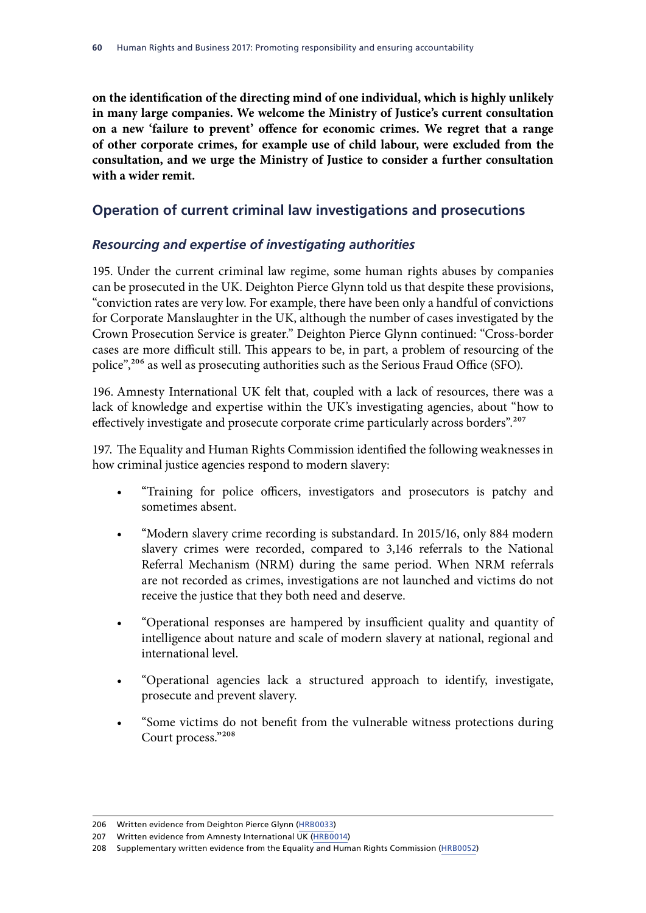**on the identification of the directing mind of one individual, which is highly unlikely in many large companies. We welcome the Ministry of Justice's current consultation on a new 'failure to prevent' offence for economic crimes. We regret that a range of other corporate crimes, for example use of child labour, were excluded from the consultation, and we urge the Ministry of Justice to consider a further consultation with a wider remit.**

## Operation of current criminal law investigations and prosecutions

### *Resourcing and expertise of investigating authorities*

195. Under the current criminal law regime, some human rights abuses by companies can be prosecuted in the UK. Deighton Pierce Glynn told us that despite these provisions, "conviction rates are very low. For example, there have been only a handful of convictions for Corporate Manslaughter in the UK, although the number of cases investigated by the Crown Prosecution Service is greater." Deighton Pierce Glynn continued: "Cross-border cases are more difficult still. This appears to be, in part, a problem of resourcing of the police",[206] as well as prosecuting authorities such as the Serious Fraud Office (SFO).

196. Amnesty International UK felt that, coupled with a lack of resources, there was a lack of knowledge and expertise within the UK's investigating agencies, about "how to effectively investigate and prosecute corporate crime particularly across borders".[207]

197. The Equality and Human Rights Commission identified the following weaknesses in how criminal justice agencies respond to modern slavery:

- "Training for police officers, investigators and prosecutors is patchy and sometimes absent.
- "Modern slavery crime recording is substandard. In 2015/16, only 884 modern slavery crimes were recorded, compared to 3,146 referrals to the National Referral Mechanism (NRM) during the same period. When NRM referrals are not recorded as crimes, investigations are not launched and victims do not receive the justice that they both need and deserve.
- "Operational responses are hampered by insufficient quality and quantity of intelligence about nature and scale of modern slavery at national, regional and international level.
- "Operational agencies lack a structured approach to identify, investigate, prosecute and prevent slavery.
- "Some victims do not benefit from the vulnerable witness protections during Court process."[208]

---

206 Written evidence from Deighton Pierce Glynn (HRB0033)

207 Written evidence from Amnesty International UK (HRB0014)

208 Supplementary written evidence from the Equality and Human Rights Commission (HRB0052)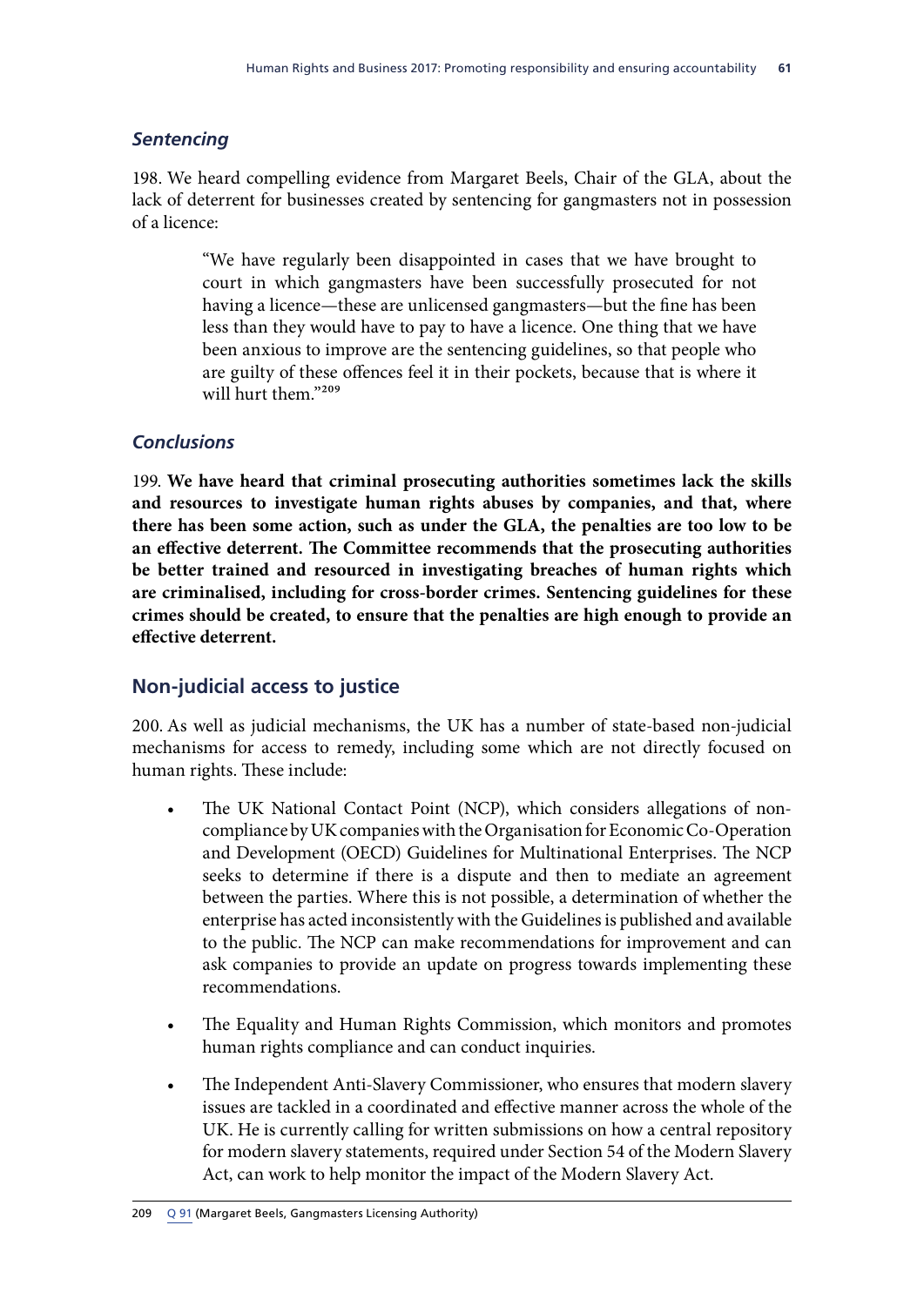### *Sentencing*

198. We heard compelling evidence from Margaret Beels, Chair of the GLA, about the lack of deterrent for businesses created by sentencing for gangmasters not in possession of a licence:

> "We have regularly been disappointed in cases that we have brought to court in which gangmasters have been successfully prosecuted for not having a licence—these are unlicensed gangmasters—but the fine has been less than they would have to pay to have a licence. One thing that we have been anxious to improve are the sentencing guidelines, so that people who are guilty of these offences feel it in their pockets, because that is where it will hurt them."[209]

### *Conclusions*

199. **We have heard that criminal prosecuting authorities sometimes lack the skills and resources to investigate human rights abuses by companies, and that, where there has been some action, such as under the GLA, the penalties are too low to be an effective deterrent. The Committee recommends that the prosecuting authorities be better trained and resourced in investigating breaches of human rights which are criminalised, including for cross-border crimes. Sentencing guidelines for these crimes should be created, to ensure that the penalties are high enough to provide an effective deterrent.**

## Non-judicial access to justice

200. As well as judicial mechanisms, the UK has a number of state-based non-judicial mechanisms for access to remedy, including some which are not directly focused on human rights. These include:

- The UK National Contact Point (NCP), which considers allegations of non-compliance by UK companies with the Organisation for Economic Co-Operation and Development (OECD) Guidelines for Multinational Enterprises. The NCP seeks to determine if there is a dispute and then to mediate an agreement between the parties. Where this is not possible, a determination of whether the enterprise has acted inconsistently with the Guidelines is published and available to the public. The NCP can make recommendations for improvement and can ask companies to provide an update on progress towards implementing these recommendations.
- The Equality and Human Rights Commission, which monitors and promotes human rights compliance and can conduct inquiries.
- The Independent Anti-Slavery Commissioner, who ensures that modern slavery issues are tackled in a coordinated and effective manner across the whole of the UK. He is currently calling for written submissions on how a central repository for modern slavery statements, required under Section 54 of the Modern Slavery Act, can work to help monitor the impact of the Modern Slavery Act.

209 Q 91 (Margaret Beels, Gangmasters Licensing Authority)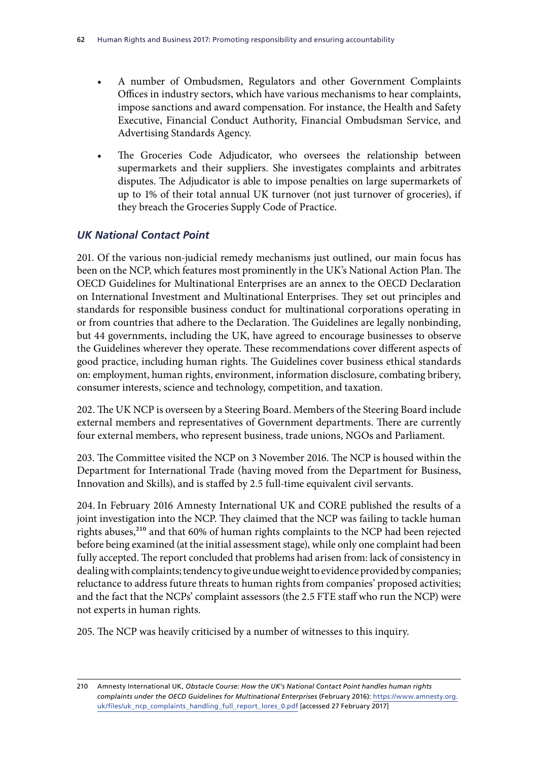- A number of Ombudsmen, Regulators and other Government Complaints Offices in industry sectors, which have various mechanisms to hear complaints, impose sanctions and award compensation. For instance, the Health and Safety Executive, Financial Conduct Authority, Financial Ombudsman Service, and Advertising Standards Agency.
- The Groceries Code Adjudicator, who oversees the relationship between supermarkets and their suppliers. She investigates complaints and arbitrates disputes. The Adjudicator is able to impose penalties on large supermarkets of up to 1% of their total annual UK turnover (not just turnover of groceries), if they breach the Groceries Supply Code of Practice.

### *UK National Contact Point*

201. Of the various non-judicial remedy mechanisms just outlined, our main focus has been on the NCP, which features most prominently in the UK's National Action Plan. The OECD Guidelines for Multinational Enterprises are an annex to the OECD Declaration on International Investment and Multinational Enterprises. They set out principles and standards for responsible business conduct for multinational corporations operating in or from countries that adhere to the Declaration. The Guidelines are legally nonbinding, but 44 governments, including the UK, have agreed to encourage businesses to observe the Guidelines wherever they operate. These recommendations cover different aspects of good practice, including human rights. The Guidelines cover business ethical standards on: employment, human rights, environment, information disclosure, combating bribery, consumer interests, science and technology, competition, and taxation.

202. The UK NCP is overseen by a Steering Board. Members of the Steering Board include external members and representatives of Government departments. There are currently four external members, who represent business, trade unions, NGOs and Parliament.

203. The Committee visited the NCP on 3 November 2016. The NCP is housed within the Department for International Trade (having moved from the Department for Business, Innovation and Skills), and is staffed by 2.5 full-time equivalent civil servants.

204. In February 2016 Amnesty International UK and CORE published the results of a joint investigation into the NCP. They claimed that the NCP was failing to tackle human rights abuses,[210] and that 60% of human rights complaints to the NCP had been rejected before being examined (at the initial assessment stage), while only one complaint had been fully accepted. The report concluded that problems had arisen from: lack of consistency in dealing with complaints; tendency to give undue weight to evidence provided by companies; reluctance to address future threats to human rights from companies' proposed activities; and the fact that the NCPs' complaint assessors (the 2.5 FTE staff who run the NCP) were not experts in human rights.

205. The NCP was heavily criticised by a number of witnesses to this inquiry.

---

210 Amnesty International UK, *Obstacle Course: How the UK's National Contact Point handles human rights complaints under the OECD Guidelines for Multinational Enterprises* (February 2016): https://www.amnesty.org.uk/files/uk_ncp_complaints_handling_full_report_lores_0.pdf [accessed 27 February 2017]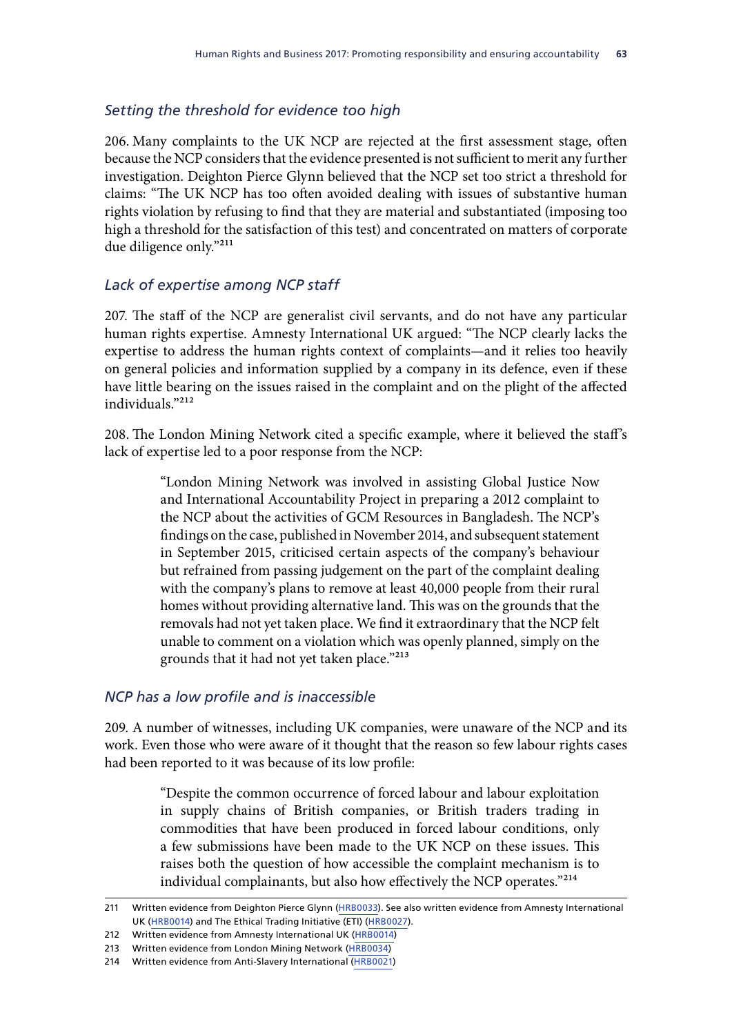### *Setting the threshold for evidence too high*

206. Many complaints to the UK NCP are rejected at the first assessment stage, often because the NCP considers that the evidence presented is not sufficient to merit any further investigation. Deighton Pierce Glynn believed that the NCP set too strict a threshold for claims: "The UK NCP has too often avoided dealing with issues of substantive human rights violation by refusing to find that they are material and substantiated (imposing too high a threshold for the satisfaction of this test) and concentrated on matters of corporate due diligence only."[211]

### *Lack of expertise among NCP staff*

207. The staff of the NCP are generalist civil servants, and do not have any particular human rights expertise. Amnesty International UK argued: "The NCP clearly lacks the expertise to address the human rights context of complaints—and it relies too heavily on general policies and information supplied by a company in its defence, even if these have little bearing on the issues raised in the complaint and on the plight of the affected individuals."[212]

208. The London Mining Network cited a specific example, where it believed the staff's lack of expertise led to a poor response from the NCP:

> "London Mining Network was involved in assisting Global Justice Now and International Accountability Project in preparing a 2012 complaint to the NCP about the activities of GCM Resources in Bangladesh. The NCP's findings on the case, published in November 2014, and subsequent statement in September 2015, criticised certain aspects of the company's behaviour but refrained from passing judgement on the part of the complaint dealing with the company's plans to remove at least 40,000 people from their rural homes without providing alternative land. This was on the grounds that the removals had not yet taken place. We find it extraordinary that the NCP felt unable to comment on a violation which was openly planned, simply on the grounds that it had not yet taken place."[213]

### *NCP has a low profile and is inaccessible*

209. A number of witnesses, including UK companies, were unaware of the NCP and its work. Even those who were aware of it thought that the reason so few labour rights cases had been reported to it was because of its low profile:

> "Despite the common occurrence of forced labour and labour exploitation in supply chains of British companies, or British traders trading in commodities that have been produced in forced labour conditions, only a few submissions have been made to the UK NCP on these issues. This raises both the question of how accessible the complaint mechanism is to individual complainants, but also how effectively the NCP operates."[214]

---

211 Written evidence from Deighton Pierce Glynn (HRB0033). See also written evidence from Amnesty International UK (HRB0014) and The Ethical Trading Initiative (ETI) (HRB0027).

212 Written evidence from Amnesty International UK (HRB0014)

213 Written evidence from London Mining Network (HRB0034)

214 Written evidence from Anti-Slavery International (HRB0021)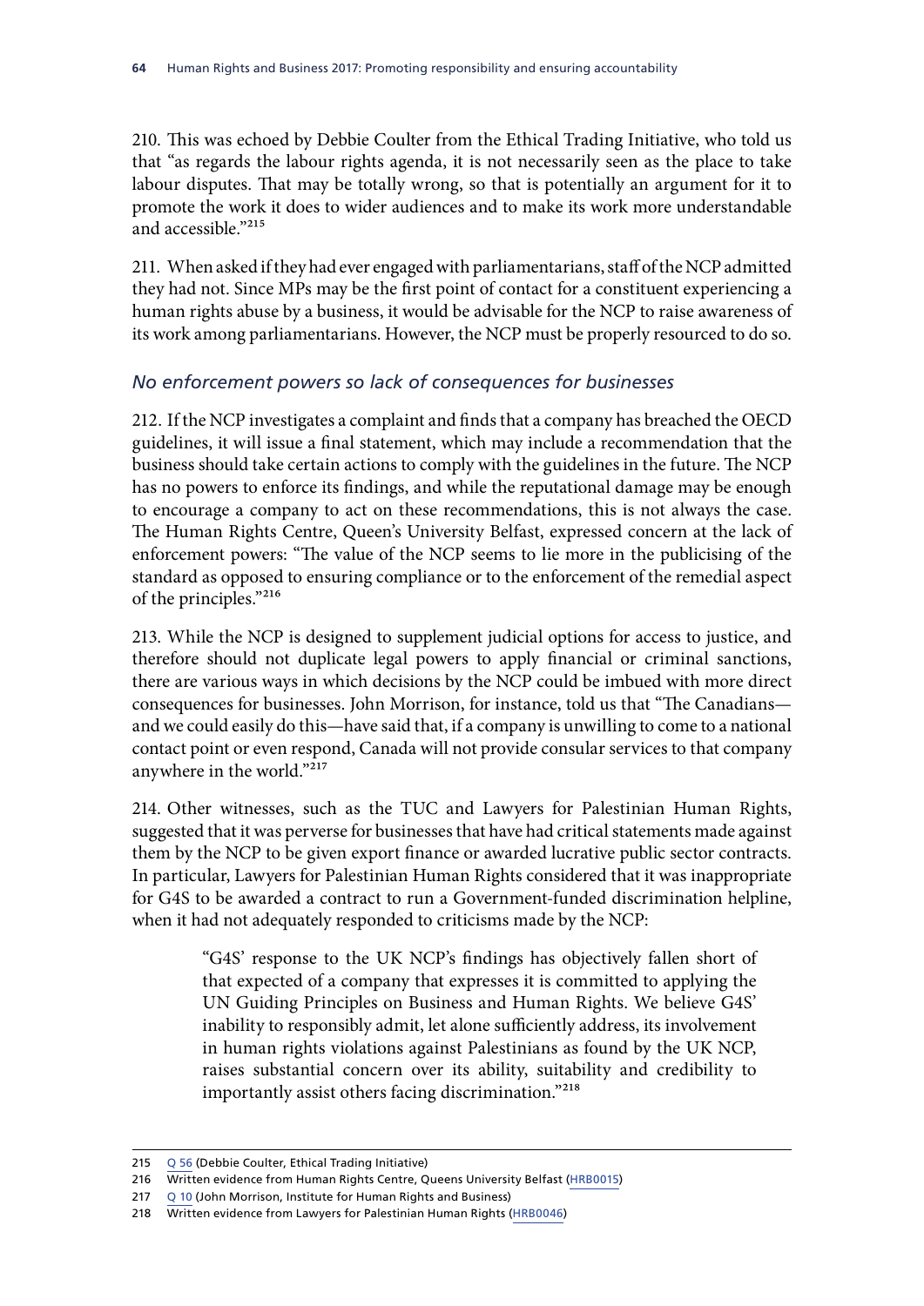210. This was echoed by Debbie Coulter from the Ethical Trading Initiative, who told us that "as regards the labour rights agenda, it is not necessarily seen as the place to take labour disputes. That may be totally wrong, so that is potentially an argument for it to promote the work it does to wider audiences and to make its work more understandable and accessible."[215]

211. When asked if they had ever engaged with parliamentarians, staff of the NCP admitted they had not. Since MPs may be the first point of contact for a constituent experiencing a human rights abuse by a business, it would be advisable for the NCP to raise awareness of its work among parliamentarians. However, the NCP must be properly resourced to do so.

### *No enforcement powers so lack of consequences for businesses*

212. If the NCP investigates a complaint and finds that a company has breached the OECD guidelines, it will issue a final statement, which may include a recommendation that the business should take certain actions to comply with the guidelines in the future. The NCP has no powers to enforce its findings, and while the reputational damage may be enough to encourage a company to act on these recommendations, this is not always the case. The Human Rights Centre, Queen's University Belfast, expressed concern at the lack of enforcement powers: "The value of the NCP seems to lie more in the publicising of the standard as opposed to ensuring compliance or to the enforcement of the remedial aspect of the principles."[216]

213. While the NCP is designed to supplement judicial options for access to justice, and therefore should not duplicate legal powers to apply financial or criminal sanctions, there are various ways in which decisions by the NCP could be imbued with more direct consequences for businesses. John Morrison, for instance, told us that "The Canadians—and we could easily do this—have said that, if a company is unwilling to come to a national contact point or even respond, Canada will not provide consular services to that company anywhere in the world."[217]

214. Other witnesses, such as the TUC and Lawyers for Palestinian Human Rights, suggested that it was perverse for businesses that have had critical statements made against them by the NCP to be given export finance or awarded lucrative public sector contracts. In particular, Lawyers for Palestinian Human Rights considered that it was inappropriate for G4S to be awarded a contract to run a Government-funded discrimination helpline, when it had not adequately responded to criticisms made by the NCP:

> "G4S' response to the UK NCP's findings has objectively fallen short of that expected of a company that expresses it is committed to applying the UN Guiding Principles on Business and Human Rights. We believe G4S' inability to responsibly admit, let alone sufficiently address, its involvement in human rights violations against Palestinians as found by the UK NCP, raises substantial concern over its ability, suitability and credibility to importantly assist others facing discrimination."[218]

---

215 Q 56 (Debbie Coulter, Ethical Trading Initiative)

216 Written evidence from Human Rights Centre, Queens University Belfast (HRB0015)

217 Q 10 (John Morrison, Institute for Human Rights and Business)

218 Written evidence from Lawyers for Palestinian Human Rights (HRB0046)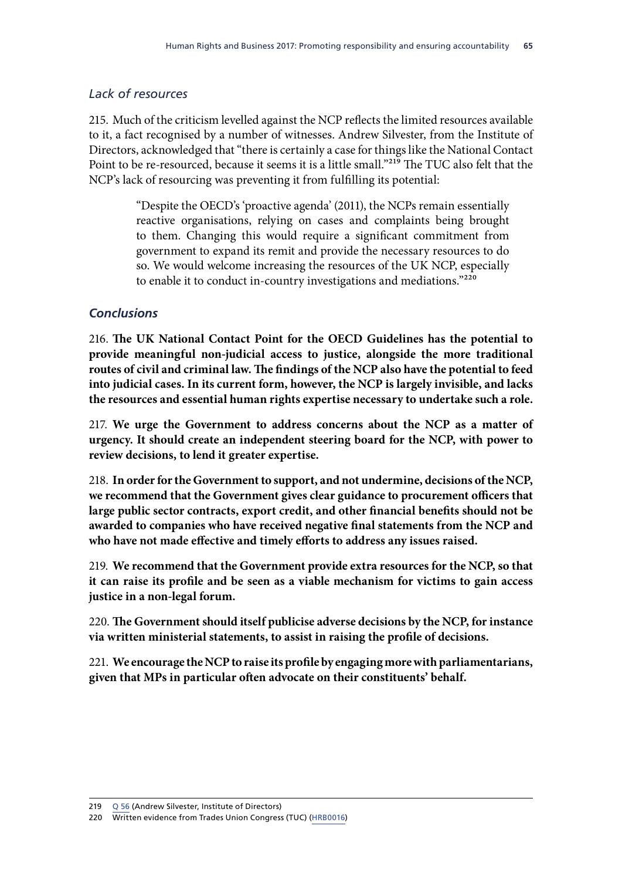### *Lack of resources*

215. Much of the criticism levelled against the NCP reflects the limited resources available to it, a fact recognised by a number of witnesses. Andrew Silvester, from the Institute of Directors, acknowledged that "there is certainly a case for things like the National Contact Point to be re-resourced, because it seems it is a little small."[219] The TUC also felt that the NCP's lack of resourcing was preventing it from fulfilling its potential:

> "Despite the OECD's 'proactive agenda' (2011), the NCPs remain essentially reactive organisations, relying on cases and complaints being brought to them. Changing this would require a significant commitment from government to expand its remit and provide the necessary resources to do so. We would welcome increasing the resources of the UK NCP, especially to enable it to conduct in-country investigations and mediations."[220]

### *Conclusions*

216. **The UK National Contact Point for the OECD Guidelines has the potential to provide meaningful non-judicial access to justice, alongside the more traditional routes of civil and criminal law. The findings of the NCP also have the potential to feed into judicial cases. In its current form, however, the NCP is largely invisible, and lacks the resources and essential human rights expertise necessary to undertake such a role.**

217. **We urge the Government to address concerns about the NCP as a matter of urgency. It should create an independent steering board for the NCP, with power to review decisions, to lend it greater expertise.**

218. **In order for the Government to support, and not undermine, decisions of the NCP, we recommend that the Government gives clear guidance to procurement officers that large public sector contracts, export credit, and other financial benefits should not be awarded to companies who have received negative final statements from the NCP and who have not made effective and timely efforts to address any issues raised.**

219. **We recommend that the Government provide extra resources for the NCP, so that it can raise its profile and be seen as a viable mechanism for victims to gain access justice in a non-legal forum.**

220. **The Government should itself publicise adverse decisions by the NCP, for instance via written ministerial statements, to assist in raising the profile of decisions.**

221. **We encourage the NCP to raise its profile by engaging more with parliamentarians, given that MPs in particular often advocate on their constituents' behalf.**

---

219 Q 56 (Andrew Silvester, Institute of Directors)

220 Written evidence from Trades Union Congress (TUC) (HRB0016)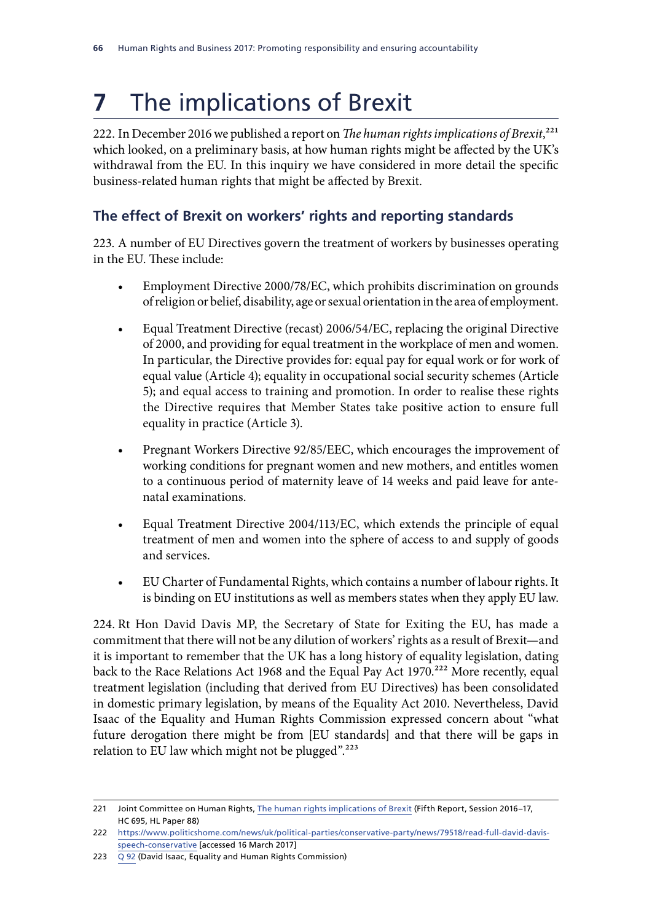# 7 The implications of Brexit

222. In December 2016 we published a report on *The human rights implications of Brexit*,[221] which looked, on a preliminary basis, at how human rights might be affected by the UK's withdrawal from the EU. In this inquiry we have considered in more detail the specific business-related human rights that might be affected by Brexit.

## The effect of Brexit on workers' rights and reporting standards

223. A number of EU Directives govern the treatment of workers by businesses operating in the EU. These include:

- Employment Directive 2000/78/EC, which prohibits discrimination on grounds of religion or belief, disability, age or sexual orientation in the area of employment.
- Equal Treatment Directive (recast) 2006/54/EC, replacing the original Directive of 2000, and providing for equal treatment in the workplace of men and women. In particular, the Directive provides for: equal pay for equal work or for work of equal value (Article 4); equality in occupational social security schemes (Article 5); and equal access to training and promotion. In order to realise these rights the Directive requires that Member States take positive action to ensure full equality in practice (Article 3).
- Pregnant Workers Directive 92/85/EEC, which encourages the improvement of working conditions for pregnant women and new mothers, and entitles women to a continuous period of maternity leave of 14 weeks and paid leave for ante-natal examinations.
- Equal Treatment Directive 2004/113/EC, which extends the principle of equal treatment of men and women into the sphere of access to and supply of goods and services.
- EU Charter of Fundamental Rights, which contains a number of labour rights. It is binding on EU institutions as well as members states when they apply EU law.

224. Rt Hon David Davis MP, the Secretary of State for Exiting the EU, has made a commitment that there will not be any dilution of workers' rights as a result of Brexit—and it is important to remember that the UK has a long history of equality legislation, dating back to the Race Relations Act 1968 and the Equal Pay Act 1970.[222] More recently, equal treatment legislation (including that derived from EU Directives) has been consolidated in domestic primary legislation, by means of the Equality Act 2010. Nevertheless, David Isaac of the Equality and Human Rights Commission expressed concern about "what future derogation there might be from [EU standards] and that there will be gaps in relation to EU law which might not be plugged".[223]

---

221 Joint Committee on Human Rights, The human rights implications of Brexit (Fifth Report, Session 2016–17, HC 695, HL Paper 88)

222 https://www.politicshome.com/news/uk/political-parties/conservative-party/news/79518/read-full-david-davis-speech-conservative [accessed 16 March 2017]

223 Q 92 (David Isaac, Equality and Human Rights Commission)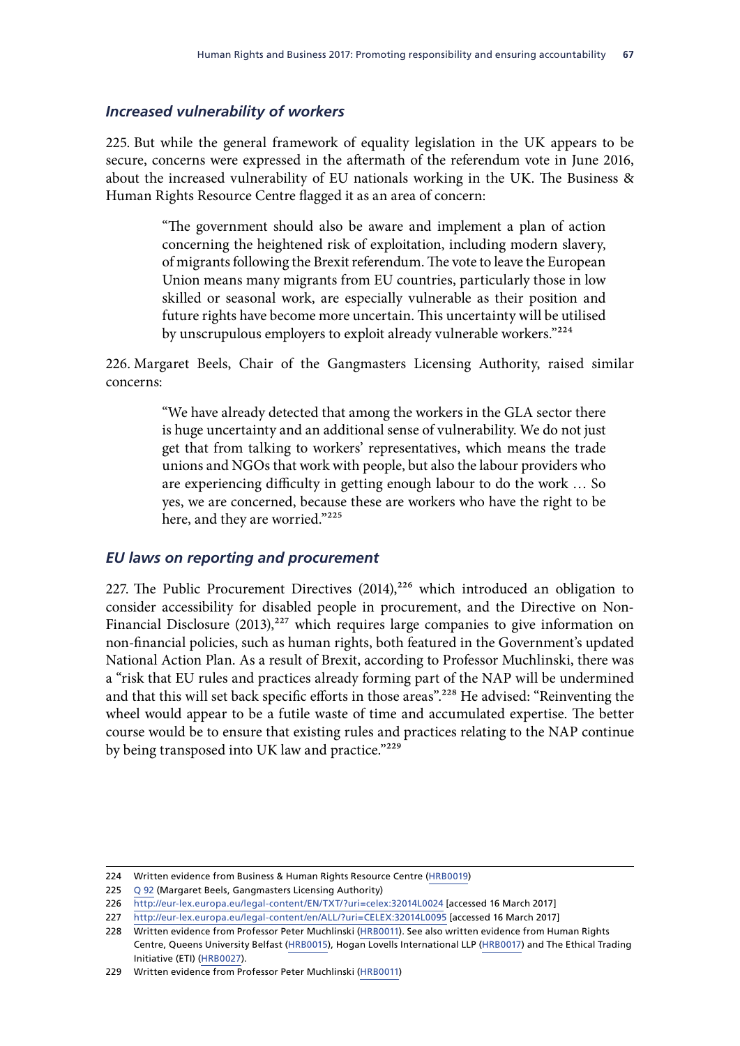### *Increased vulnerability of workers*

225. But while the general framework of equality legislation in the UK appears to be secure, concerns were expressed in the aftermath of the referendum vote in June 2016, about the increased vulnerability of EU nationals working in the UK. The Business & Human Rights Resource Centre flagged it as an area of concern:

> "The government should also be aware and implement a plan of action concerning the heightened risk of exploitation, including modern slavery, of migrants following the Brexit referendum. The vote to leave the European Union means many migrants from EU countries, particularly those in low skilled or seasonal work, are especially vulnerable as their position and future rights have become more uncertain. This uncertainty will be utilised by unscrupulous employers to exploit already vulnerable workers."[224]

226. Margaret Beels, Chair of the Gangmasters Licensing Authority, raised similar concerns:

> "We have already detected that among the workers in the GLA sector there is huge uncertainty and an additional sense of vulnerability. We do not just get that from talking to workers' representatives, which means the trade unions and NGOs that work with people, but also the labour providers who are experiencing difficulty in getting enough labour to do the work … So yes, we are concerned, because these are workers who have the right to be here, and they are worried."[225]

### *EU laws on reporting and procurement*

227. The Public Procurement Directives (2014),[226] which introduced an obligation to consider accessibility for disabled people in procurement, and the Directive on Non-Financial Disclosure (2013),[227] which requires large companies to give information on non-financial policies, such as human rights, both featured in the Government's updated National Action Plan. As a result of Brexit, according to Professor Muchlinski, there was a "risk that EU rules and practices already forming part of the NAP will be undermined and that this will set back specific efforts in those areas".[228] He advised: "Reinventing the wheel would appear to be a futile waste of time and accumulated expertise. The better course would be to ensure that existing rules and practices relating to the NAP continue by being transposed into UK law and practice."[229]

---

224 Written evidence from Business & Human Rights Resource Centre (HRB0019)

225 Q 92 (Margaret Beels, Gangmasters Licensing Authority)

226 http://eur-lex.europa.eu/legal-content/EN/TXT/?uri=celex:32014L0024 [accessed 16 March 2017]

227 http://eur-lex.europa.eu/legal-content/en/ALL/?uri=CELEX:32014L0095 [accessed 16 March 2017]

228 Written evidence from Professor Peter Muchlinski (HRB0011). See also written evidence from Human Rights Centre, Queens University Belfast (HRB0015), Hogan Lovells International LLP (HRB0017) and The Ethical Trading Initiative (ETI) (HRB0027).

229 Written evidence from Professor Peter Muchlinski (HRB0011)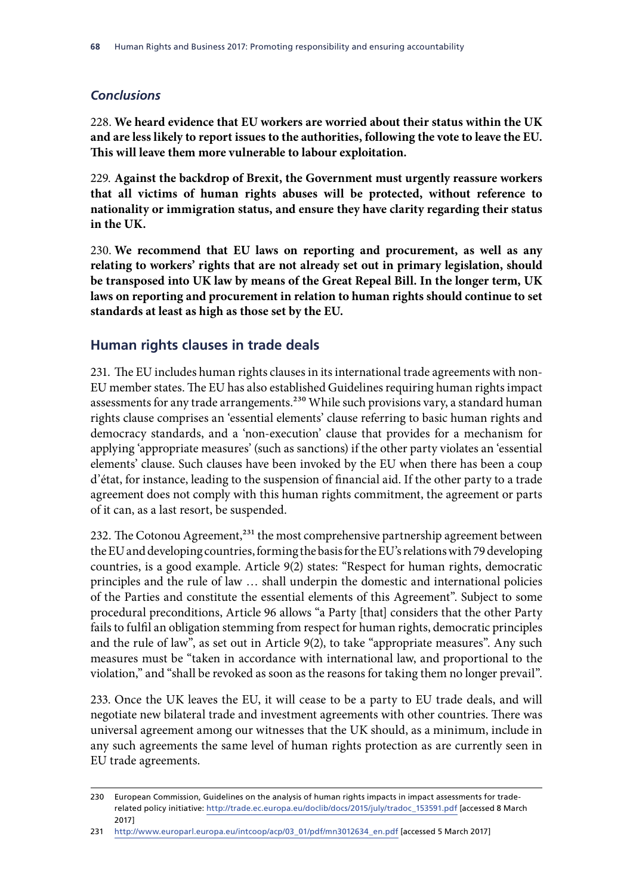### *Conclusions*

228. **We heard evidence that EU workers are worried about their status within the UK and are less likely to report issues to the authorities, following the vote to leave the EU. This will leave them more vulnerable to labour exploitation.**

229. **Against the backdrop of Brexit, the Government must urgently reassure workers that all victims of human rights abuses will be protected, without reference to nationality or immigration status, and ensure they have clarity regarding their status in the UK.**

230. **We recommend that EU laws on reporting and procurement, as well as any relating to workers' rights that are not already set out in primary legislation, should be transposed into UK law by means of the Great Repeal Bill. In the longer term, UK laws on reporting and procurement in relation to human rights should continue to set standards at least as high as those set by the EU.**

## Human rights clauses in trade deals

231. The EU includes human rights clauses in its international trade agreements with non-EU member states. The EU has also established Guidelines requiring human rights impact assessments for any trade arrangements.[230] While such provisions vary, a standard human rights clause comprises an 'essential elements' clause referring to basic human rights and democracy standards, and a 'non-execution' clause that provides for a mechanism for applying 'appropriate measures' (such as sanctions) if the other party violates an 'essential elements' clause. Such clauses have been invoked by the EU when there has been a coup d'état, for instance, leading to the suspension of financial aid. If the other party to a trade agreement does not comply with this human rights commitment, the agreement or parts of it can, as a last resort, be suspended.

232. The Cotonou Agreement,[231] the most comprehensive partnership agreement between the EU and developing countries, forming the basis for the EU's relations with 79 developing countries, is a good example. Article 9(2) states: "Respect for human rights, democratic principles and the rule of law … shall underpin the domestic and international policies of the Parties and constitute the essential elements of this Agreement". Subject to some procedural preconditions, Article 96 allows "a Party [that] considers that the other Party fails to fulfil an obligation stemming from respect for human rights, democratic principles and the rule of law", as set out in Article 9(2), to take "appropriate measures". Any such measures must be "taken in accordance with international law, and proportional to the violation," and "shall be revoked as soon as the reasons for taking them no longer prevail".

233. Once the UK leaves the EU, it will cease to be a party to EU trade deals, and will negotiate new bilateral trade and investment agreements with other countries. There was universal agreement among our witnesses that the UK should, as a minimum, include in any such agreements the same level of human rights protection as are currently seen in EU trade agreements.

---

230 European Commission, Guidelines on the analysis of human rights impacts in impact assessments for trade-related policy initiative: http://trade.ec.europa.eu/doclib/docs/2015/july/tradoc_153591.pdf [accessed 8 March 2017]

231 http://www.europarl.europa.eu/intcoop/acp/03_01/pdf/mn3012634_en.pdf [accessed 5 March 2017]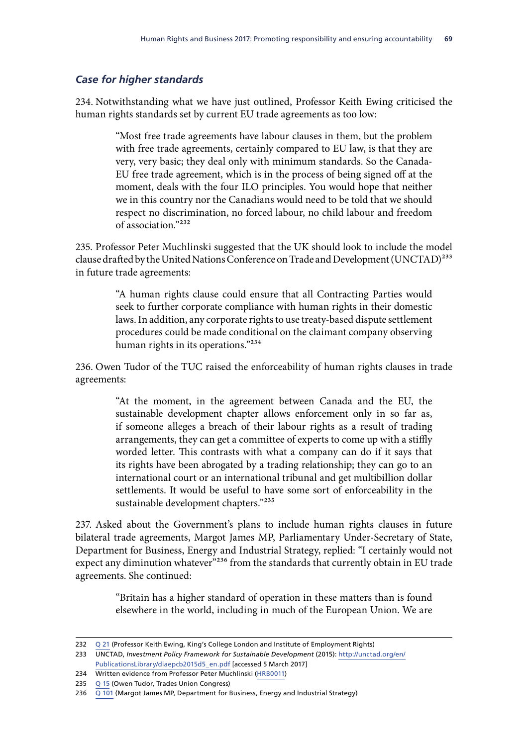### *Case for higher standards*

234. Notwithstanding what we have just outlined, Professor Keith Ewing criticised the human rights standards set by current EU trade agreements as too low:

> "Most free trade agreements have labour clauses in them, but the problem with free trade agreements, certainly compared to EU law, is that they are very, very basic; they deal only with minimum standards. So the Canada-EU free trade agreement, which is in the process of being signed off at the moment, deals with the four ILO principles. You would hope that neither we in this country nor the Canadians would need to be told that we should respect no discrimination, no forced labour, no child labour and freedom of association."[232]

235. Professor Peter Muchlinski suggested that the UK should look to include the model clause drafted by the United Nations Conference on Trade and Development (UNCTAD)[233] in future trade agreements:

> "A human rights clause could ensure that all Contracting Parties would seek to further corporate compliance with human rights in their domestic laws. In addition, any corporate rights to use treaty-based dispute settlement procedures could be made conditional on the claimant company observing human rights in its operations."[234]

236. Owen Tudor of the TUC raised the enforceability of human rights clauses in trade agreements:

> "At the moment, in the agreement between Canada and the EU, the sustainable development chapter allows enforcement only in so far as, if someone alleges a breach of their labour rights as a result of trading arrangements, they can get a committee of experts to come up with a stiffly worded letter. This contrasts with what a company can do if it says that its rights have been abrogated by a trading relationship; they can go to an international court or an international tribunal and get multibillion dollar settlements. It would be useful to have some sort of enforceability in the sustainable development chapters."[235]

237. Asked about the Government's plans to include human rights clauses in future bilateral trade agreements, Margot James MP, Parliamentary Under-Secretary of State, Department for Business, Energy and Industrial Strategy, replied: "I certainly would not expect any diminution whatever"[236] from the standards that currently obtain in EU trade agreements. She continued:

> "Britain has a higher standard of operation in these matters than is found elsewhere in the world, including in much of the European Union. We are

---

232 Q 21 (Professor Keith Ewing, King's College London and Institute of Employment Rights)

233 UNCTAD, *Investment Policy Framework for Sustainable Development* (2015): http://unctad.org/en/PublicationsLibrary/diaepcb2015d5_en.pdf [accessed 5 March 2017]

234 Written evidence from Professor Peter Muchlinski (HRB0011)

235 Q 15 (Owen Tudor, Trades Union Congress)

236 Q 101 (Margot James MP, Department for Business, Energy and Industrial Strategy)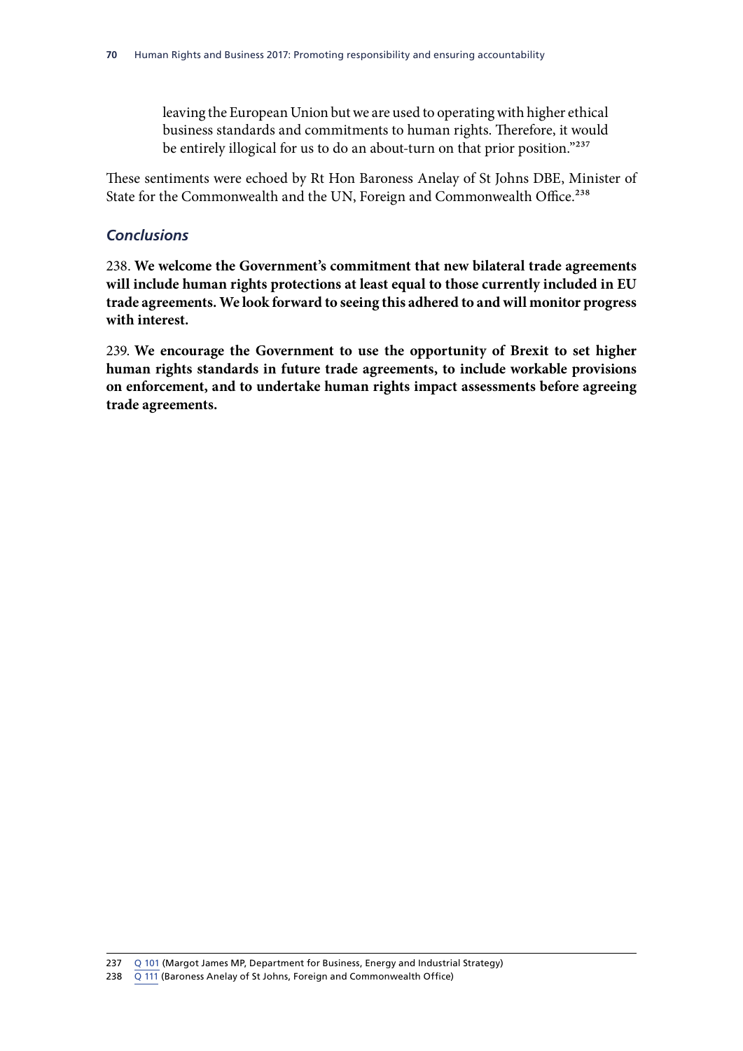leaving the European Union but we are used to operating with higher ethical business standards and commitments to human rights. Therefore, it would be entirely illogical for us to do an about-turn on that prior position."[237]

These sentiments were echoed by Rt Hon Baroness Anelay of St Johns DBE, Minister of State for the Commonwealth and the UN, Foreign and Commonwealth Office.[238]

### *Conclusions*

238. **We welcome the Government's commitment that new bilateral trade agreements will include human rights protections at least equal to those currently included in EU trade agreements. We look forward to seeing this adhered to and will monitor progress with interest.**

239. **We encourage the Government to use the opportunity of Brexit to set higher human rights standards in future trade agreements, to include workable provisions on enforcement, and to undertake human rights impact assessments before agreeing trade agreements.**

---

237 Q 101 (Margot James MP, Department for Business, Energy and Industrial Strategy)

238 Q 111 (Baroness Anelay of St Johns, Foreign and Commonwealth Office)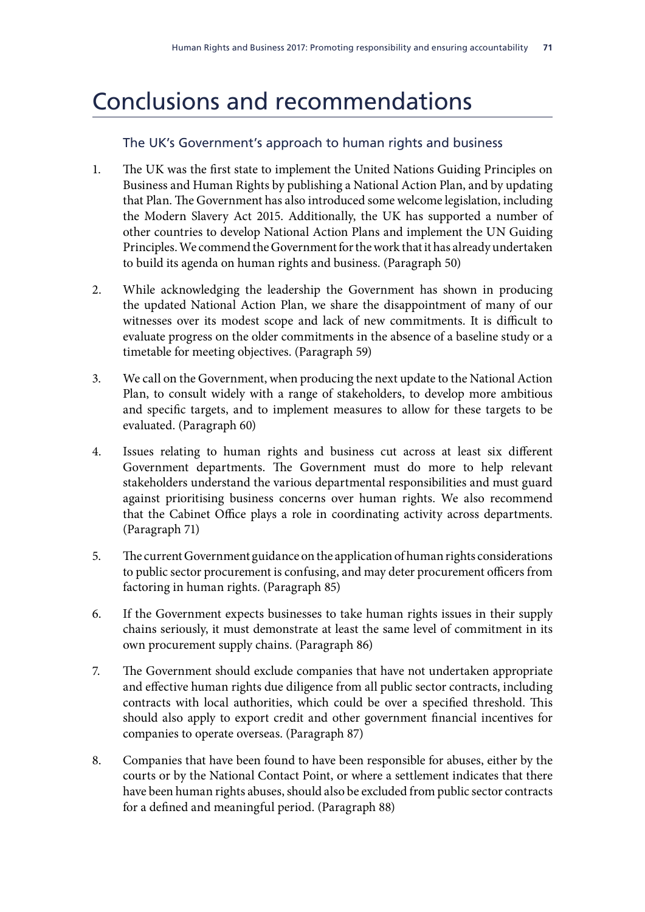# Conclusions and recommendations

## The UK's Government's approach to human rights and business

1. The UK was the first state to implement the United Nations Guiding Principles on Business and Human Rights by publishing a National Action Plan, and by updating that Plan. The Government has also introduced some welcome legislation, including the Modern Slavery Act 2015. Additionally, the UK has supported a number of other countries to develop National Action Plans and implement the UN Guiding Principles. We commend the Government for the work that it has already undertaken to build its agenda on human rights and business. (Paragraph 50)

2. While acknowledging the leadership the Government has shown in producing the updated National Action Plan, we share the disappointment of many of our witnesses over its modest scope and lack of new commitments. It is difficult to evaluate progress on the older commitments in the absence of a baseline study or a timetable for meeting objectives. (Paragraph 59)

3. We call on the Government, when producing the next update to the National Action Plan, to consult widely with a range of stakeholders, to develop more ambitious and specific targets, and to implement measures to allow for these targets to be evaluated. (Paragraph 60)

4. Issues relating to human rights and business cut across at least six different Government departments. The Government must do more to help relevant stakeholders understand the various departmental responsibilities and must guard against prioritising business concerns over human rights. We also recommend that the Cabinet Office plays a role in coordinating activity across departments. (Paragraph 71)

5. The current Government guidance on the application of human rights considerations to public sector procurement is confusing, and may deter procurement officers from factoring in human rights. (Paragraph 85)

6. If the Government expects businesses to take human rights issues in their supply chains seriously, it must demonstrate at least the same level of commitment in its own procurement supply chains. (Paragraph 86)

7. The Government should exclude companies that have not undertaken appropriate and effective human rights due diligence from all public sector contracts, including contracts with local authorities, which could be over a specified threshold. This should also apply to export credit and other government financial incentives for companies to operate overseas. (Paragraph 87)

8. Companies that have been found to have been responsible for abuses, either by the courts or by the National Contact Point, or where a settlement indicates that there have been human rights abuses, should also be excluded from public sector contracts for a defined and meaningful period. (Paragraph 88)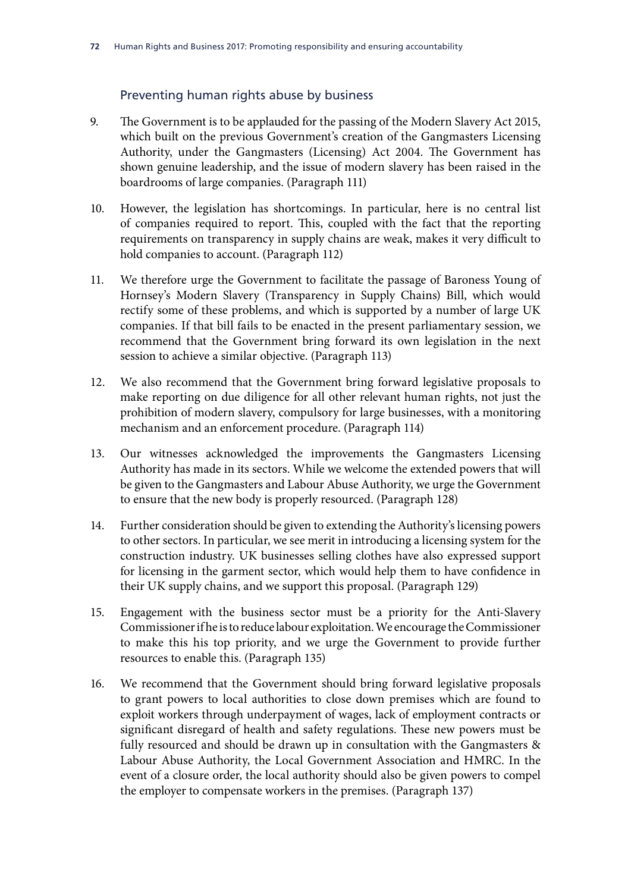### Preventing human rights abuse by business

9. The Government is to be applauded for the passing of the Modern Slavery Act 2015, which built on the previous Government's creation of the Gangmasters Licensing Authority, under the Gangmasters (Licensing) Act 2004. The Government has shown genuine leadership, and the issue of modern slavery has been raised in the boardrooms of large companies. (Paragraph 111)

10. However, the legislation has shortcomings. In particular, here is no central list of companies required to report. This, coupled with the fact that the reporting requirements on transparency in supply chains are weak, makes it very difficult to hold companies to account. (Paragraph 112)

11. We therefore urge the Government to facilitate the passage of Baroness Young of Hornsey's Modern Slavery (Transparency in Supply Chains) Bill, which would rectify some of these problems, and which is supported by a number of large UK companies. If that bill fails to be enacted in the present parliamentary session, we recommend that the Government bring forward its own legislation in the next session to achieve a similar objective. (Paragraph 113)

12. We also recommend that the Government bring forward legislative proposals to make reporting on due diligence for all other relevant human rights, not just the prohibition of modern slavery, compulsory for large businesses, with a monitoring mechanism and an enforcement procedure. (Paragraph 114)

13. Our witnesses acknowledged the improvements the Gangmasters Licensing Authority has made in its sectors. While we welcome the extended powers that will be given to the Gangmasters and Labour Abuse Authority, we urge the Government to ensure that the new body is properly resourced. (Paragraph 128)

14. Further consideration should be given to extending the Authority's licensing powers to other sectors. In particular, we see merit in introducing a licensing system for the construction industry. UK businesses selling clothes have also expressed support for licensing in the garment sector, which would help them to have confidence in their UK supply chains, and we support this proposal. (Paragraph 129)

15. Engagement with the business sector must be a priority for the Anti-Slavery Commissioner if he is to reduce labour exploitation. We encourage the Commissioner to make this his top priority, and we urge the Government to provide further resources to enable this. (Paragraph 135)

16. We recommend that the Government should bring forward legislative proposals to grant powers to local authorities to close down premises which are found to exploit workers through underpayment of wages, lack of employment contracts or significant disregard of health and safety regulations. These new powers must be fully resourced and should be drawn up in consultation with the Gangmasters & Labour Abuse Authority, the Local Government Association and HMRC. In the event of a closure order, the local authority should also be given powers to compel the employer to compensate workers in the premises. (Paragraph 137)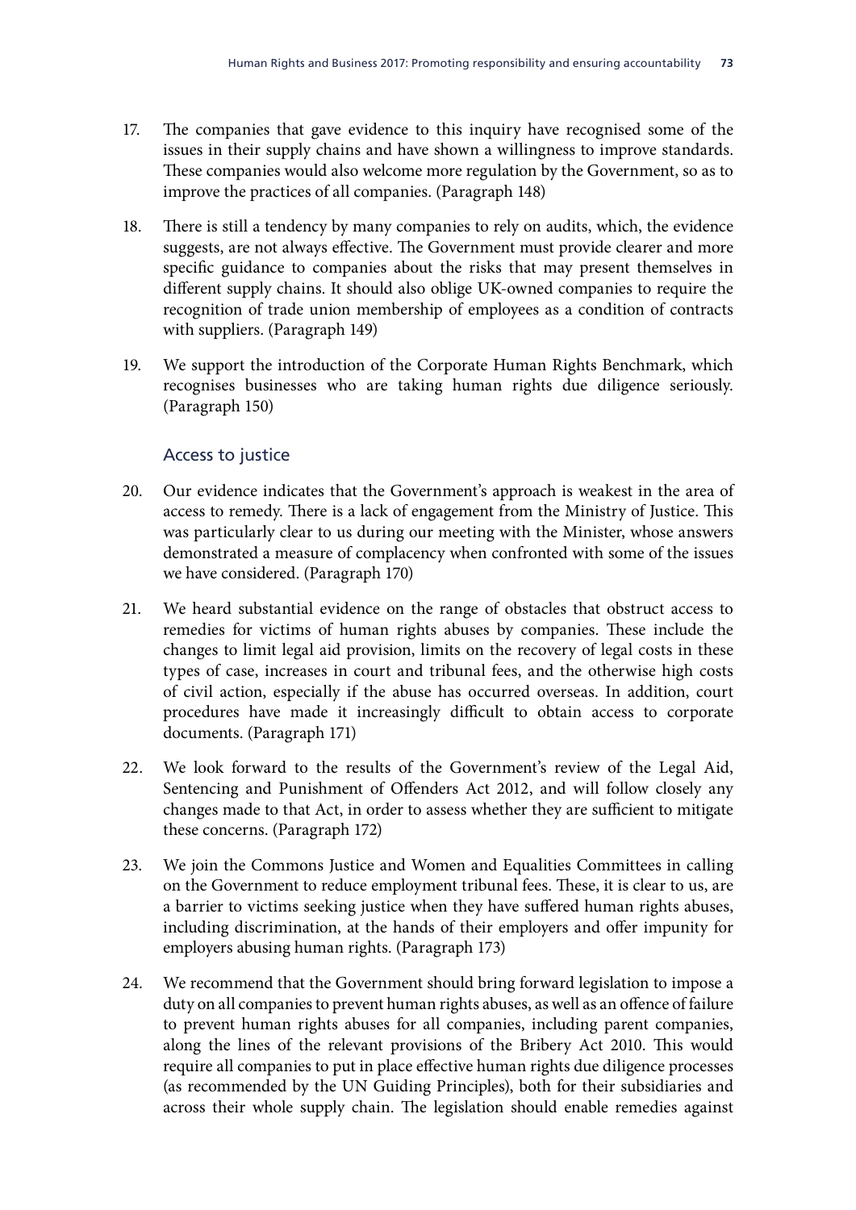17. The companies that gave evidence to this inquiry have recognised some of the issues in their supply chains and have shown a willingness to improve standards. These companies would also welcome more regulation by the Government, so as to improve the practices of all companies. (Paragraph 148)

18. There is still a tendency by many companies to rely on audits, which, the evidence suggests, are not always effective. The Government must provide clearer and more specific guidance to companies about the risks that may present themselves in different supply chains. It should also oblige UK-owned companies to require the recognition of trade union membership of employees as a condition of contracts with suppliers. (Paragraph 149)

19. We support the introduction of the Corporate Human Rights Benchmark, which recognises businesses who are taking human rights due diligence seriously. (Paragraph 150)

### Access to justice

20. Our evidence indicates that the Government's approach is weakest in the area of access to remedy. There is a lack of engagement from the Ministry of Justice. This was particularly clear to us during our meeting with the Minister, whose answers demonstrated a measure of complacency when confronted with some of the issues we have considered. (Paragraph 170)

21. We heard substantial evidence on the range of obstacles that obstruct access to remedies for victims of human rights abuses by companies. These include the changes to limit legal aid provision, limits on the recovery of legal costs in these types of case, increases in court and tribunal fees, and the otherwise high costs of civil action, especially if the abuse has occurred overseas. In addition, court procedures have made it increasingly difficult to obtain access to corporate documents. (Paragraph 171)

22. We look forward to the results of the Government's review of the Legal Aid, Sentencing and Punishment of Offenders Act 2012, and will follow closely any changes made to that Act, in order to assess whether they are sufficient to mitigate these concerns. (Paragraph 172)

23. We join the Commons Justice and Women and Equalities Committees in calling on the Government to reduce employment tribunal fees. These, it is clear to us, are a barrier to victims seeking justice when they have suffered human rights abuses, including discrimination, at the hands of their employers and offer impunity for employers abusing human rights. (Paragraph 173)

24. We recommend that the Government should bring forward legislation to impose a duty on all companies to prevent human rights abuses, as well as an offence of failure to prevent human rights abuses for all companies, including parent companies, along the lines of the relevant provisions of the Bribery Act 2010. This would require all companies to put in place effective human rights due diligence processes (as recommended by the UN Guiding Principles), both for their subsidiaries and across their whole supply chain. The legislation should enable remedies against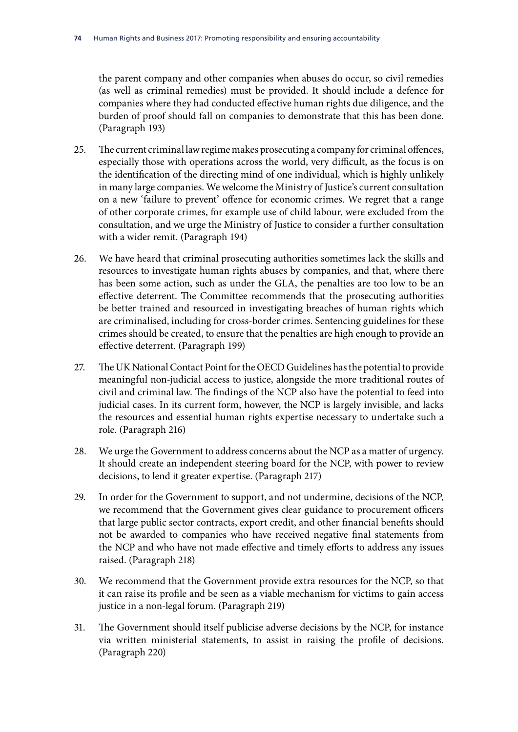the parent company and other companies when abuses do occur, so civil remedies (as well as criminal remedies) must be provided. It should include a defence for companies where they had conducted effective human rights due diligence, and the burden of proof should fall on companies to demonstrate that this has been done. (Paragraph 193)

25. The current criminal law regime makes prosecuting a company for criminal offences, especially those with operations across the world, very difficult, as the focus is on the identification of the directing mind of one individual, which is highly unlikely in many large companies. We welcome the Ministry of Justice's current consultation on a new 'failure to prevent' offence for economic crimes. We regret that a range of other corporate crimes, for example use of child labour, were excluded from the consultation, and we urge the Ministry of Justice to consider a further consultation with a wider remit. (Paragraph 194)

26. We have heard that criminal prosecuting authorities sometimes lack the skills and resources to investigate human rights abuses by companies, and that, where there has been some action, such as under the GLA, the penalties are too low to be an effective deterrent. The Committee recommends that the prosecuting authorities be better trained and resourced in investigating breaches of human rights which are criminalised, including for cross-border crimes. Sentencing guidelines for these crimes should be created, to ensure that the penalties are high enough to provide an effective deterrent. (Paragraph 199)

27. The UK National Contact Point for the OECD Guidelines has the potential to provide meaningful non-judicial access to justice, alongside the more traditional routes of civil and criminal law. The findings of the NCP also have the potential to feed into judicial cases. In its current form, however, the NCP is largely invisible, and lacks the resources and essential human rights expertise necessary to undertake such a role. (Paragraph 216)

28. We urge the Government to address concerns about the NCP as a matter of urgency. It should create an independent steering board for the NCP, with power to review decisions, to lend it greater expertise. (Paragraph 217)

29. In order for the Government to support, and not undermine, decisions of the NCP, we recommend that the Government gives clear guidance to procurement officers that large public sector contracts, export credit, and other financial benefits should not be awarded to companies who have received negative final statements from the NCP and who have not made effective and timely efforts to address any issues raised. (Paragraph 218)

30. We recommend that the Government provide extra resources for the NCP, so that it can raise its profile and be seen as a viable mechanism for victims to gain access justice in a non-legal forum. (Paragraph 219)

31. The Government should itself publicise adverse decisions by the NCP, for instance via written ministerial statements, to assist in raising the profile of decisions. (Paragraph 220)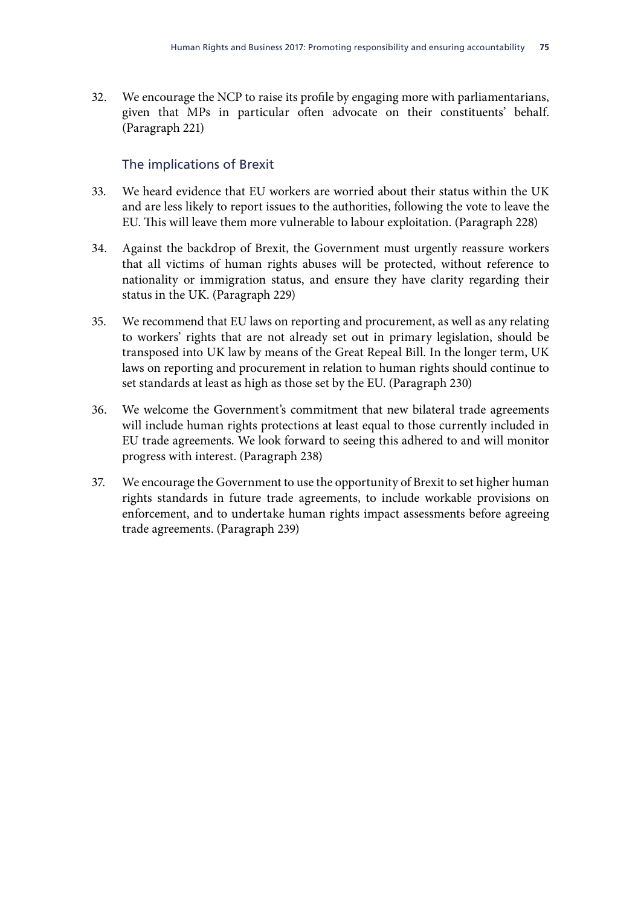32. We encourage the NCP to raise its profile by engaging more with parliamentarians, given that MPs in particular often advocate on their constituents' behalf. (Paragraph 221)

### The implications of Brexit

33. We heard evidence that EU workers are worried about their status within the UK and are less likely to report issues to the authorities, following the vote to leave the EU. This will leave them more vulnerable to labour exploitation. (Paragraph 228)

34. Against the backdrop of Brexit, the Government must urgently reassure workers that all victims of human rights abuses will be protected, without reference to nationality or immigration status, and ensure they have clarity regarding their status in the UK. (Paragraph 229)

35. We recommend that EU laws on reporting and procurement, as well as any relating to workers' rights that are not already set out in primary legislation, should be transposed into UK law by means of the Great Repeal Bill. In the longer term, UK laws on reporting and procurement in relation to human rights should continue to set standards at least as high as those set by the EU. (Paragraph 230)

36. We welcome the Government's commitment that new bilateral trade agreements will include human rights protections at least equal to those currently included in EU trade agreements. We look forward to seeing this adhered to and will monitor progress with interest. (Paragraph 238)

37. We encourage the Government to use the opportunity of Brexit to set higher human rights standards in future trade agreements, to include workable provisions on enforcement, and to undertake human rights impact assessments before agreeing trade agreements. (Paragraph 239)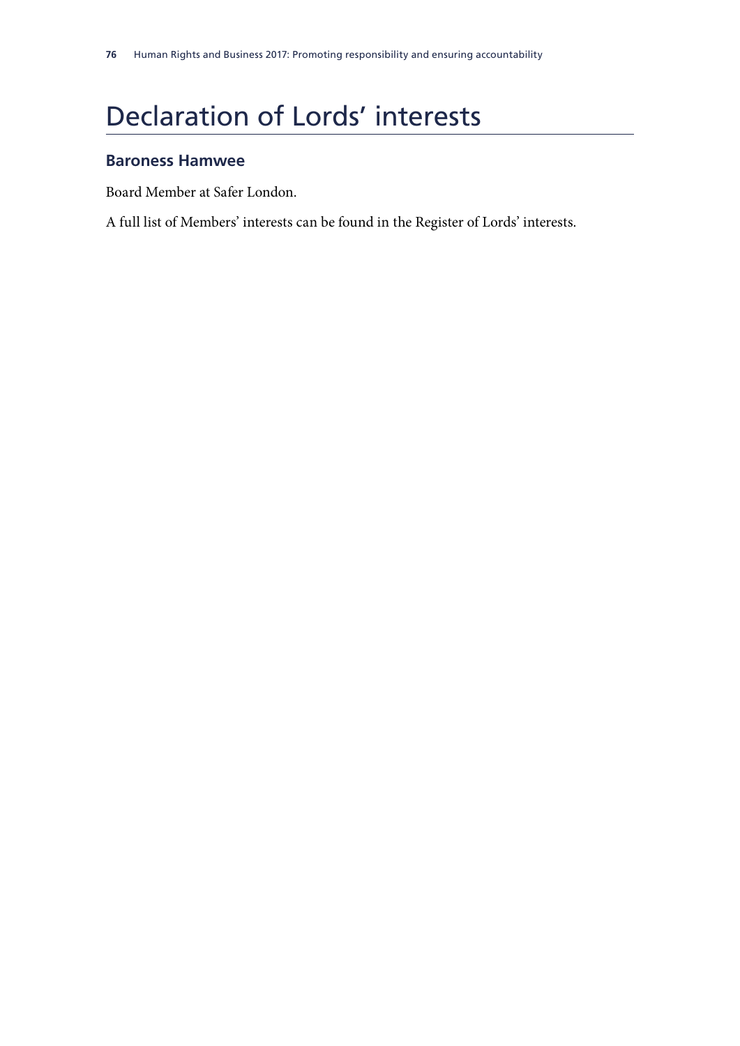# Declaration of Lords' interests

### Baroness Hamwee

Board Member at Safer London.

A full list of Members' interests can be found in the Register of Lords' interests.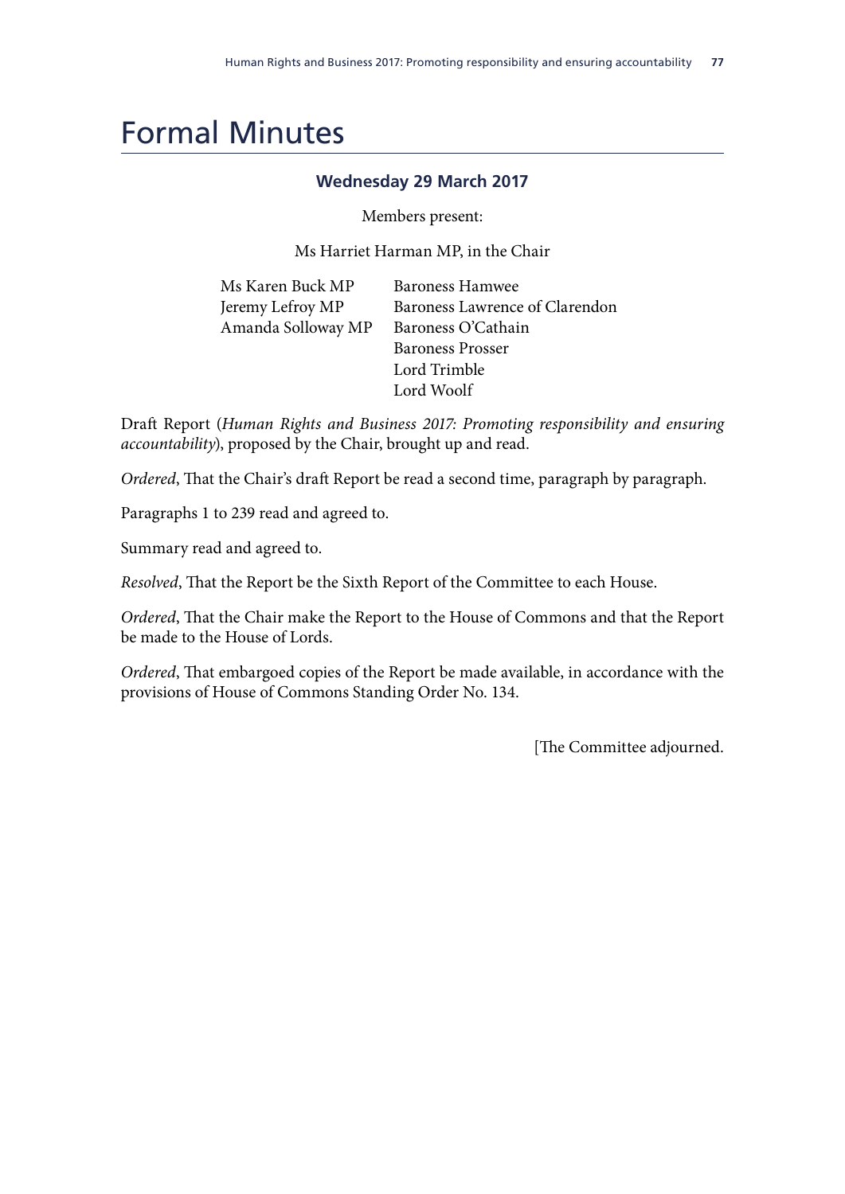# Formal Minutes

### Wednesday 29 March 2017

Members present:

Ms Harriet Harman MP, in the Chair

| | |
|---|---|
| Ms Karen Buck MP | Baroness Hamwee |
| Jeremy Lefroy MP | Baroness Lawrence of Clarendon |
| Amanda Solloway MP | Baroness O'Cathain |
| | Baroness Prosser |
| | Lord Trimble |
| | Lord Woolf |

Draft Report (*Human Rights and Business 2017: Promoting responsibility and ensuring accountability*), proposed by the Chair, brought up and read.

*Ordered*, That the Chair's draft Report be read a second time, paragraph by paragraph.

Paragraphs 1 to 239 read and agreed to.

Summary read and agreed to.

*Resolved*, That the Report be the Sixth Report of the Committee to each House.

*Ordered*, That the Chair make the Report to the House of Commons and that the Report be made to the House of Lords.

*Ordered*, That embargoed copies of the Report be made available, in accordance with the provisions of House of Commons Standing Order No. 134.

[The Committee adjourned.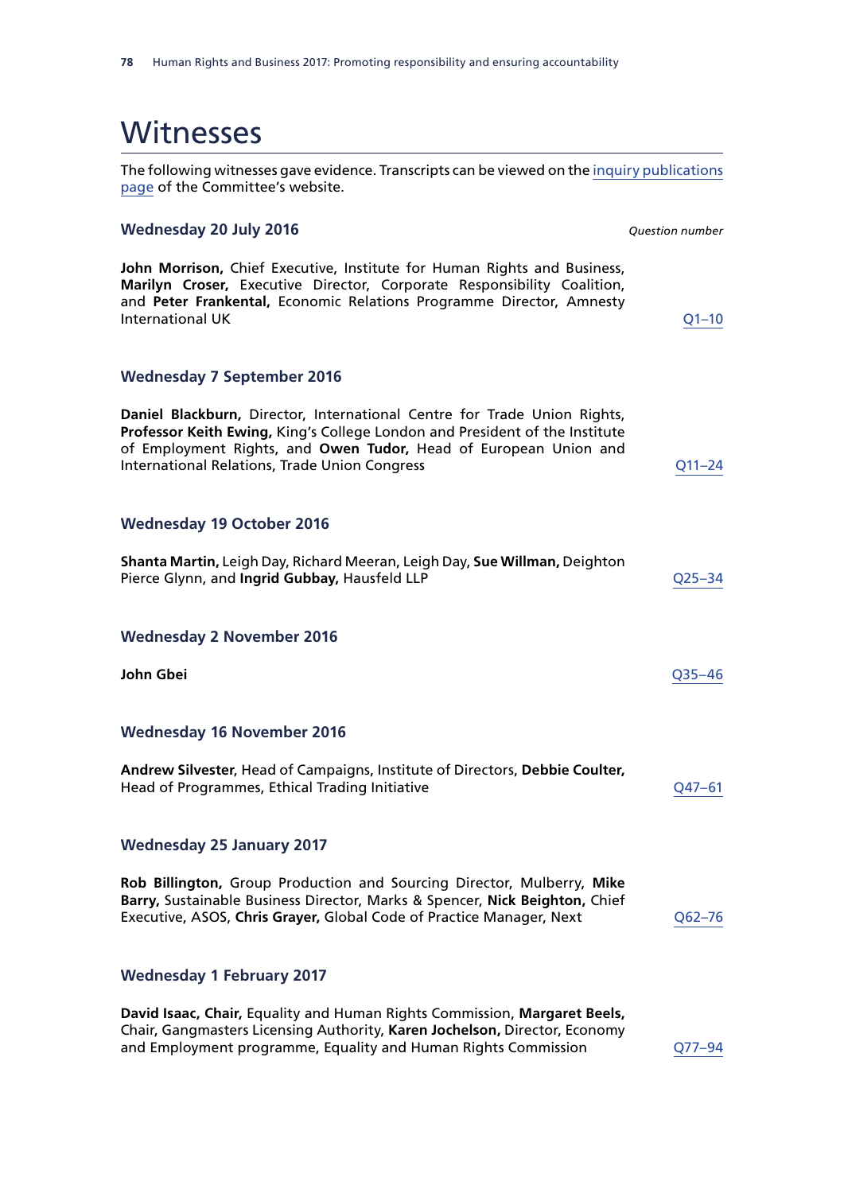# Witnesses

The following witnesses gave evidence. Transcripts can be viewed on the inquiry publications page of the Committee's website.

### Wednesday 20 July 2016

*Question number*

**John Morrison,** Chief Executive, Institute for Human Rights and Business, **Marilyn Croser,** Executive Director, Corporate Responsibility Coalition, and **Peter Frankental,** Economic Relations Programme Director, Amnesty International UK — Q1–10

### Wednesday 7 September 2016

**Daniel Blackburn,** Director, International Centre for Trade Union Rights, **Professor Keith Ewing,** King's College London and President of the Institute of Employment Rights, and **Owen Tudor,** Head of European Union and International Relations, Trade Union Congress — Q11–24

### Wednesday 19 October 2016

**Shanta Martin,** Leigh Day, Richard Meeran, Leigh Day, **Sue Willman,** Deighton Pierce Glynn, and **Ingrid Gubbay,** Hausfeld LLP — Q25–34

### Wednesday 2 November 2016

**John Gbei** — Q35–46

### Wednesday 16 November 2016

**Andrew Silvester**, Head of Campaigns, Institute of Directors, **Debbie Coulter,** Head of Programmes, Ethical Trading Initiative — Q47–61

### Wednesday 25 January 2017

**Rob Billington,** Group Production and Sourcing Director, Mulberry, **Mike Barry,** Sustainable Business Director, Marks & Spencer, **Nick Beighton,** Chief Executive, ASOS, **Chris Grayer,** Global Code of Practice Manager, Next — Q62–76

### Wednesday 1 February 2017

**David Isaac, Chair,** Equality and Human Rights Commission, **Margaret Beels,** Chair, Gangmasters Licensing Authority, **Karen Jochelson,** Director, Economy and Employment programme, Equality and Human Rights Commission — Q77–94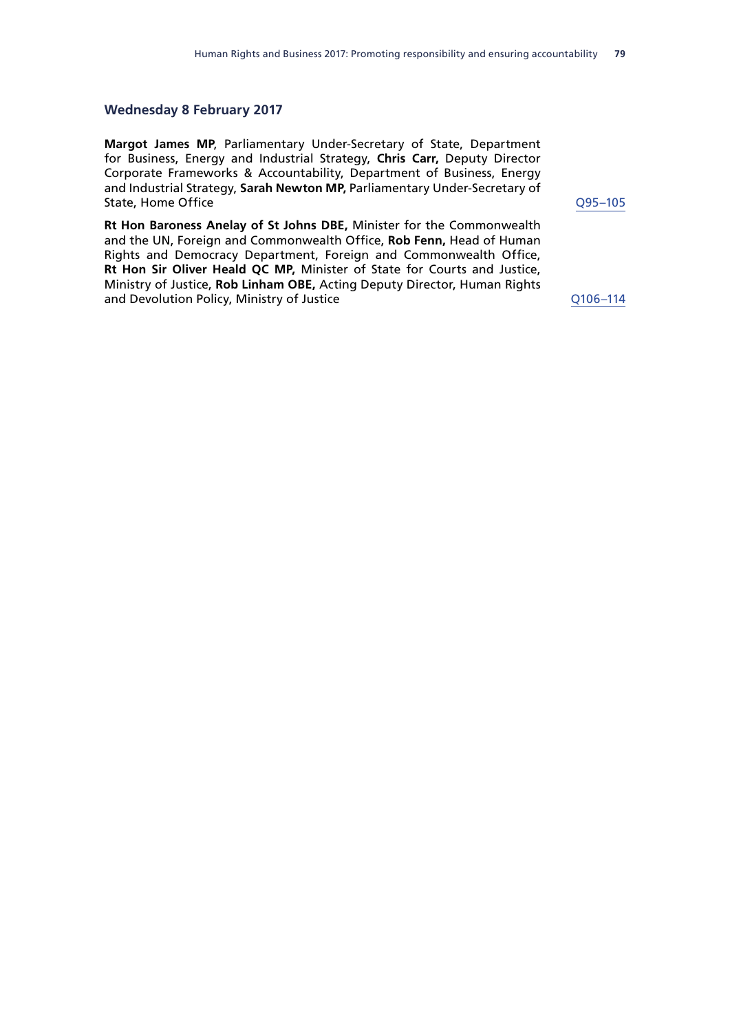### Wednesday 8 February 2017

**Margot James MP**, Parliamentary Under-Secretary of State, Department for Business, Energy and Industrial Strategy, **Chris Carr,** Deputy Director Corporate Frameworks & Accountability, Department of Business, Energy and Industrial Strategy, **Sarah Newton MP,** Parliamentary Under-Secretary of State, Home Office — Q95–105

**Rt Hon Baroness Anelay of St Johns DBE,** Minister for the Commonwealth and the UN, Foreign and Commonwealth Office, **Rob Fenn,** Head of Human Rights and Democracy Department, Foreign and Commonwealth Office, **Rt Hon Sir Oliver Heald QC MP,** Minister of State for Courts and Justice, Ministry of Justice, **Rob Linham OBE,** Acting Deputy Director, Human Rights and Devolution Policy, Ministry of Justice — Q106–114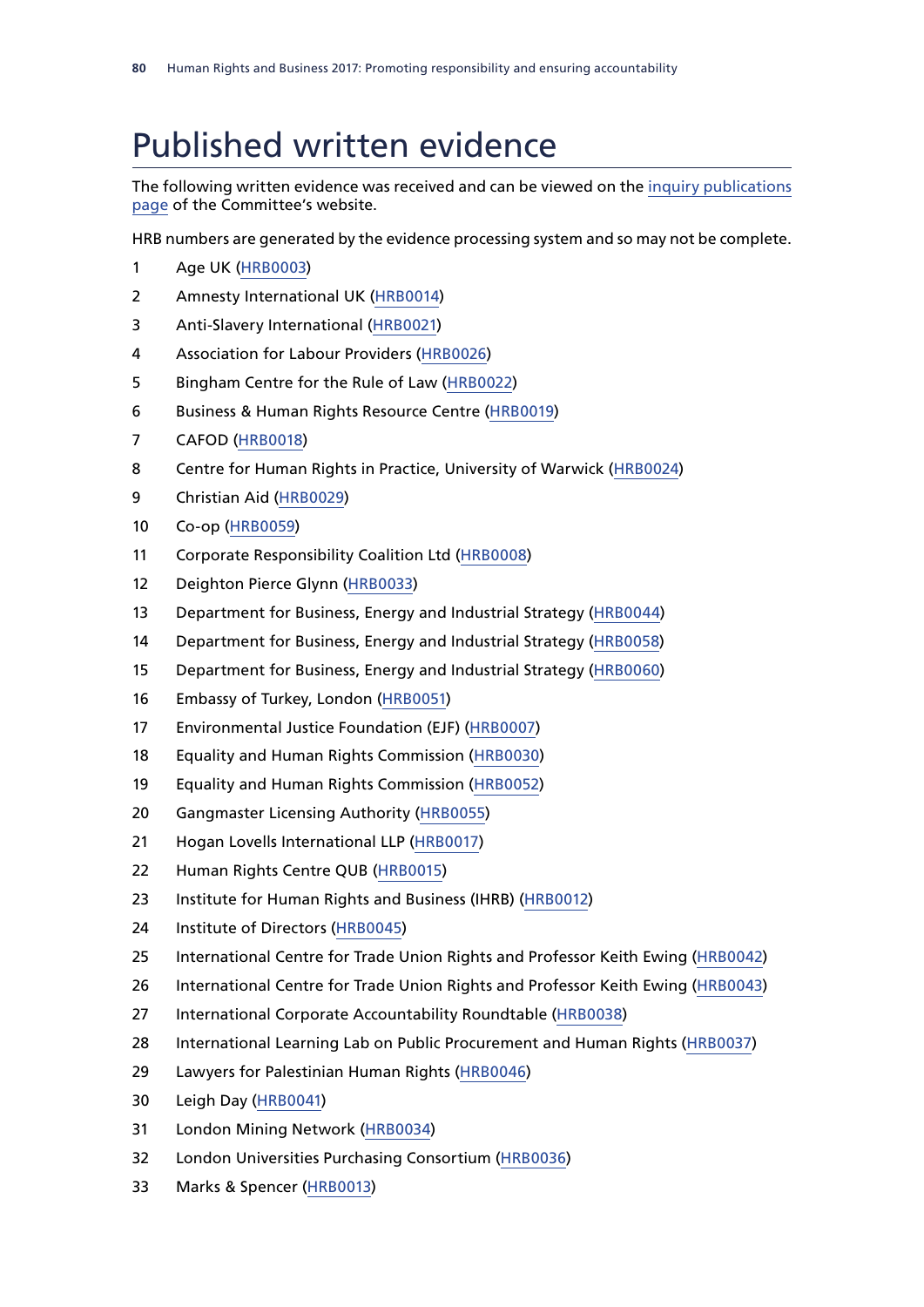# Published written evidence

The following written evidence was received and can be viewed on the inquiry publications page of the Committee's website.

HRB numbers are generated by the evidence processing system and so may not be complete.

1. Age UK (HRB0003)
2. Amnesty International UK (HRB0014)
3. Anti-Slavery International (HRB0021)
4. Association for Labour Providers (HRB0026)
5. Bingham Centre for the Rule of Law (HRB0022)
6. Business & Human Rights Resource Centre (HRB0019)
7. CAFOD (HRB0018)
8. Centre for Human Rights in Practice, University of Warwick (HRB0024)
9. Christian Aid (HRB0029)
10. Co-op (HRB0059)
11. Corporate Responsibility Coalition Ltd (HRB0008)
12. Deighton Pierce Glynn (HRB0033)
13. Department for Business, Energy and Industrial Strategy (HRB0044)
14. Department for Business, Energy and Industrial Strategy (HRB0058)
15. Department for Business, Energy and Industrial Strategy (HRB0060)
16. Embassy of Turkey, London (HRB0051)
17. Environmental Justice Foundation (EJF) (HRB0007)
18. Equality and Human Rights Commission (HRB0030)
19. Equality and Human Rights Commission (HRB0052)
20. Gangmaster Licensing Authority (HRB0055)
21. Hogan Lovells International LLP (HRB0017)
22. Human Rights Centre QUB (HRB0015)
23. Institute for Human Rights and Business (IHRB) (HRB0012)
24. Institute of Directors (HRB0045)
25. International Centre for Trade Union Rights and Professor Keith Ewing (HRB0042)
26. International Centre for Trade Union Rights and Professor Keith Ewing (HRB0043)
27. International Corporate Accountability Roundtable (HRB0038)
28. International Learning Lab on Public Procurement and Human Rights (HRB0037)
29. Lawyers for Palestinian Human Rights (HRB0046)
30. Leigh Day (HRB0041)
31. London Mining Network (HRB0034)
32. London Universities Purchasing Consortium (HRB0036)
33. Marks & Spencer (HRB0013)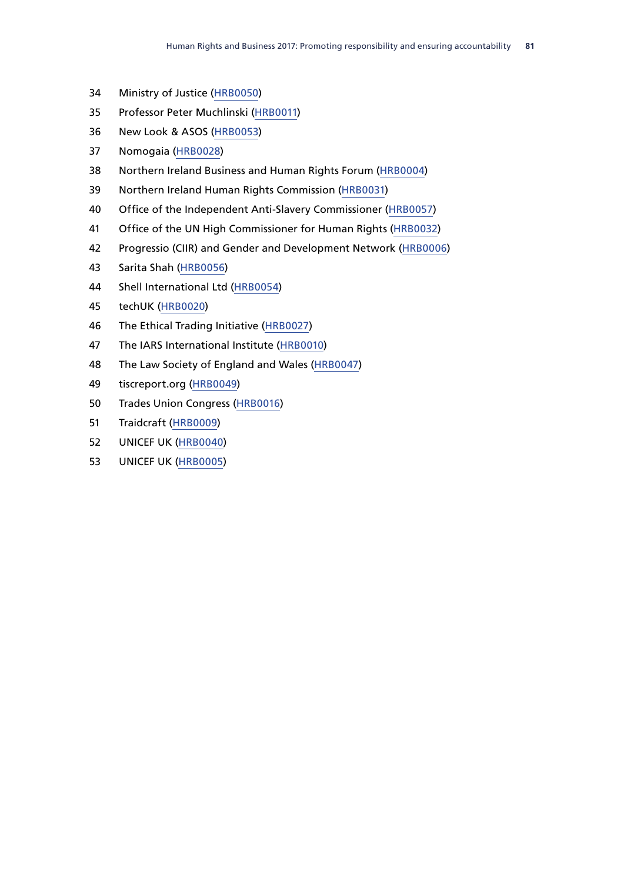34 Ministry of Justice (HRB0050)

35 Professor Peter Muchlinski (HRB0011)

36 New Look & ASOS (HRB0053)

37 Nomogaia (HRB0028)

38 Northern Ireland Business and Human Rights Forum (HRB0004)

39 Northern Ireland Human Rights Commission (HRB0031)

40 Office of the Independent Anti-Slavery Commissioner (HRB0057)

41 Office of the UN High Commissioner for Human Rights (HRB0032)

42 Progressio (CIIR) and Gender and Development Network (HRB0006)

43 Sarita Shah (HRB0056)

44 Shell International Ltd (HRB0054)

45 techUK (HRB0020)

46 The Ethical Trading Initiative (HRB0027)

47 The IARS International Institute (HRB0010)

48 The Law Society of England and Wales (HRB0047)

49 tiscreport.org (HRB0049)

50 Trades Union Congress (HRB0016)

51 Traidcraft (HRB0009)

52 UNICEF UK (HRB0040)

53 UNICEF UK (HRB0005)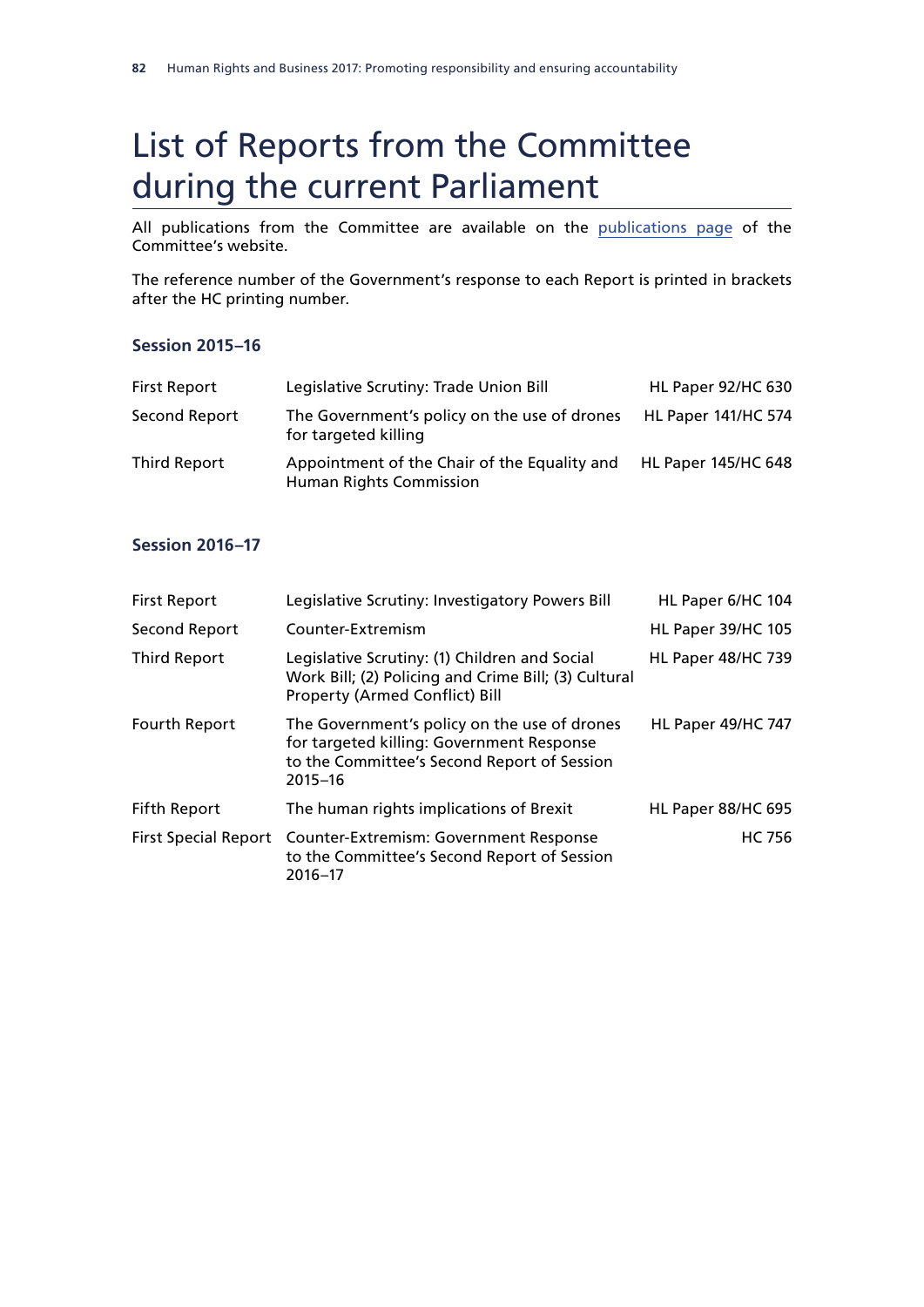# List of Reports from the Committee during the current Parliament

All publications from the Committee are available on the publications page of the Committee's website.

The reference number of the Government's response to each Report is printed in brackets after the HC printing number.

### Session 2015–16

| | | |
|---|---|---|
| First Report | Legislative Scrutiny: Trade Union Bill | HL Paper 92/HC 630 |
| Second Report | The Government's policy on the use of drones for targeted killing | HL Paper 141/HC 574 |
| Third Report | Appointment of the Chair of the Equality and Human Rights Commission | HL Paper 145/HC 648 |

### Session 2016–17

| | | |
|---|---|---|
| First Report | Legislative Scrutiny: Investigatory Powers Bill | HL Paper 6/HC 104 |
| Second Report | Counter-Extremism | HL Paper 39/HC 105 |
| Third Report | Legislative Scrutiny: (1) Children and Social Work Bill; (2) Policing and Crime Bill; (3) Cultural Property (Armed Conflict) Bill | HL Paper 48/HC 739 |
| Fourth Report | The Government's policy on the use of drones for targeted killing: Government Response to the Committee's Second Report of Session 2015–16 | HL Paper 49/HC 747 |
| Fifth Report | The human rights implications of Brexit | HL Paper 88/HC 695 |
| First Special Report | Counter-Extremism: Government Response to the Committee's Second Report of Session 2016–17 | HC 756 |